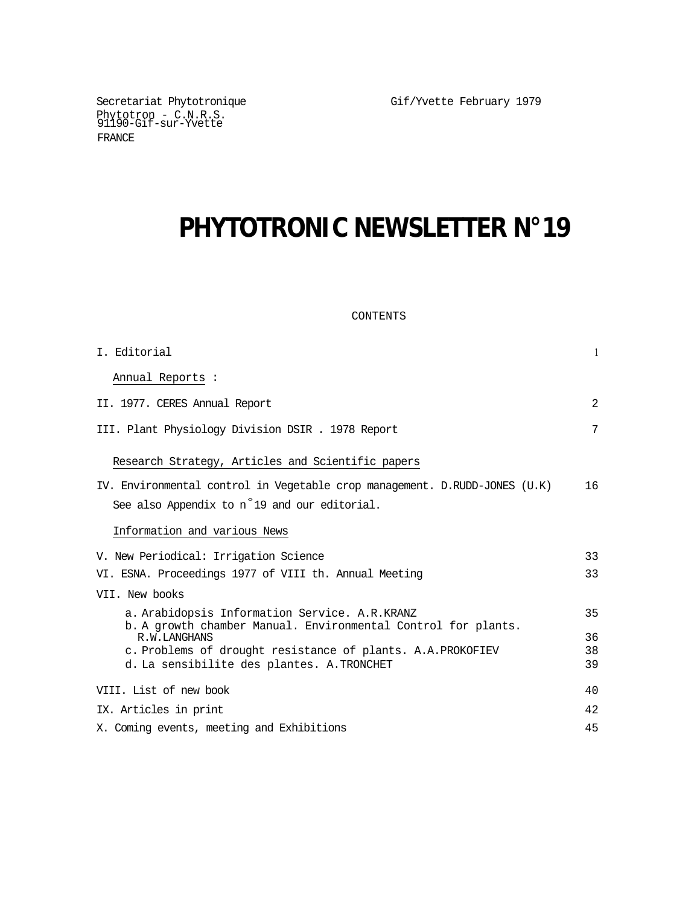Secretariat Phytotronique
Phytotron - C.N.R.S.
91190-Gif-sur-Yvette
FRANCE

Gif/Yvette February 1979

# PHYTOTRONIC NEWSLETTER N°19

CONTENTS

| | |
|---|---|
| I. Editorial | 1 |
| Annual Reports : | |
| II. 1977. CERES Annual Report | 2 |
| III. Plant Physiology Division DSIR . 1978 Report | 7 |
| Research Strategy, Articles and Scientific papers | |
| IV. Environmental control in Vegetable crop management. D.RUDD-JONES (U.K) | 16 |
| See also Appendix to n°19 and our editorial. | |
| Information and various News | |
| V. New Periodical: Irrigation Science | 33 |
| VI. ESNA. Proceedings 1977 of VIII th. Annual Meeting | 33 |
| VII. New books | |
| a. Arabidopsis Information Service. A.R.KRANZ | 35 |
| b. A growth chamber Manual. Environmental Control for plants. R.W.LANGHANS | 36 |
| c. Problems of drought resistance of plants. A.A.PROKOFIEV | 38 |
| d. La sensibilite des plantes. A.TRONCHET | 39 |
| VIII. List of new book | 40 |
| IX. Articles in print | 42 |
| X. Coming events, meeting and Exhibitions | 45 |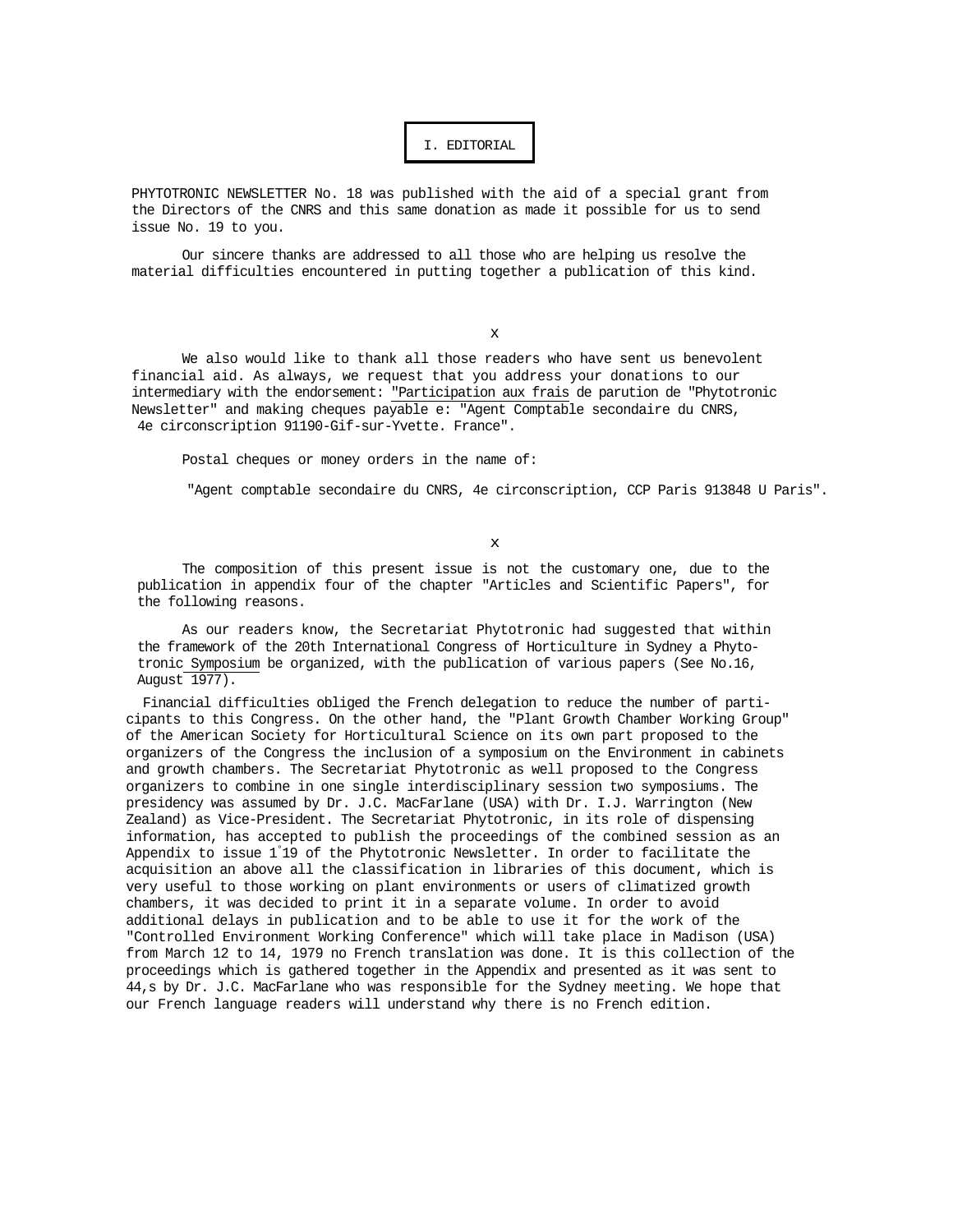# I. EDITORIAL

PHYTOTRONIC NEWSLETTER No. 18 was published with the aid of a special grant from the Directors of the CNRS and this same donation as made it possible for us to send issue No. 19 to you.

Our sincere thanks are addressed to all those who are helping us resolve the material difficulties encountered in putting together a publication of this kind.

x

We also would like to thank all those readers who have sent us benevolent financial aid. As always, we request that you address your donations to our intermediary with the endorsement: "Participation aux frais de parution de "Phytotronic Newsletter" and making cheques payable e: "Agent Comptable secondaire du CNRS, 4e circonscription 91190-Gif-sur-Yvette. France".

Postal cheques or money orders in the name of:

"Agent comptable secondaire du CNRS, 4e circonscription, CCP Paris 913848 U Paris".

x

The composition of this present issue is not the customary one, due to the publication in appendix four of the chapter "Articles and Scientific Papers", for the following reasons.

As our readers know, the Secretariat Phytotronic had suggested that within the framework of the 20th International Congress of Horticulture in Sydney a Phytotronic Symposium be organized, with the publication of various papers (See No.16, August 1977).

Financial difficulties obliged the French delegation to reduce the number of participants to this Congress. On the other hand, the "Plant Growth Chamber Working Group" of the American Society for Horticultural Science on its own part proposed to the organizers of the Congress the inclusion of a symposium on the Environment in cabinets and growth chambers. The Secretariat Phytotronic as well proposed to the Congress organizers to combine in one single interdisciplinary session two symposiums. The presidency was assumed by Dr. J.C. MacFarlane (USA) with Dr. I.J. Warrington (New Zealand) as Vice-President. The Secretariat Phytotronic, in its role of dispensing information, has accepted to publish the proceedings of the combined session as an Appendix to issue 1°19 of the Phytotronic Newsletter. In order to facilitate the acquisition an above all the classification in libraries of this document, which is very useful to those working on plant environments or users of climatized growth chambers, it was decided to print it in a separate volume. In order to avoid additional delays in publication and to be able to use it for the work of the "Controlled Environment Working Conference" which will take place in Madison (USA) from March 12 to 14, 1979 no French translation was done. It is this collection of the proceedings which is gathered together in the Appendix and presented as it was sent to 44,s by Dr. J.C. MacFarlane who was responsible for the Sydney meeting. We hope that our French language readers will understand why there is no French edition.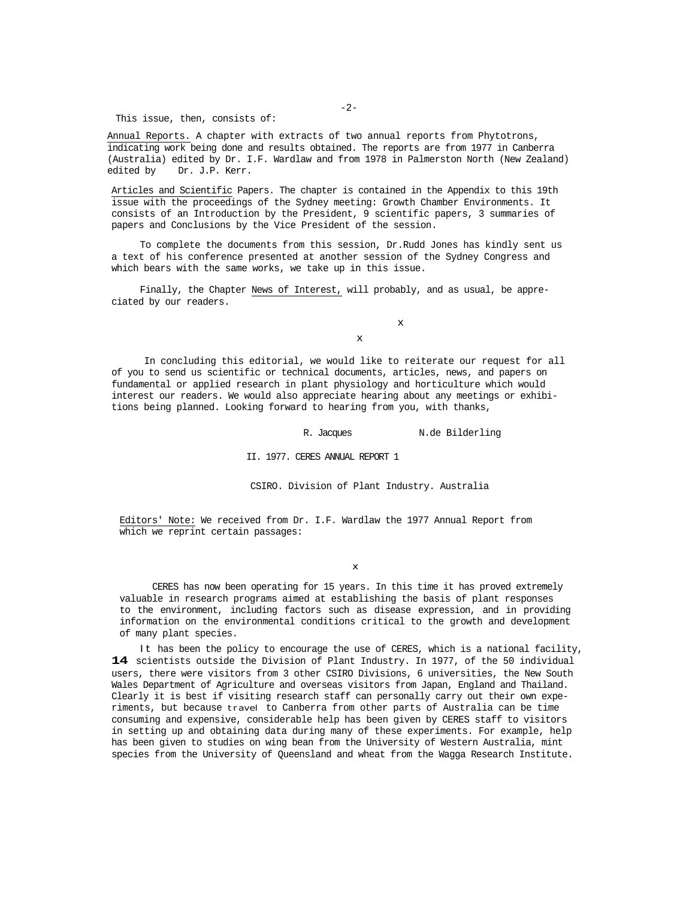This issue, then, consists of:

Annual Reports. A chapter with extracts of two annual reports from Phytotrons, indicating work being done and results obtained. The reports are from 1977 in Canberra (Australia) edited by Dr. I.F. Wardlaw and from 1978 in Palmerston North (New Zealand) edited by Dr. J.P. Kerr.

Articles and Scientific Papers. The chapter is contained in the Appendix to this 19th issue with the proceedings of the Sydney meeting: Growth Chamber Environments. It consists of an Introduction by the President, 9 scientific papers, 3 summaries of papers and Conclusions by the Vice President of the session.

To complete the documents from this session, Dr.Rudd Jones has kindly sent us a text of his conference presented at another session of the Sydney Congress and which bears with the same works, we take up in this issue.

Finally, the Chapter News of Interest, will probably, and as usual, be appreciated by our readers.

x

x

In concluding this editorial, we would like to reiterate our request for all of you to send us scientific or technical documents, articles, news, and papers on fundamental or applied research in plant physiology and horticulture which would interest our readers. We would also appreciate hearing about any meetings or exhibitions being planned. Looking forward to hearing from you, with thanks,

R. Jacques N.de Bilderling

## II. 1977. CERES ANNUAL REPORT 1

### CSIRO. Division of Plant Industry. Australia

Editors' Note: We received from Dr. I.F. Wardlaw the 1977 Annual Report from which we reprint certain passages:

x

CERES has now been operating for 15 years. In this time it has proved extremely valuable in research programs aimed at establishing the basis of plant responses to the environment, including factors such as disease expression, and in providing information on the environmental conditions critical to the growth and development of many plant species.

It has been the policy to encourage the use of CERES, which is a national facility, **14** scientists outside the Division of Plant Industry. In 1977, of the 50 individual users, there were visitors from 3 other CSIRO Divisions, 6 universities, the New South Wales Department of Agriculture and overseas visitors from Japan, England and Thailand. Clearly it is best if visiting research staff can personally carry out their own experiments, but because travel to Canberra from other parts of Australia can be time consuming and expensive, considerable help has been given by CERES staff to visitors in setting up and obtaining data during many of these experiments. For example, help has been given to studies on wing bean from the University of Western Australia, mint species from the University of Queensland and wheat from the Wagga Research Institute.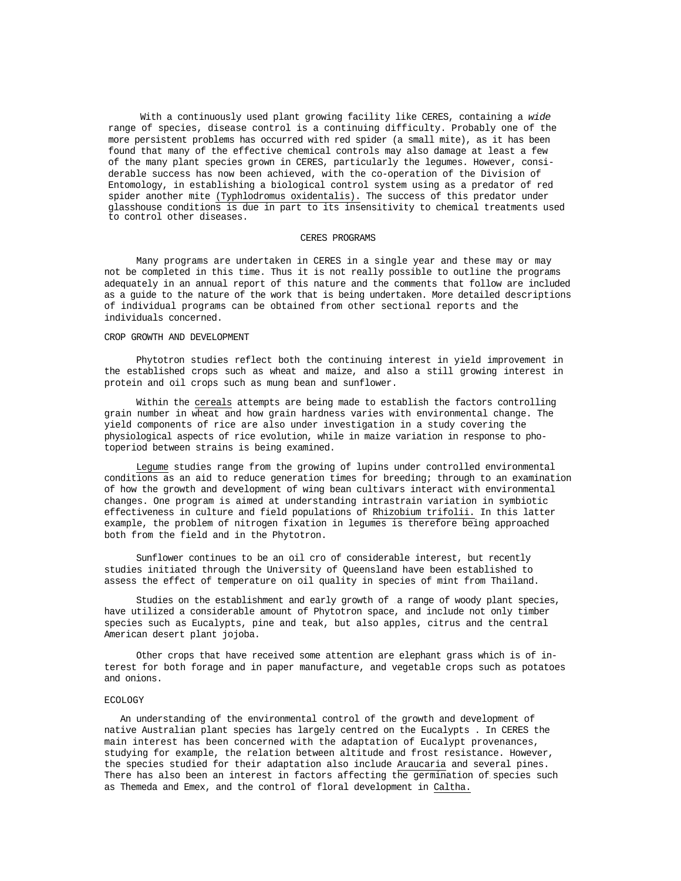With a continuously used plant growing facility like CERES, containing a *wide* range of species, disease control is a continuing difficulty. Probably one of the more persistent problems has occurred with red spider (a small mite), as it has been found that many of the effective chemical controls may also damage at least a few of the many plant species grown in CERES, particularly the legumes. However, considerable success has now been achieved, with the co-operation of the Division of Entomology, in establishing a biological control system using as a predator of red spider another mite (Typhlodromus oxidentalis). The success of this predator under glasshouse conditions is due in part to its insensitivity to chemical treatments used to control other diseases.

## CERES PROGRAMS

Many programs are undertaken in CERES in a single year and these may or may not be completed in this time. Thus it is not really possible to outline the programs adequately in an annual report of this nature and the comments that follow are included as a guide to the nature of the work that is being undertaken. More detailed descriptions of individual programs can be obtained from other sectional reports and the individuals concerned.

### CROP GROWTH AND DEVELOPMENT

Phytotron studies reflect both the continuing interest in yield improvement in the established crops such as wheat and maize, and also a still growing interest in protein and oil crops such as mung bean and sunflower.

Within the cereals attempts are being made to establish the factors controlling grain number in wheat and how grain hardness varies with environmental change. The yield components of rice are also under investigation in a study covering the physiological aspects of rice evolution, while in maize variation in response to photoperiod between strains is being examined.

Legume studies range from the growing of lupins under controlled environmental conditions as an aid to reduce generation times for breeding; through to an examination of how the growth and development of wing bean cultivars interact with environmental changes. One program is aimed at understanding intrastrain variation in symbiotic effectiveness in culture and field populations of Rhizobium trifolii. In this latter example, the problem of nitrogen fixation in legumes is therefore being approached both from the field and in the Phytotron.

Sunflower continues to be an oil cro of considerable interest, but recently studies initiated through the University of Queensland have been established to assess the effect of temperature on oil quality in species of mint from Thailand.

Studies on the establishment and early growth of a range of woody plant species, have utilized a considerable amount of Phytotron space, and include not only timber species such as Eucalypts, pine and teak, but also apples, citrus and the central American desert plant jojoba.

Other crops that have received some attention are elephant grass which is of interest for both forage and in paper manufacture, and vegetable crops such as potatoes and onions.

### ECOLOGY

An understanding of the environmental control of the growth and development of native Australian plant species has largely centred on the Eucalypts . In CERES the main interest has been concerned with the adaptation of Eucalypt provenances, studying for example, the relation between altitude and frost resistance. However, the species studied for their adaptation also include Araucaria and several pines. There has also been an interest in factors affecting the germination of species such as Themeda and Emex, and the control of floral development in Caltha.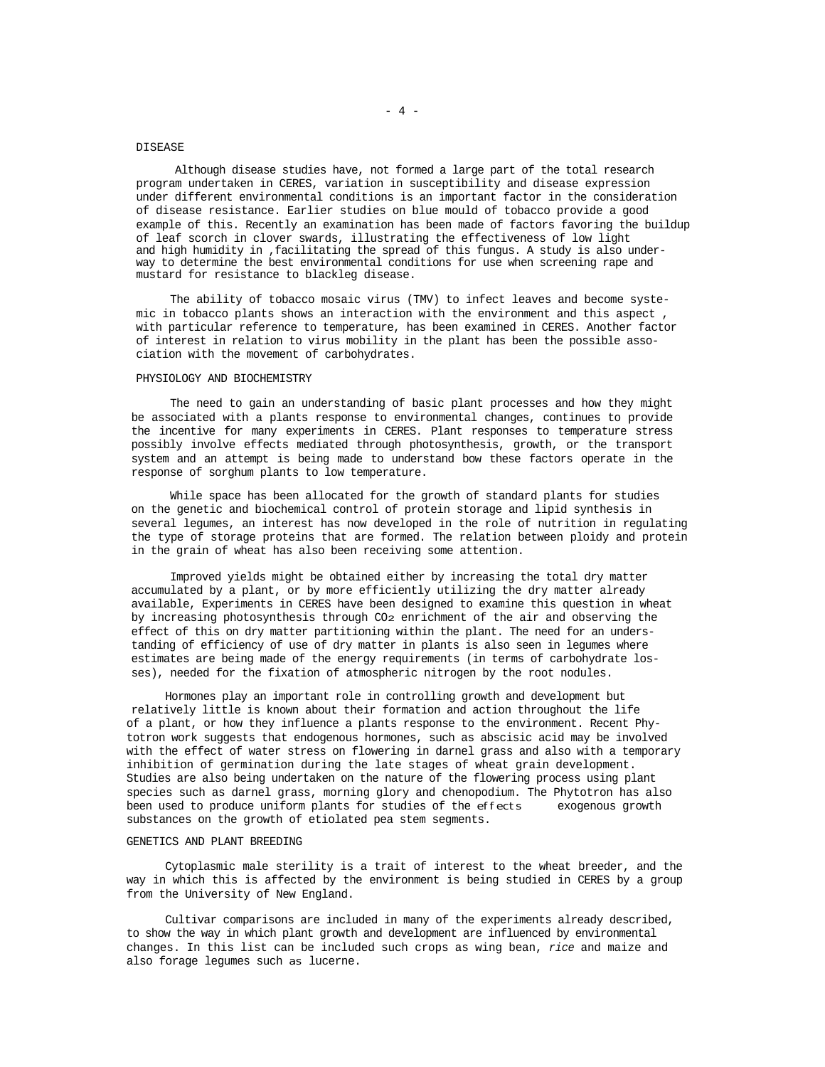## DISEASE

Although disease studies have, not formed a large part of the total research program undertaken in CERES, variation in susceptibility and disease expression under different environmental conditions is an important factor in the consideration of disease resistance. Earlier studies on blue mould of tobacco provide a good example of this. Recently an examination has been made of factors favoring the buildup of leaf scorch in clover swards, illustrating the effectiveness of low light and high humidity in ,facilitating the spread of this fungus. A study is also underway to determine the best environmental conditions for use when screening rape and mustard for resistance to blackleg disease.

The ability of tobacco mosaic virus (TMV) to infect leaves and become systemic in tobacco plants shows an interaction with the environment and this aspect , with particular reference to temperature, has been examined in CERES. Another factor of interest in relation to virus mobility in the plant has been the possible association with the movement of carbohydrates.

## PHYSIOLOGY AND BIOCHEMISTRY

The need to gain an understanding of basic plant processes and how they might be associated with a plants response to environmental changes, continues to provide the incentive for many experiments in CERES. Plant responses to temperature stress possibly involve effects mediated through photosynthesis, growth, or the transport system and an attempt is being made to understand bow these factors operate in the response of sorghum plants to low temperature.

While space has been allocated for the growth of standard plants for studies on the genetic and biochemical control of protein storage and lipid synthesis in several legumes, an interest has now developed in the role of nutrition in regulating the type of storage proteins that are formed. The relation between ploidy and protein in the grain of wheat has also been receiving some attention.

Improved yields might be obtained either by increasing the total dry matter accumulated by a plant, or by more efficiently utilizing the dry matter already available, Experiments in CERES have been designed to examine this question in wheat by increasing photosynthesis through $CO_2$ enrichment of the air and observing the effect of this on dry matter partitioning within the plant. The need for an understanding of efficiency of use of dry matter in plants is also seen in legumes where estimates are being made of the energy requirements (in terms of carbohydrate losses), needed for the fixation of atmospheric nitrogen by the root nodules.

Hormones play an important role in controlling growth and development but relatively little is known about their formation and action throughout the life of a plant, or how they influence a plants response to the environment. Recent Phytotron work suggests that endogenous hormones, such as abscisic acid may be involved with the effect of water stress on flowering in darnel grass and also with a temporary inhibition of germination during the late stages of wheat grain development. Studies are also being undertaken on the nature of the flowering process using plant species such as darnel grass, morning glory and chenopodium. The Phytotron has also been used to produce uniform plants for studies of the effects exogenous growth substances on the growth of etiolated pea stem segments.

## GENETICS AND PLANT BREEDING

Cytoplasmic male sterility is a trait of interest to the wheat breeder, and the way in which this is affected by the environment is being studied in CERES by a group from the University of New England.

Cultivar comparisons are included in many of the experiments already described, to show the way in which plant growth and development are influenced by environmental changes. In this list can be included such crops as wing bean, *rice* and maize and also forage legumes such as lucerne.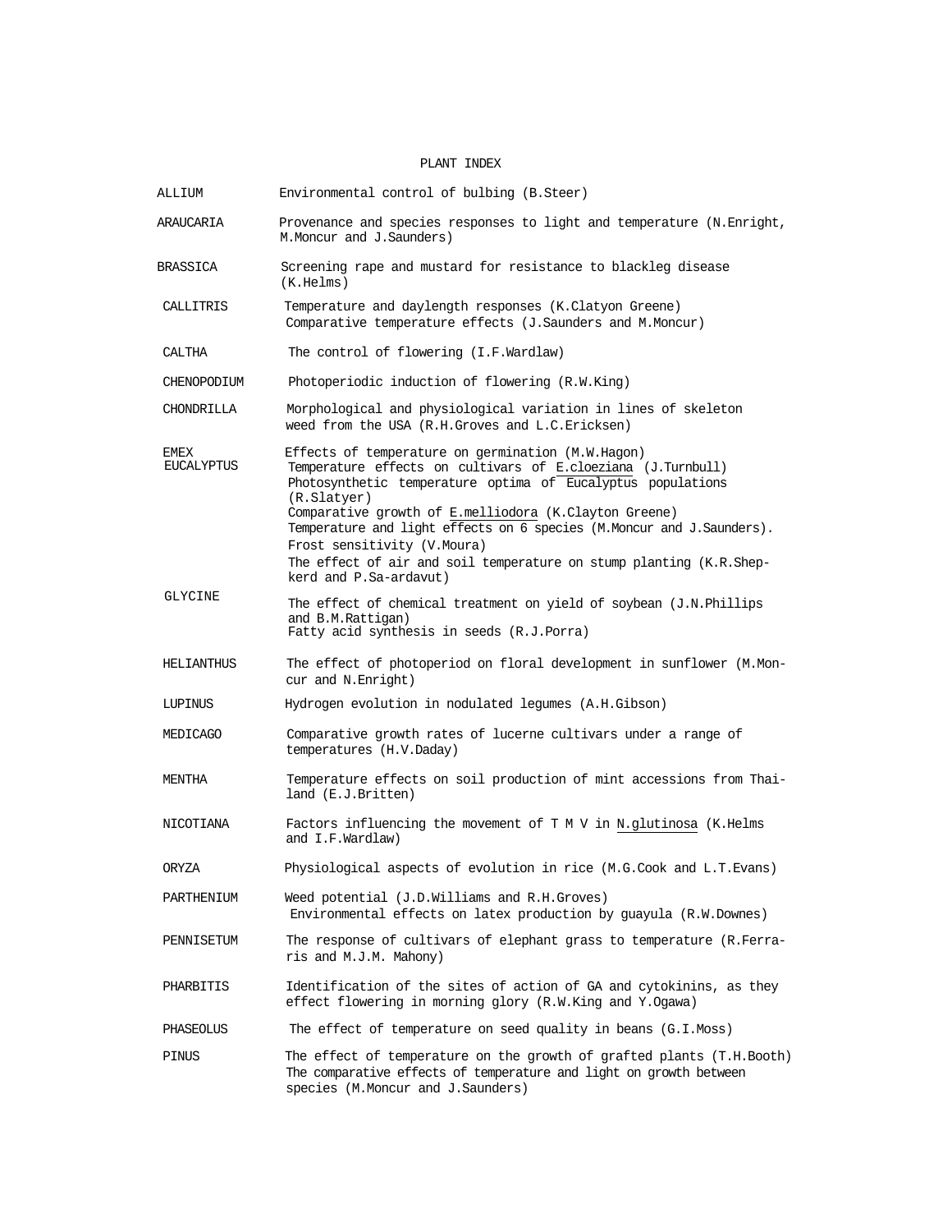# PLANT INDEX

| | |
|---|---|
| ALLIUM | Environmental control of bulbing (B.Steer) |
| ARAUCARIA | Provenance and species responses to light and temperature (N.Enright, M.Moncur and J.Saunders) |
| BRASSICA | Screening rape and mustard for resistance to blackleg disease (K.Helms) |
| CALLITRIS | Temperature and daylength responses (K.Clatyon Greene)<br>Comparative temperature effects (J.Saunders and M.Moncur) |
| CALTHA | The control of flowering (I.F.Wardlaw) |
| CHENOPODIUM | Photoperiodic induction of flowering (R.W.King) |
| CHONDRILLA | Morphological and physiological variation in lines of skeleton weed from the USA (R.H.Groves and L.C.Ericksen) |
| EMEX | Effects of temperature on germination (M.W.Hagon) |
| EUCALYPTUS | Temperature effects on cultivars of *E.cloeziana* (J.Turnbull)<br>Photosynthetic temperature optima of *Eucalyptus* populations (R.Slatyer)<br>Comparative growth of *E.melliodora* (K.Clayton Greene)<br>Temperature and light effects on 6 species (M.Moncur and J.Saunders).<br>Frost sensitivity (V.Moura)<br>The effect of air and soil temperature on stump planting (K.R.Shepkerd and P.Sa-ardavut) |
| GLYCINE | The effect of chemical treatment on yield of soybean (J.N.Phillips and B.M.Rattigan)<br>Fatty acid synthesis in seeds (R.J.Porra) |
| HELIANTHUS | The effect of photoperiod on floral development in sunflower (M.Moncur and N.Enright) |
| LUPINUS | Hydrogen evolution in nodulated legumes (A.H.Gibson) |
| MEDICAGO | Comparative growth rates of lucerne cultivars under a range of temperatures (H.V.Daday) |
| MENTHA | Temperature effects on soil production of mint accessions from Thailand (E.J.Britten) |
| NICOTIANA | Factors influencing the movement of T M V in *N.glutinosa* (K.Helms and I.F.Wardlaw) |
| ORYZA | Physiological aspects of evolution in rice (M.G.Cook and L.T.Evans) |
| PARTHENIUM | Weed potential (J.D.Williams and R.H.Groves)<br>Environmental effects on latex production by guayula (R.W.Downes) |
| PENNISETUM | The response of cultivars of elephant grass to temperature (R.Ferraris and M.J.M. Mahony) |
| PHARBITIS | Identification of the sites of action of GA and cytokinins, as they effect flowering in morning glory (R.W.King and Y.Ogawa) |
| PHASEOLUS | The effect of temperature on seed quality in beans (G.I.Moss) |
| PINUS | The effect of temperature on the growth of grafted plants (T.H.Booth)<br>The comparative effects of temperature and light on growth between species (M.Moncur and J.Saunders) |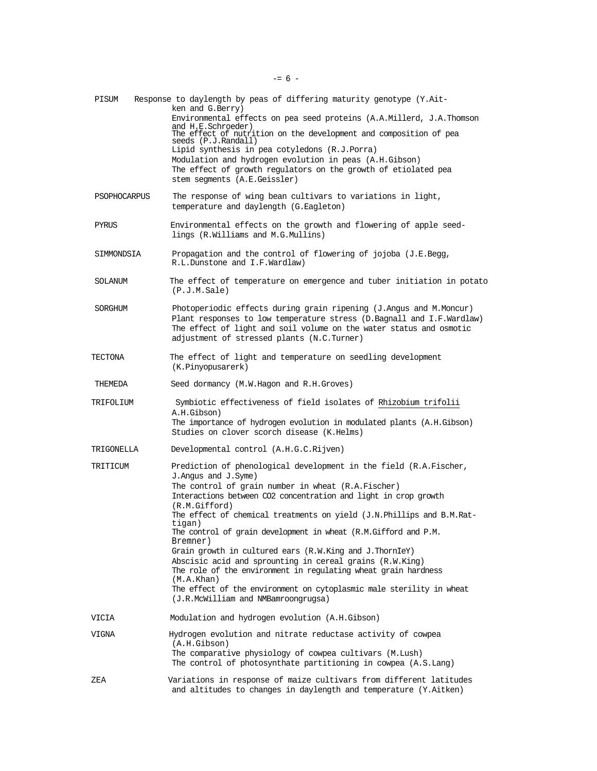| | |
|---|---|
| PISUM | Response to daylength by peas of differing maturity genotype (Y.Aitken and G.Berry)<br>Environmental effects on pea seed proteins (A.A.Millerd, J.A.Thomson and H.E.Schroeder)<br>The effect of nutrition on the development and composition of pea seeds (P.J.Randall)<br>Lipid synthesis in pea cotyledons (R.J.Porra)<br>Modulation and hydrogen evolution in peas (A.H.Gibson)<br>The effect of growth regulators on the growth of etiolated pea stem segments (A.E.Geissler) |
| PSOPHOCARPUS | The response of wing bean cultivars to variations in light, temperature and daylength (G.Eagleton) |
| PYRUS | Environmental effects on the growth and flowering of apple seedlings (R.Williams and M.G.Mullins) |
| SIMMONDSIA | Propagation and the control of flowering of jojoba (J.E.Begg, R.L.Dunstone and I.F.Wardlaw) |
| SOLANUM | The effect of temperature on emergence and tuber initiation in potato (P.J.M.Sale) |
| SORGHUM | Photoperiodic effects during grain ripening (J.Angus and M.Moncur)<br>Plant responses to low temperature stress (D.Bagnall and I.F.Wardlaw)<br>The effect of light and soil volume on the water status and osmotic adjustment of stressed plants (N.C.Turner) |
| TECTONA | The effect of light and temperature on seedling development (K.Pinyopusarerk) |
| THEMEDA | Seed dormancy (M.W.Hagon and R.H.Groves) |
| TRIFOLIUM | Symbiotic effectiveness of field isolates of Rhizobium trifolii A.H.Gibson)<br>The importance of hydrogen evolution in modulated plants (A.H.Gibson)<br>Studies on clover scorch disease (K.Helms) |
| TRIGONELLA | Developmental control (A.H.G.C.Rijven) |
| TRITICUM | Prediction of phenological development in the field (R.A.Fischer, J.Angus and J.Syme)<br>The control of grain number in wheat (R.A.Fischer)<br>Interactions between $CO_2$ concentration and light in crop growth (R.M.Gifford)<br>The effect of chemical treatments on yield (J.N.Phillips and B.M.Rattigan)<br>The control of grain development in wheat (R.M.Gifford and P.M. Bremner)<br>Grain growth in cultured ears (R.W.King and J.ThornIeY)<br>Abscisic acid and sprounting in cereal grains (R.W.King)<br>The role of the environment in regulating wheat grain hardness (M.A.Khan)<br>The effect of the environment on cytoplasmic male sterility in wheat (J.R.McWilliam and NMBamroongrugsa) |
| VICIA | Modulation and hydrogen evolution (A.H.Gibson) |
| VIGNA | Hydrogen evolution and nitrate reductase activity of cowpea (A.H.Gibson)<br>The comparative physiology of cowpea cultivars (M.Lush)<br>The control of photosynthate partitioning in cowpea (A.S.Lang) |
| ZEA | Variations in response of maize cultivars from different latitudes and altitudes to changes in daylength and temperature (Y.Aitken) |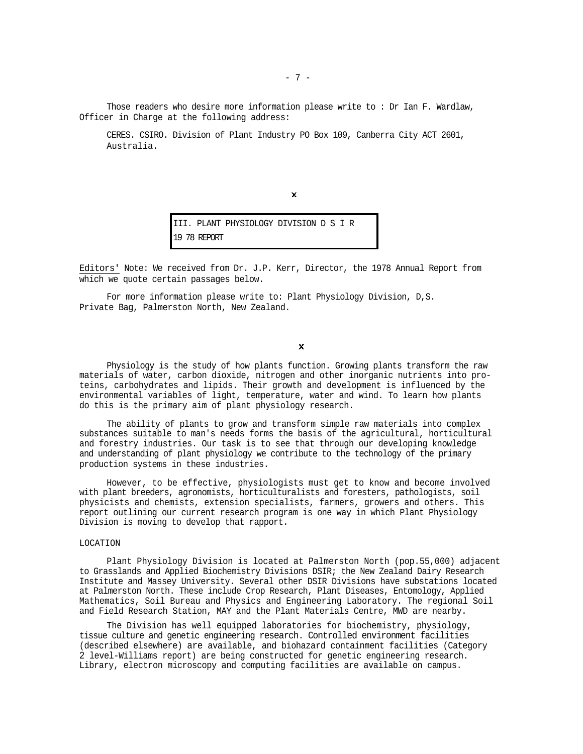Those readers who desire more information please write to : Dr Ian F. Wardlaw, Officer in Charge at the following address:

CERES. CSIRO. Division of Plant Industry PO Box 109, Canberra City ACT 2601, Australia.

x

## III. PLANT PHYSIOLOGY DIVISION D S I R 19 78 REPORT

Editors' Note: We received from Dr. J.P. Kerr, Director, the 1978 Annual Report from which we quote certain passages below.

For more information please write to: Plant Physiology Division, D,S. Private Bag, Palmerston North, New Zealand.

x

Physiology is the study of how plants function. Growing plants transform the raw materials of water, carbon dioxide, nitrogen and other inorganic nutrients into proteins, carbohydrates and lipids. Their growth and development is influenced by the environmental variables of light, temperature, water and wind. To learn how plants do this is the primary aim of plant physiology research.

The ability of plants to grow and transform simple raw materials into complex substances suitable to man's needs forms the basis of the agricultural, horticultural and forestry industries. Our task is to see that through our developing knowledge and understanding of plant physiology we contribute to the technology of the primary production systems in these industries.

However, to be effective, physiologists must get to know and become involved with plant breeders, agronomists, horticulturalists and foresters, pathologists, soil physicists and chemists, extension specialists, farmers, growers and others. This report outlining our current research program is one way in which Plant Physiology Division is moving to develop that rapport.

### LOCATION

Plant Physiology Division is located at Palmerston North (pop.55,000) adjacent to Grasslands and Applied Biochemistry Divisions DSIR; the New Zealand Dairy Research Institute and Massey University. Several other DSIR Divisions have substations located at Palmerston North. These include Crop Research, Plant Diseases, Entomology, Applied Mathematics, Soil Bureau and Physics and Engineering Laboratory. The regional Soil and Field Research Station, MAY and the Plant Materials Centre, MWD are nearby.

The Division has well equipped laboratories for biochemistry, physiology, tissue culture and genetic engineering research. Controlled environment facilities (described elsewhere) are available, and biohazard containment facilities (Category 2 level-Williams report) are being constructed for genetic engineering research. Library, electron microscopy and computing facilities are available on campus.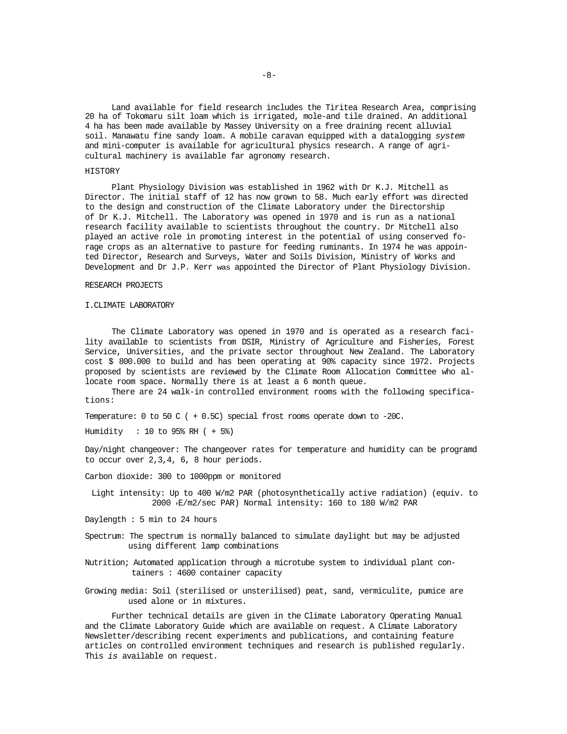Land available for field research includes the Tiritea Research Area, comprising 20 ha of Tokomaru silt loam which is irrigated, mole-and tile drained. An additional 4 ha has been made available by Massey University on a free draining recent alluvial soil. Manawatu fine sandy loam. A mobile caravan equipped with a datalogging *system* and mini-computer is available for agricultural physics research. A range of agricultural machinery is available far agronomy research.

## HISTORY

Plant Physiology Division was established in 1962 with Dr K.J. Mitchell as Director. The initial staff of 12 has now grown to 58. Much early effort was directed to the design and construction of the Climate Laboratory under the Directorship of Dr K.J. Mitchell. The Laboratory was opened in 1970 and is run as a national research facility available to scientists throughout the country. Dr Mitchell also played an active role in promoting interest in the potential of using conserved forage crops as an alternative to pasture for feeding ruminants. In 1974 he was appointed Director, Research and Surveys, Water and Soils Division, Ministry of Works and Development and Dr J.P. Kerr was appointed the Director of Plant Physiology Division.

## RESEARCH PROJECTS

### I.CLIMATE LABORATORY

The Climate Laboratory was opened in 1970 and is operated as a research facility available to scientists from DSIR, Ministry of Agriculture and Fisheries, Forest Service, Universities, and the private sector throughout New Zealand. The Laboratory cost $ 800.000 to build and has been operating at 90% capacity since 1972. Projects proposed by scientists are reviewed by the Climate Room Allocation Committee who allocate room space. Normally there is at least a 6 month queue.

There are 24 walk-in controlled environment rooms with the following specifications:

Temperature: 0 to 50 C ( + 0.5C) special frost rooms operate down to -20C.

Humidity : 10 to 95% RH ( + 5%)

Day/night changeover: The changeover rates for temperature and humidity can be programd to occur over 2,3,4, 6, 8 hour periods.

Carbon dioxide: 300 to 1000ppm or monitored

Light intensity: Up to 400 W/m2 PAR (photosynthetically active radiation) (equiv. to 2000 μE/m2/sec PAR) Normal intensity: 160 to 180 W/m2 PAR

Daylength : 5 min to 24 hours

Spectrum: The spectrum is normally balanced to simulate daylight but may be adjusted using different lamp combinations

Nutrition; Automated application through a microtube system to individual plant containers : 4600 container capacity

Growing media: Soil (sterilised or unsterilised) peat, sand, vermiculite, pumice are used alone or in mixtures.

Further technical details are given in the Climate Laboratory Operating Manual and the Climate Laboratory Guide which are available on request. A Climate Laboratory Newsletter/describing recent experiments and publications, and containing feature articles on controlled environment techniques and research is published regularly. This *is* available on request.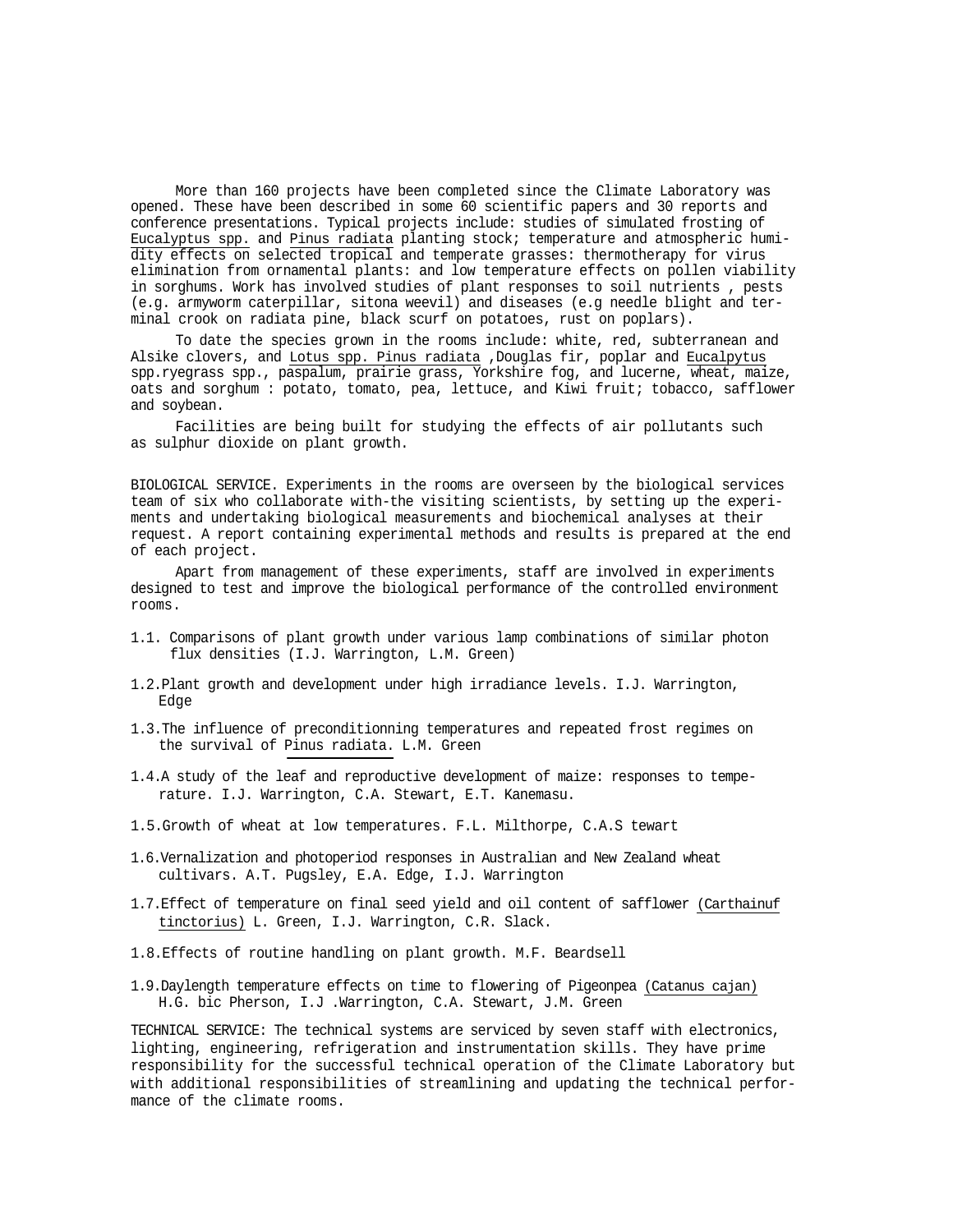More than 160 projects have been completed since the Climate Laboratory was opened. These have been described in some 60 scientific papers and 30 reports and conference presentations. Typical projects include: studies of simulated frosting of Eucalyptus spp. and Pinus radiata planting stock; temperature and atmospheric humidity effects on selected tropical and temperate grasses: thermotherapy for virus elimination from ornamental plants: and low temperature effects on pollen viability in sorghums. Work has involved studies of plant responses to soil nutrients , pests (e.g. armyworm caterpillar, sitona weevil) and diseases (e.g needle blight and terminal crook on radiata pine, black scurf on potatoes, rust on poplars).

To date the species grown in the rooms include: white, red, subterranean and Alsike clovers, and Lotus spp. Pinus radiata ,Douglas fir, poplar and Eucalpytus spp.ryegrass spp., paspalum, prairie grass, Yorkshire fog, and lucerne, wheat, maize, oats and sorghum : potato, tomato, pea, lettuce, and Kiwi fruit; tobacco, safflower and soybean.

Facilities are being built for studying the effects of air pollutants such as sulphur dioxide on plant growth.

BIOLOGICAL SERVICE. Experiments in the rooms are overseen by the biological services team of six who collaborate with-the visiting scientists, by setting up the experiments and undertaking biological measurements and biochemical analyses at their request. A report containing experimental methods and results is prepared at the end of each project.

Apart from management of these experiments, staff are involved in experiments designed to test and improve the biological performance of the controlled environment rooms.

1.1. Comparisons of plant growth under various lamp combinations of similar photon flux densities (I.J. Warrington, L.M. Green)

1.2.Plant growth and development under high irradiance levels. I.J. Warrington, Edge

1.3.The influence of preconditionning temperatures and repeated frost regimes on the survival of Pinus radiata. L.M. Green

1.4.A study of the leaf and reproductive development of maize: responses to temperature. I.J. Warrington, C.A. Stewart, E.T. Kanemasu.

1.5.Growth of wheat at low temperatures. F.L. Milthorpe, C.A.S tewart

1.6.Vernalization and photoperiod responses in Australian and New Zealand wheat cultivars. A.T. Pugsley, E.A. Edge, I.J. Warrington

1.7.Effect of temperature on final seed yield and oil content of safflower (Carthainuf tinctorius) L. Green, I.J. Warrington, C.R. Slack.

1.8.Effects of routine handling on plant growth. M.F. Beardsell

1.9.Daylength temperature effects on time to flowering of Pigeonpea (Catanus cajan) H.G. bic Pherson, I.J .Warrington, C.A. Stewart, J.M. Green

TECHNICAL SERVICE: The technical systems are serviced by seven staff with electronics, lighting, engineering, refrigeration and instrumentation skills. They have prime responsibility for the successful technical operation of the Climate Laboratory but with additional responsibilities of streamlining and updating the technical performance of the climate rooms.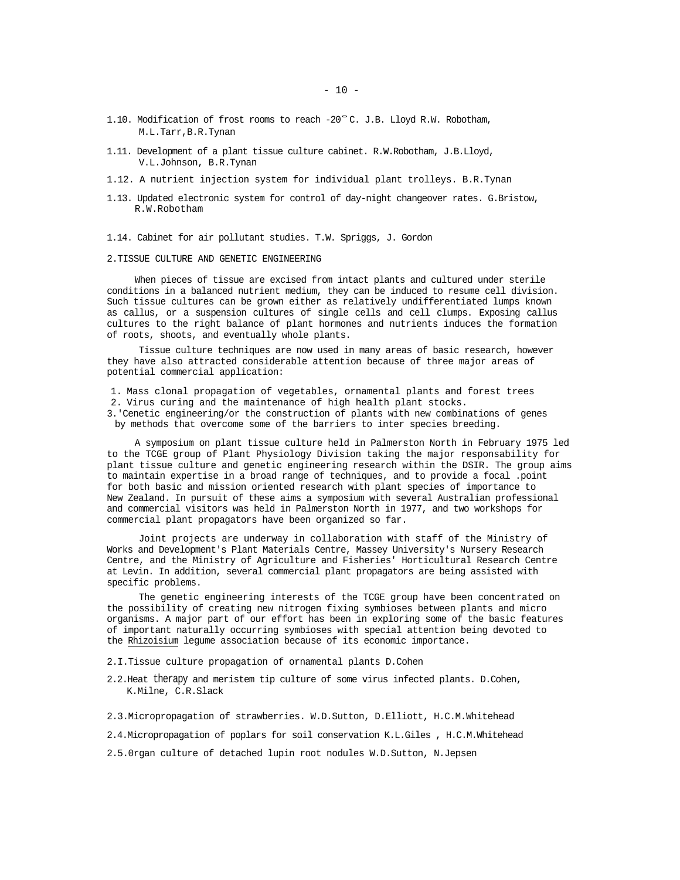1.10. Modification of frost rooms to reach -20° C. J.B. Lloyd R.W. Robotham, M.L.Tarr,B.R.Tynan

1.11. Development of a plant tissue culture cabinet. R.W.Robotham, J.B.Lloyd, V.L.Johnson, B.R.Tynan

1.12. A nutrient injection system for individual plant trolleys. B.R.Tynan

1.13. Updated electronic system for control of day-night changeover rates. G.Bristow, R.W.Robotham

1.14. Cabinet for air pollutant studies. T.W. Spriggs, J. Gordon

## 2.TISSUE CULTURE AND GENETIC ENGINEERING

When pieces of tissue are excised from intact plants and cultured under sterile conditions in a balanced nutrient medium, they can be induced to resume cell division. Such tissue cultures can be grown either as relatively undifferentiated lumps known as callus, or a suspension cultures of single cells and cell clumps. Exposing callus cultures to the right balance of plant hormones and nutrients induces the formation of roots, shoots, and eventually whole plants.

Tissue culture techniques are now used in many areas of basic research, however they have also attracted considerable attention because of three major areas of potential commercial application:

1. Mass clonal propagation of vegetables, ornamental plants and forest trees
2. Virus curing and the maintenance of high health plant stocks.
3. 'Cenetic engineering/or the construction of plants with new combinations of genes by methods that overcome some of the barriers to inter species breeding.

A symposium on plant tissue culture held in Palmerston North in February 1975 led to the TCGE group of Plant Physiology Division taking the major responsability for plant tissue culture and genetic engineering research within the DSIR. The group aims to maintain expertise in a broad range of techniques, and to provide a focal .point for both basic and mission oriented research with plant species of importance to New Zealand. In pursuit of these aims a symposium with several Australian professional and commercial visitors was held in Palmerston North in 1977, and two workshops for commercial plant propagators have been organized so far.

Joint projects are underway in collaboration with staff of the Ministry of Works and Development's Plant Materials Centre, Massey University's Nursery Research Centre, and the Ministry of Agriculture and Fisheries' Horticultural Research Centre at Levin. In addition, several commercial plant propagators are being assisted with specific problems.

The genetic engineering interests of the TCGE group have been concentrated on the possibility of creating new nitrogen fixing symbioses between plants and micro organisms. A major part of our effort has been in exploring some of the basic features of important naturally occurring symbioses with special attention being devoted to the Rhizoisium legume association because of its economic importance.

2.I.Tissue culture propagation of ornamental plants D.Cohen

2.2.Heat therapy and meristem tip culture of some virus infected plants. D.Cohen, K.Milne, C.R.Slack

2.3.Micropropagation of strawberries. W.D.Sutton, D.Elliott, H.C.M.Whitehead

2.4.Micropropagation of poplars for soil conservation K.L.Giles , H.C.M.Whitehead

2.5.0rgan culture of detached lupin root nodules W.D.Sutton, N.Jepsen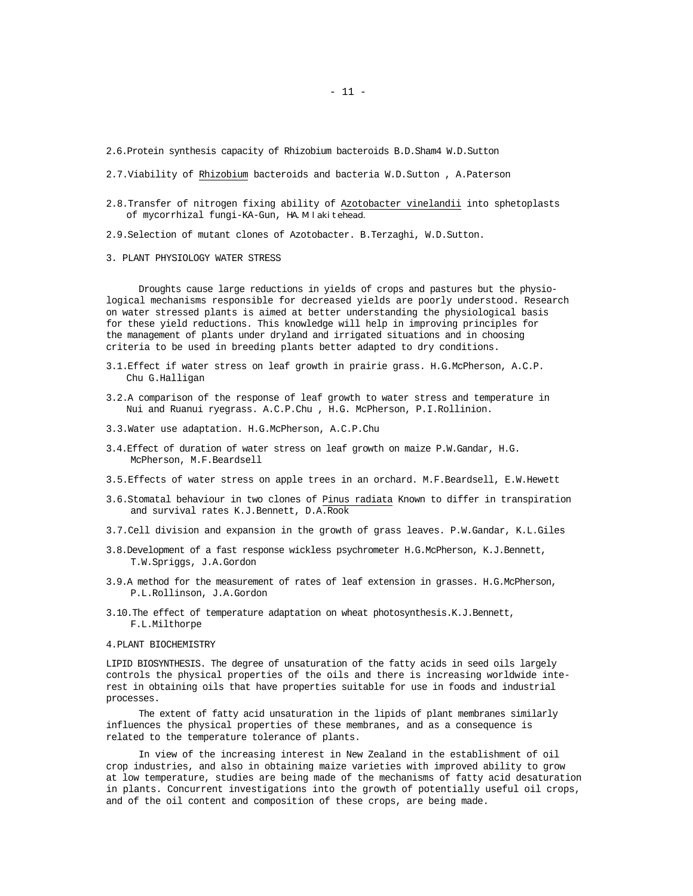2.6.Protein synthesis capacity of Rhizobium bacteroids B.D.Sham4 W.D.Sutton

2.7.Viability of Rhizobium bacteroids and bacteria W.D.Sutton , A.Paterson

2.8.Transfer of nitrogen fixing ability of Azotobacter vinelandii into sphetoplasts of mycorrhizal fungi-KA-Gun, HA.M lakitehead.

2.9.Selection of mutant clones of Azotobacter. B.Terzaghi, W.D.Sutton.

## 3. PLANT PHYSIOLOGY WATER STRESS

Droughts cause large reductions in yields of crops and pastures but the physiological mechanisms responsible for decreased yields are poorly understood. Research on water stressed plants is aimed at better understanding the physiological basis for these yield reductions. This knowledge will help in improving principles for the management of plants under dryland and irrigated situations and in choosing criteria to be used in breeding plants better adapted to dry conditions.

3.1.Effect if water stress on leaf growth in prairie grass. H.G.McPherson, A.C.P. Chu G.Halligan

3.2.A comparison of the response of leaf growth to water stress and temperature in Nui and Ruanui ryegrass. A.C.P.Chu , H.G. McPherson, P.I.Rollinion.

3.3.Water use adaptation. H.G.McPherson, A.C.P.Chu

3.4.Effect of duration of water stress on leaf growth on maize P.W.Gandar, H.G. McPherson, M.F.Beardsell

3.5.Effects of water stress on apple trees in an orchard. M.F.Beardsell, E.W.Hewett

3.6.Stomatal behaviour in two clones of Pinus radiata Known to differ in transpiration and survival rates K.J.Bennett, D.A.Rook

3.7.Cell division and expansion in the growth of grass leaves. P.W.Gandar, K.L.Giles

3.8.Development of a fast response wickless psychrometer H.G.McPherson, K.J.Bennett, T.W.Spriggs, J.A.Gordon

3.9.A method for the measurement of rates of leaf extension in grasses. H.G.McPherson, P.L.Rollinson, J.A.Gordon

3.10.The effect of temperature adaptation on wheat photosynthesis.K.J.Bennett, F.L.Milthorpe

## 4.PLANT BIOCHEMISTRY

LIPID BIOSYNTHESIS. The degree of unsaturation of the fatty acids in seed oils largely controls the physical properties of the oils and there is increasing worldwide interest in obtaining oils that have properties suitable for use in foods and industrial processes.

The extent of fatty acid unsaturation in the lipids of plant membranes similarly influences the physical properties of these membranes, and as a consequence is related to the temperature tolerance of plants.

In view of the increasing interest in New Zealand in the establishment of oil crop industries, and also in obtaining maize varieties with improved ability to grow at low temperature, studies are being made of the mechanisms of fatty acid desaturation in plants. Concurrent investigations into the growth of potentially useful oil crops, and of the oil content and composition of these crops, are being made.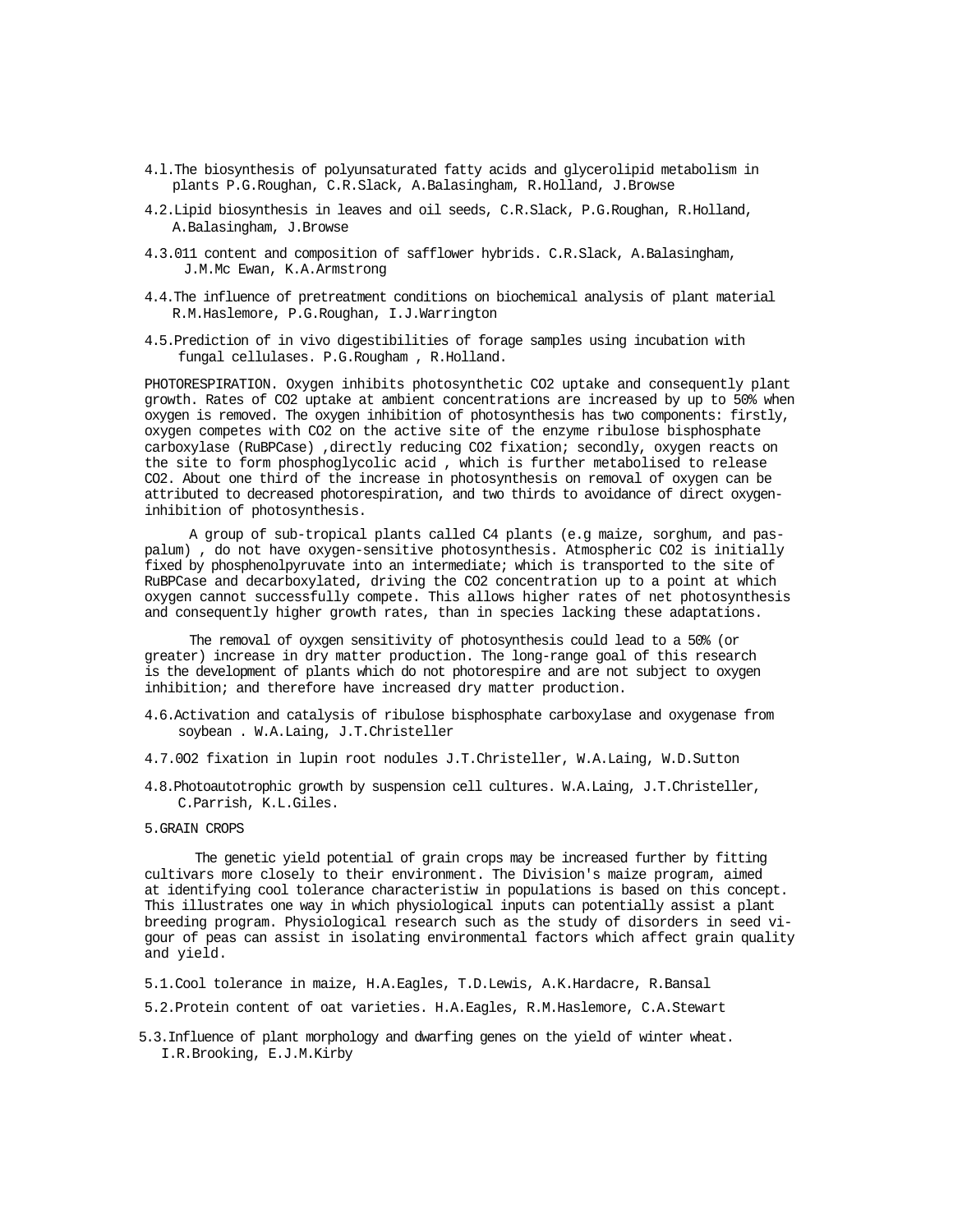4.1.The biosynthesis of polyunsaturated fatty acids and glycerolipid metabolism in plants P.G.Roughan, C.R.Slack, A.Balasingham, R.Holland, J.Browse

4.2.Lipid biosynthesis in leaves and oil seeds, C.R.Slack, P.G.Roughan, R.Holland, A.Balasingham, J.Browse

4.3.011 content and composition of safflower hybrids. C.R.Slack, A.Balasingham, J.M.Mc Ewan, K.A.Armstrong

4.4.The influence of pretreatment conditions on biochemical analysis of plant material R.M.Haslemore, P.G.Roughan, I.J.Warrington

4.5.Prediction of in vivo digestibilities of forage samples using incubation with fungal cellulases. P.G.Rougham , R.Holland.

PHOTORESPIRATION. Oxygen inhibits photosynthetic $CO_2$ uptake and consequently plant growth. Rates of $CO_2$ uptake at ambient concentrations are increased by up to 50% when oxygen is removed. The oxygen inhibition of photosynthesis has two components: firstly, oxygen competes with $CO_2$ on the active site of the enzyme ribulose bisphosphate carboxylase (RuBPCase) ,directly reducing $CO_2$ fixation; secondly, oxygen reacts on the site to form phosphoglycolic acid , which is further metabolised to release $CO_2$. About one third of the increase in photosynthesis on removal of oxygen can be attributed to decreased photorespiration, and two thirds to avoidance of direct oxygen-inhibition of photosynthesis.

A group of sub-tropical plants called C4 plants (e.g maize, sorghum, and paspalum) , do not have oxygen-sensitive photosynthesis. Atmospheric $CO_2$ is initially fixed by phosphenolpyruvate into an intermediate; which is transported to the site of RuBPCase and decarboxylated, driving the $CO_2$ concentration up to a point at which oxygen cannot successfully compete. This allows higher rates of net photosynthesis and consequently higher growth rates, than in species lacking these adaptations.

The removal of oyxgen sensitivity of photosynthesis could lead to a 50% (or greater) increase in dry matter production. The long-range goal of this research is the development of plants which do not photorespire and are not subject to oxygen inhibition; and therefore have increased dry matter production.

4.6.Activation and catalysis of ribulose bisphosphate carboxylase and oxygenase from soybean . W.A.Laing, J.T.Christeller

4.7.0O2 fixation in lupin root nodules J.T.Christeller, W.A.Laing, W.D.Sutton

4.8.Photoautotrophic growth by suspension cell cultures. W.A.Laing, J.T.Christeller, C.Parrish, K.L.Giles.

5.GRAIN CROPS

The genetic yield potential of grain crops may be increased further by fitting cultivars more closely to their environment. The Division's maize program, aimed at identifying cool tolerance characteristiw in populations is based on this concept. This illustrates one way in which physiological inputs can potentially assist a plant breeding program. Physiological research such as the study of disorders in seed vigour of peas can assist in isolating environmental factors which affect grain quality and yield.

5.1.Cool tolerance in maize, H.A.Eagles, T.D.Lewis, A.K.Hardacre, R.Bansal

5.2.Protein content of oat varieties. H.A.Eagles, R.M.Haslemore, C.A.Stewart

5.3.Influence of plant morphology and dwarfing genes on the yield of winter wheat. I.R.Brooking, E.J.M.Kirby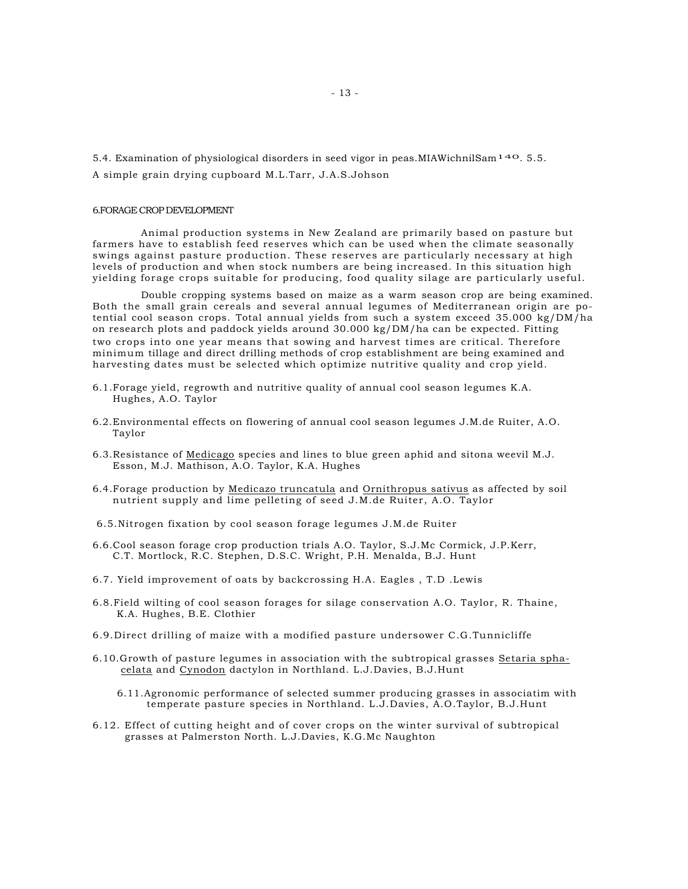5.4. Examination of physiological disorders in seed vigor in peas.MIAWichnilSam[140]. 5.5.

A simple grain drying cupboard M.L.Tarr, J.A.S.Johson

## 6.FORAGE CROP DEVELOPMENT

Animal production systems in New Zealand are primarily based on pasture but farmers have to establish feed reserves which can be used when the climate seasonally swings against pasture production. These reserves are particularly necessary at high levels of production and when stock numbers are being increased. In this situation high yielding forage crops suitable for producing, food quality silage are particularly useful.

Double cropping systems based on maize as a warm season crop are being examined. Both the small grain cereals and several annual legumes of Mediterranean origin are potential cool season crops. Total annual yields from such a system exceed 35.000 kg/DM/ha on research plots and paddock yields around 30.000 kg/DM/ha can be expected. Fitting two crops into one year means that sowing and harvest times are critical. Therefore minimum tillage and direct drilling methods of crop establishment are being examined and harvesting dates must be selected which optimize nutritive quality and crop yield.

6.1.Forage yield, regrowth and nutritive quality of annual cool season legumes K.A. Hughes, A.O. Taylor

6.2.Environmental effects on flowering of annual cool season legumes J.M.de Ruiter, A.O. Taylor

6.3.Resistance of Medicago species and lines to blue green aphid and sitona weevil M.J. Esson, M.J. Mathison, A.O. Taylor, K.A. Hughes

6.4.Forage production by Medicazo truncatula and Ornithropus sativus as affected by soil nutrient supply and lime pelleting of seed J.M.de Ruiter, A.O. Taylor

6.5.Nitrogen fixation by cool season forage legumes J.M.de Ruiter

6.6.Cool season forage crop production trials A.O. Taylor, S.J.Mc Cormick, J.P.Kerr, C.T. Mortlock, R.C. Stephen, D.S.C. Wright, P.H. Menalda, B.J. Hunt

6.7. Yield improvement of oats by backcrossing H.A. Eagles , T.D .Lewis

6.8.Field wilting of cool season forages for silage conservation A.O. Taylor, R. Thaine, K.A. Hughes, B.E. Clothier

6.9.Direct drilling of maize with a modified pasture undersower C.G.Tunnicliffe

6.10.Growth of pasture legumes in association with the subtropical grasses Setaria sphacelata and Cynodon dactylon in Northland. L.J.Davies, B.J.Hunt

6.11.Agronomic performance of selected summer producing grasses in associatim with temperate pasture species in Northland. L.J.Davies, A.O.Taylor, B.J.Hunt

6.12. Effect of cutting height and of cover crops on the winter survival of subtropical grasses at Palmerston North. L.J.Davies, K.G.Mc Naughton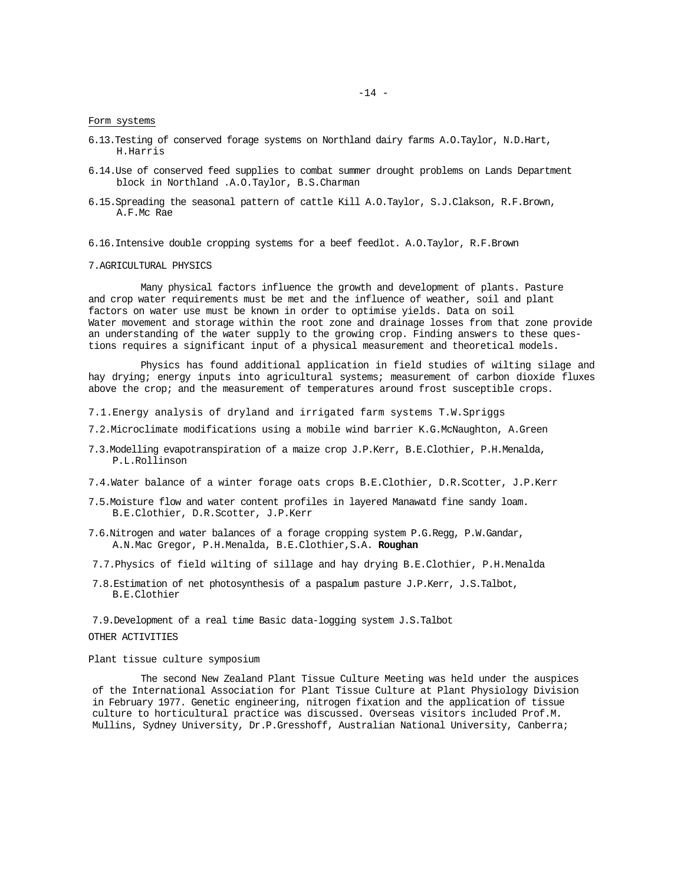Form systems

6.13. Testing of conserved forage systems on Northland dairy farms A.O.Taylor, N.D.Hart, H.Harris

6.14. Use of conserved feed supplies to combat summer drought problems on Lands Department block in Northland .A.O.Taylor, B.S.Charman

6.15. Spreading the seasonal pattern of cattle Kill A.O.Taylor, S.J.Clakson, R.F.Brown, A.F.Mc Rae

6.16. Intensive double cropping systems for a beef feedlot. A.O.Taylor, R.F.Brown

## 7. AGRICULTURAL PHYSICS

Many physical factors influence the growth and development of plants. Pasture and crop water requirements must be met and the influence of weather, soil and plant factors on water use must be known in order to optimise yields. Data on soil Water movement and storage within the root zone and drainage losses from that zone provide an understanding of the water supply to the growing crop. Finding answers to these questions requires a significant input of a physical measurement and theoretical models.

Physics has found additional application in field studies of wilting silage and hay drying; energy inputs into agricultural systems; measurement of carbon dioxide fluxes above the crop; and the measurement of temperatures around frost susceptible crops.

7.1. Energy analysis of dryland and irrigated farm systems T.W.Spriggs

7.2. Microclimate modifications using a mobile wind barrier K.G.McNaughton, A.Green

7.3. Modelling evapotranspiration of a maize crop J.P.Kerr, B.E.Clothier, P.H.Menalda, P.L.Rollinson

7.4. Water balance of a winter forage oats crops B.E.Clothier, D.R.Scotter, J.P.Kerr

7.5. Moisture flow and water content profiles in layered Manawatd fine sandy loam. B.E.Clothier, D.R.Scotter, J.P.Kerr

7.6. Nitrogen and water balances of a forage cropping system P.G.Regg, P.W.Gandar, A.N.Mac Gregor, P.H.Menalda, B.E.Clothier,S.A. **Roughan**

7.7. Physics of field wilting of sillage and hay drying B.E.Clothier, P.H.Menalda

7.8. Estimation of net photosynthesis of a paspalum pasture J.P.Kerr, J.S.Talbot, B.E.Clothier

7.9. Development of a real time Basic data-logging system J.S.Talbot

## OTHER ACTIVITIES

Plant tissue culture symposium

The second New Zealand Plant Tissue Culture Meeting was held under the auspices of the International Association for Plant Tissue Culture at Plant Physiology Division in February 1977. Genetic engineering, nitrogen fixation and the application of tissue culture to horticultural practice was discussed. Overseas visitors included Prof.M. Mullins, Sydney University, Dr.P.Gresshoff, Australian National University, Canberra;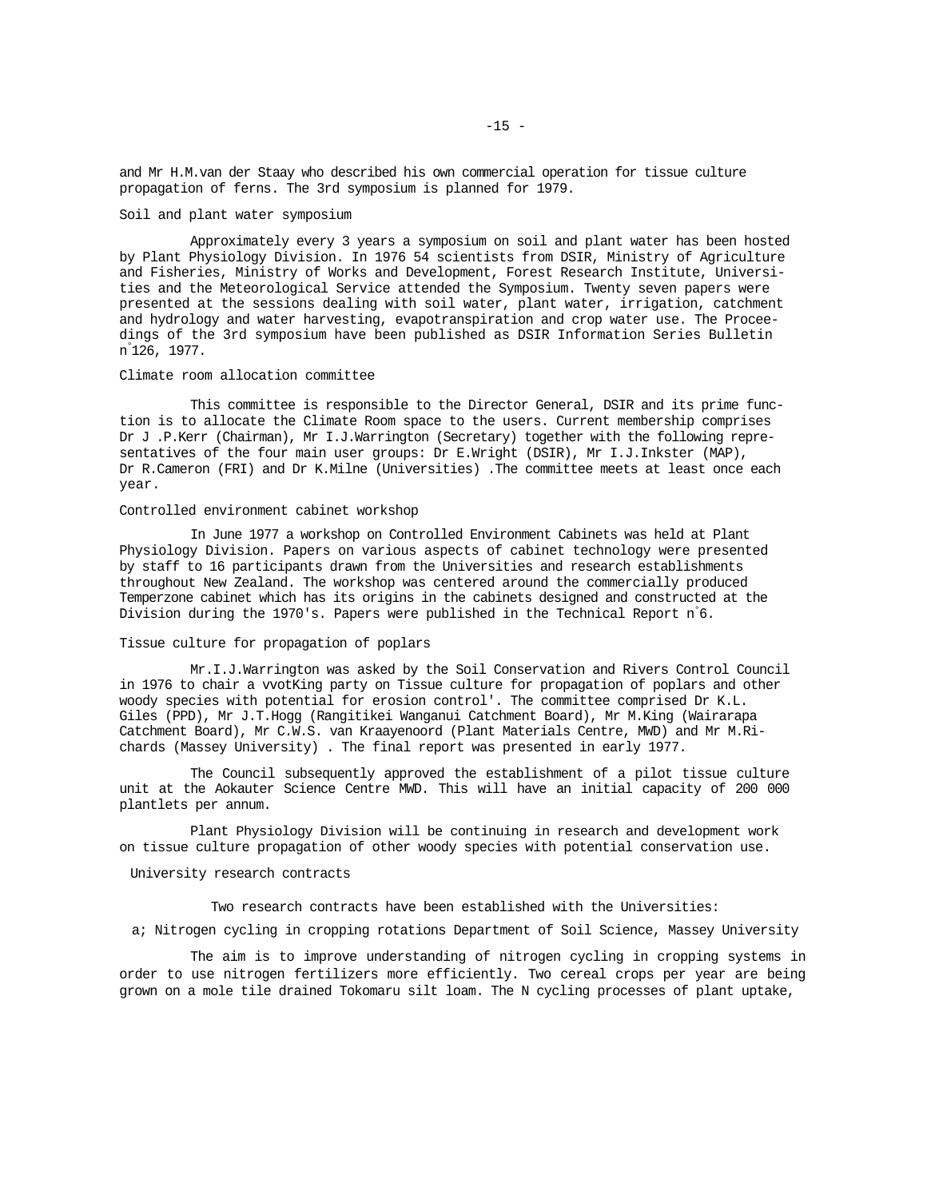and Mr H.M.van der Staay who described his own commercial operation for tissue culture propagation of ferns. The 3rd symposium is planned for 1979.

### Soil and plant water symposium

Approximately every 3 years a symposium on soil and plant water has been hosted by Plant Physiology Division. In 1976 54 scientists from DSIR, Ministry of Agriculture and Fisheries, Ministry of Works and Development, Forest Research Institute, Universities and the Meteorological Service attended the Symposium. Twenty seven papers were presented at the sessions dealing with soil water, plant water, irrigation, catchment and hydrology and water harvesting, evapotranspiration and crop water use. The Proceedings of the 3rd symposium have been published as DSIR Information Series Bulletin n°126, 1977.

### Climate room allocation committee

This committee is responsible to the Director General, DSIR and its prime function is to allocate the Climate Room space to the users. Current membership comprises Dr J .P.Kerr (Chairman), Mr I.J.Warrington (Secretary) together with the following representatives of the four main user groups: Dr E.Wright (DSIR), Mr I.J.Inkster (MAP), Dr R.Cameron (FRI) and Dr K.Milne (Universities) .The committee meets at least once each year.

### Controlled environment cabinet workshop

In June 1977 a workshop on Controlled Environment Cabinets was held at Plant Physiology Division. Papers on various aspects of cabinet technology were presented by staff to 16 participants drawn from the Universities and research establishments throughout New Zealand. The workshop was centered around the commercially produced Temperzone cabinet which has its origins in the cabinets designed and constructed at the Division during the 1970's. Papers were published in the Technical Report n°6.

### Tissue culture for propagation of poplars

Mr.I.J.Warrington was asked by the Soil Conservation and Rivers Control Council in 1976 to chair a vvotKing party on Tissue culture for propagation of poplars and other woody species with potential for erosion control'. The committee comprised Dr K.L. Giles (PPD), Mr J.T.Hogg (Rangitikei Wanganui Catchment Board), Mr M.King (Wairarapa Catchment Board), Mr C.W.S. van Kraayenoord (Plant Materials Centre, MWD) and Mr M.Richards (Massey University) . The final report was presented in early 1977.

The Council subsequently approved the establishment of a pilot tissue culture unit at the Aokauter Science Centre MWD. This will have an initial capacity of 200 000 plantlets per annum.

Plant Physiology Division will be continuing in research and development work on tissue culture propagation of other woody species with potential conservation use.

### University research contracts

Two research contracts have been established with the Universities:

a; Nitrogen cycling in cropping rotations Department of Soil Science, Massey University

The aim is to improve understanding of nitrogen cycling in cropping systems in order to use nitrogen fertilizers more efficiently. Two cereal crops per year are being grown on a mole tile drained Tokomaru silt loam. The N cycling processes of plant uptake,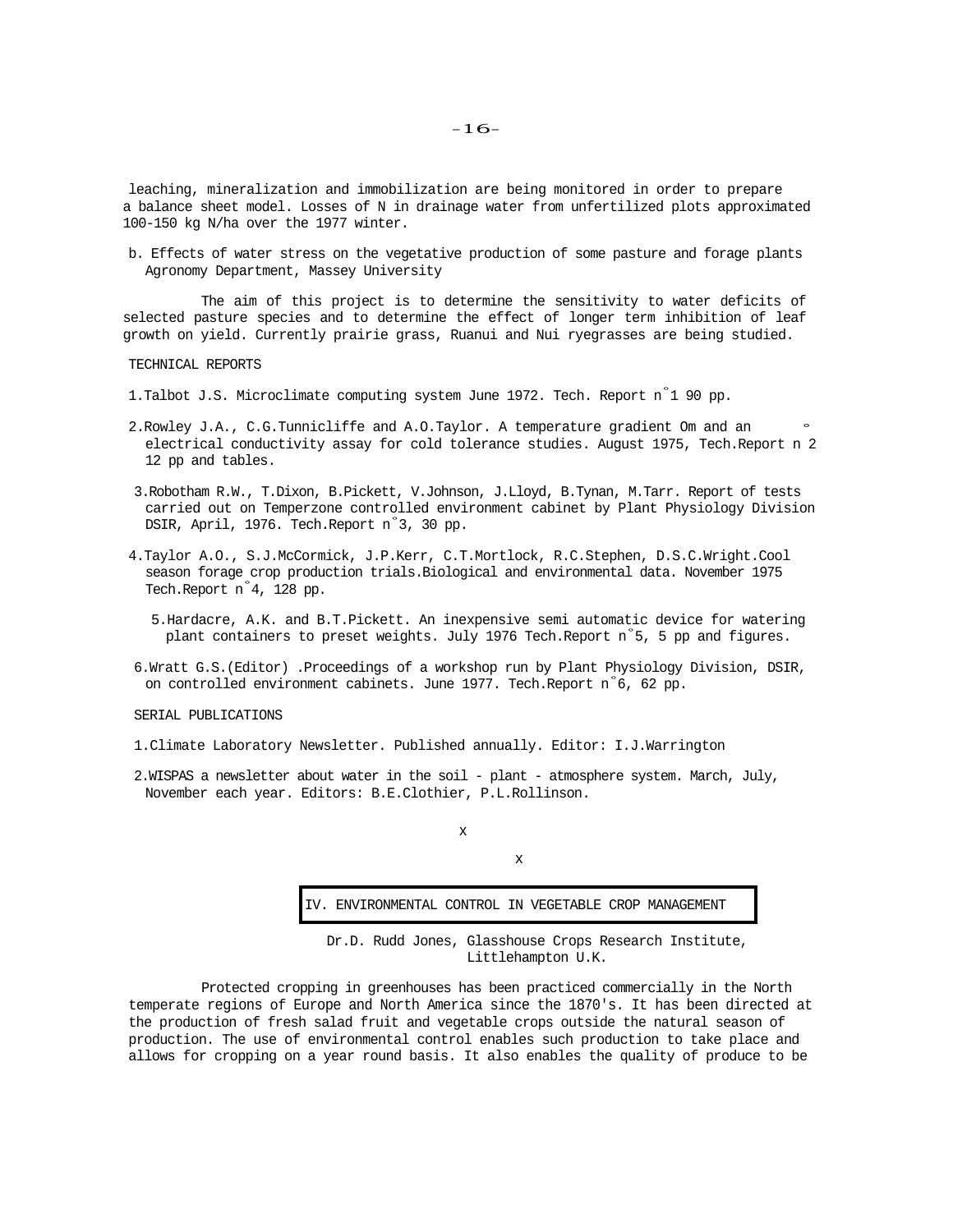leaching, mineralization and immobilization are being monitored in order to prepare a balance sheet model. Losses of N in drainage water from unfertilized plots approximated 100-150 kg N/ha over the 1977 winter.

b. Effects of water stress on the vegetative production of some pasture and forage plants
Agronomy Department, Massey University

The aim of this project is to determine the sensitivity to water deficits of selected pasture species and to determine the effect of longer term inhibition of leaf growth on yield. Currently prairie grass, Ruanui and Nui ryegrasses are being studied.

TECHNICAL REPORTS

1. Talbot J.S. Microclimate computing system June 1972. Tech. Report n°1 90 pp.

2. Rowley J.A., C.G.Tunnicliffe and A.O.Taylor. A temperature gradient Om and an electrical conductivity assay for cold tolerance studies. August 1975, Tech.Report n°2 12 pp and tables.

3. Robotham R.W., T.Dixon, B.Pickett, V.Johnson, J.Lloyd, B.Tynan, M.Tarr. Report of tests carried out on Temperzone controlled environment cabinet by Plant Physiology Division DSIR, April, 1976. Tech.Report n°3, 30 pp.

4. Taylor A.O., S.J.McCormick, J.P.Kerr, C.T.Mortlock, R.C.Stephen, D.S.C.Wright.Cool season forage crop production trials.Biological and environmental data. November 1975 Tech.Report n°4, 128 pp.

5. Hardacre, A.K. and B.T.Pickett. An inexpensive semi automatic device for watering plant containers to preset weights. July 1976 Tech.Report n°5, 5 pp and figures.

6. Wratt G.S.(Editor) .Proceedings of a workshop run by Plant Physiology Division, DSIR, on controlled environment cabinets. June 1977. Tech.Report n°6, 62 pp.

SERIAL PUBLICATIONS

1. Climate Laboratory Newsletter. Published annually. Editor: I.J.Warrington

2. WISPAS a newsletter about water in the soil - plant - atmosphere system. March, July, November each year. Editors: B.E.Clothier, P.L.Rollinson.

x

x

## IV. ENVIRONMENTAL CONTROL IN VEGETABLE CROP MANAGEMENT

Dr.D. Rudd Jones, Glasshouse Crops Research Institute, Littlehampton U.K.

Protected cropping in greenhouses has been practiced commercially in the North temperate regions of Europe and North America since the 1870's. It has been directed at the production of fresh salad fruit and vegetable crops outside the natural season of production. The use of environmental control enables such production to take place and allows for cropping on a year round basis. It also enables the quality of produce to be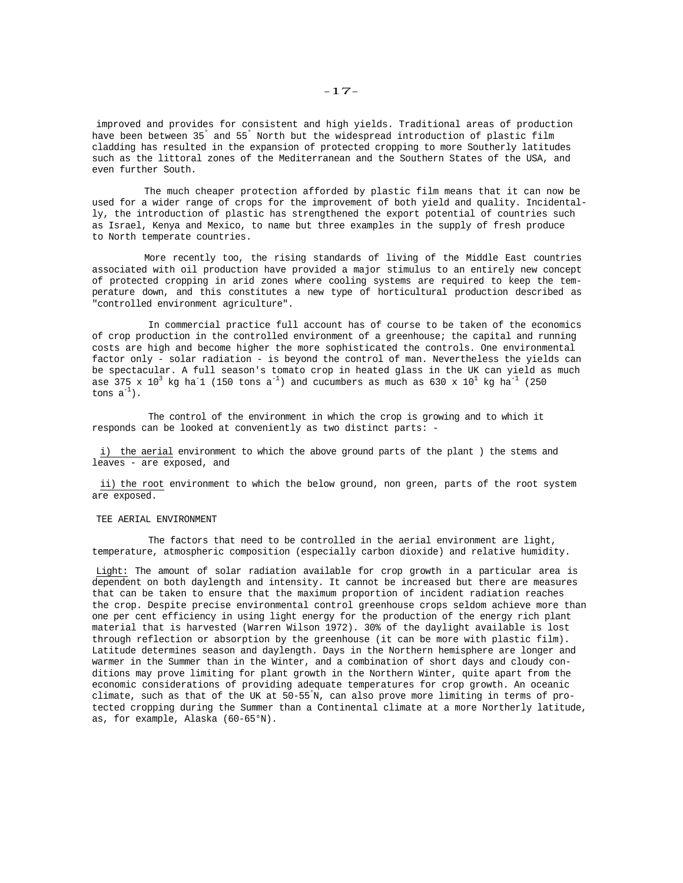improved and provides for consistent and high yields. Traditional areas of production have been between 35° and 55° North but the widespread introduction of plastic film cladding has resulted in the expansion of protected cropping to more Southerly latitudes such as the littoral zones of the Mediterranean and the Southern States of the USA, and even further South.

The much cheaper protection afforded by plastic film means that it can now be used for a wider range of crops for the improvement of both yield and quality. Incidentally, the introduction of plastic has strengthened the export potential of countries such as Israel, Kenya and Mexico, to name but three examples in the supply of fresh produce to North temperate countries.

More recently too, the rising standards of living of the Middle East countries associated with oil production have provided a major stimulus to an entirely new concept of protected cropping in arid zones where cooling systems are required to keep the temperature down, and this constitutes a new type of horticultural production described as "controlled environment agriculture".

In commercial practice full account has of course to be taken of the economics of crop production in the controlled environment of a greenhouse; the capital and running costs are high and become higher the more sophisticated the controls. One environmental factor only - solar radiation - is beyond the control of man. Nevertheless the yields can be spectacular. A full season's tomato crop in heated glass in the UK can yield as much ase $375 \times 10^3$ kg ha$^-$1 (150 tons a$^{-1}$) and cucumbers as much as $630 \times 10^1$ kg ha$^{-1}$ (250 tons a$^{-1}$).

The control of the environment in which the crop is growing and to which it responds can be looked at conveniently as two distinct parts: -

i) the aerial environment to which the above ground parts of the plant ) the stems and leaves - are exposed, and

ii) the root environment to which the below ground, non green, parts of the root system are exposed.

TEE AERIAL ENVIRONMENT

The factors that need to be controlled in the aerial environment are light, temperature, atmospheric composition (especially carbon dioxide) and relative humidity.

Light: The amount of solar radiation available for crop growth in a particular area is dependent on both daylength and intensity. It cannot be increased but there are measures that can be taken to ensure that the maximum proportion of incident radiation reaches the crop. Despite precise environmental control greenhouse crops seldom achieve more than one per cent efficiency in using light energy for the production of the energy rich plant material that is harvested (Warren Wilson 1972). 30% of the daylight available is lost through reflection or absorption by the greenhouse (it can be more with plastic film). Latitude determines season and daylength. Days in the Northern hemisphere are longer and warmer in the Summer than in the Winter, and a combination of short days and cloudy conditions may prove limiting for plant growth in the Northern Winter, quite apart from the economic considerations of providing adequate temperatures for crop growth. An oceanic climate, such as that of the UK at 50-55°N, can also prove more limiting in terms of protected cropping during the Summer than a Continental climate at a more Northerly latitude, as, for example, Alaska (60-65°N).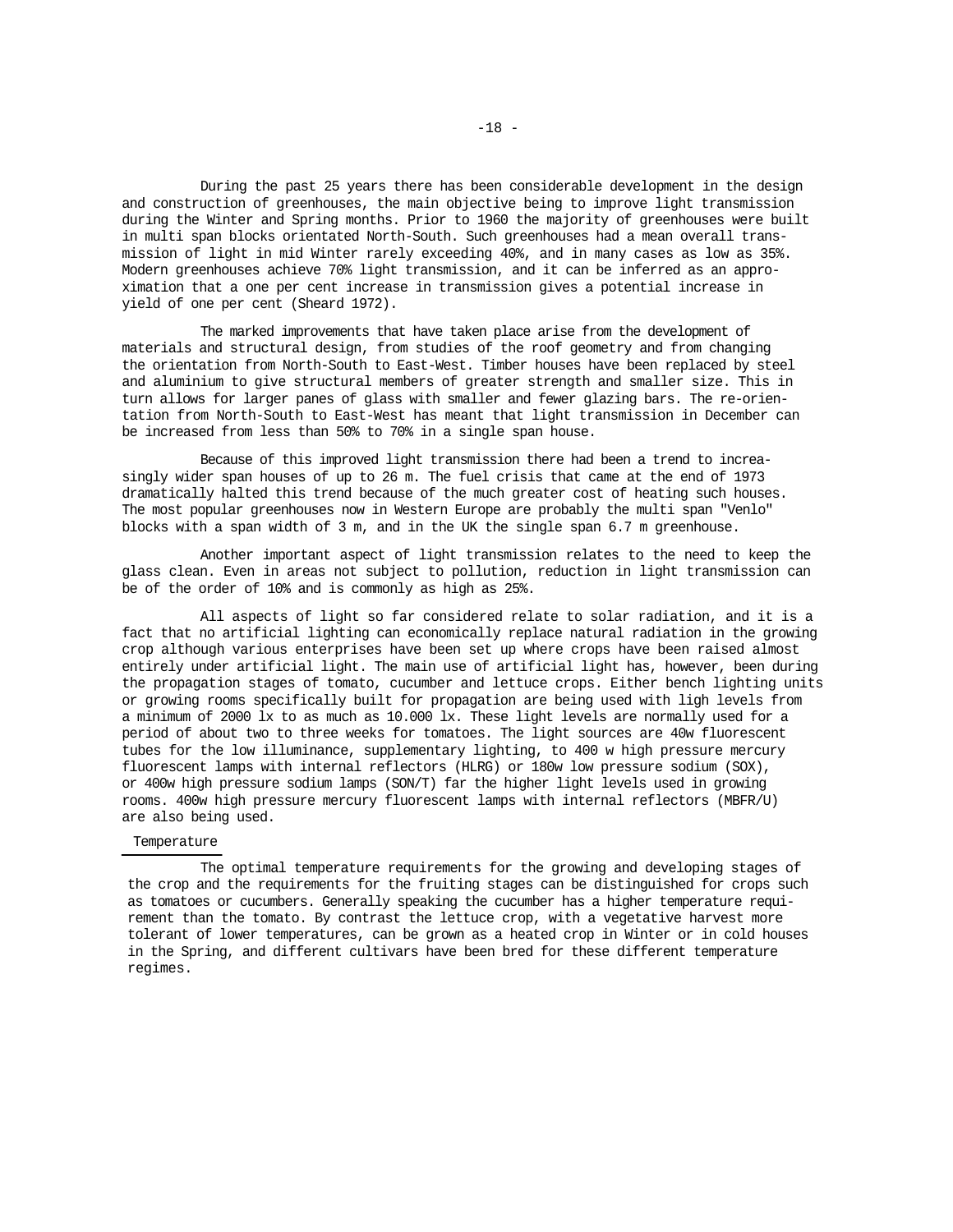During the past 25 years there has been considerable development in the design and construction of greenhouses, the main objective being to improve light transmission during the Winter and Spring months. Prior to 1960 the majority of greenhouses were built in multi span blocks orientated North-South. Such greenhouses had a mean overall transmission of light in mid Winter rarely exceeding 40%, and in many cases as low as 35%. Modern greenhouses achieve 70% light transmission, and it can be inferred as an approximation that a one per cent increase in transmission gives a potential increase in yield of one per cent (Sheard 1972).

The marked improvements that have taken place arise from the development of materials and structural design, from studies of the roof geometry and from changing the orientation from North-South to East-West. Timber houses have been replaced by steel and aluminium to give structural members of greater strength and smaller size. This in turn allows for larger panes of glass with smaller and fewer glazing bars. The re-orientation from North-South to East-West has meant that light transmission in December can be increased from less than 50% to 70% in a single span house.

Because of this improved light transmission there had been a trend to increasingly wider span houses of up to 26 m. The fuel crisis that came at the end of 1973 dramatically halted this trend because of the much greater cost of heating such houses. The most popular greenhouses now in Western Europe are probably the multi span "Venlo" blocks with a span width of 3 m, and in the UK the single span 6.7 m greenhouse.

Another important aspect of light transmission relates to the need to keep the glass clean. Even in areas not subject to pollution, reduction in light transmission can be of the order of 10% and is commonly as high as 25%.

All aspects of light so far considered relate to solar radiation, and it is a fact that no artificial lighting can economically replace natural radiation in the growing crop although various enterprises have been set up where crops have been raised almost entirely under artificial light. The main use of artificial light has, however, been during the propagation stages of tomato, cucumber and lettuce crops. Either bench lighting units or growing rooms specifically built for propagation are being used with ligh levels from a minimum of 2000 lx to as much as 10.000 lx. These light levels are normally used for a period of about two to three weeks for tomatoes. The light sources are 40w fluorescent tubes for the low illuminance, supplementary lighting, to 400 w high pressure mercury fluorescent lamps with internal reflectors (HLRG) or 180w low pressure sodium (SOX), or 400w high pressure sodium lamps (SON/T) far the higher light levels used in growing rooms. 400w high pressure mercury fluorescent lamps with internal reflectors (MBFR/U) are also being used.

## Temperature

The optimal temperature requirements for the growing and developing stages of the crop and the requirements for the fruiting stages can be distinguished for crops such as tomatoes or cucumbers. Generally speaking the cucumber has a higher temperature requirement than the tomato. By contrast the lettuce crop, with a vegetative harvest more tolerant of lower temperatures, can be grown as a heated crop in Winter or in cold houses in the Spring, and different cultivars have been bred for these different temperature regimes.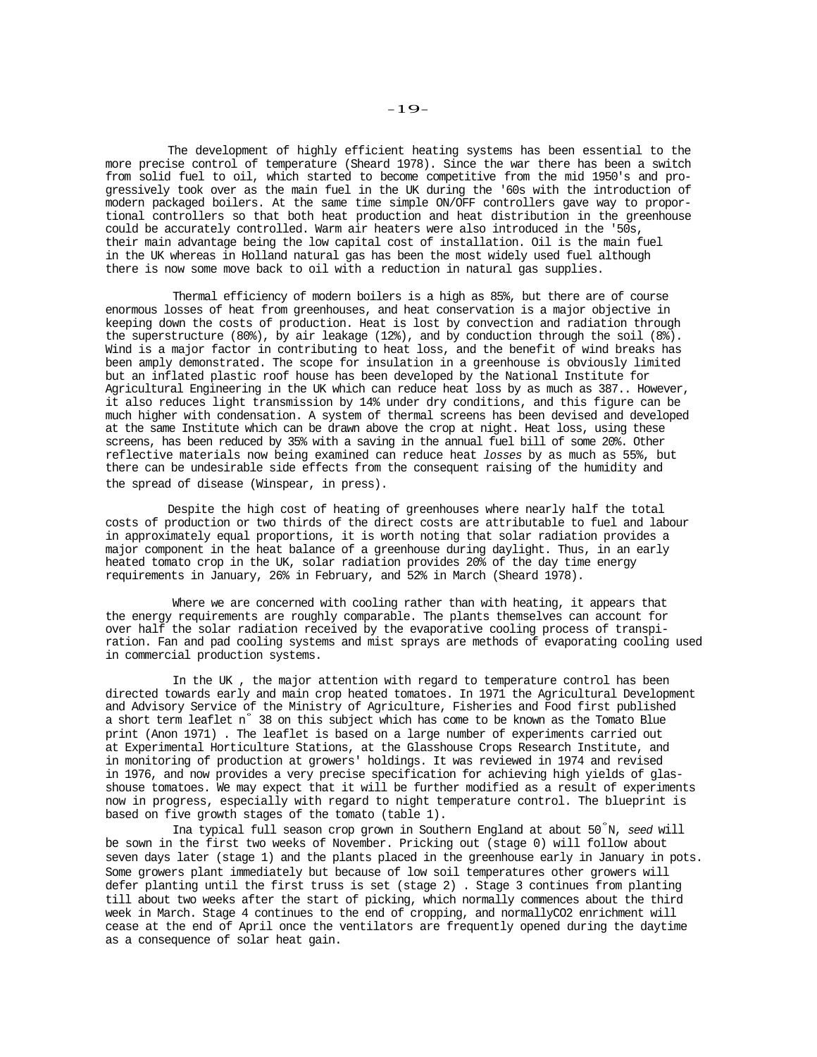The development of highly efficient heating systems has been essential to the more precise control of temperature (Sheard 1978). Since the war there has been a switch from solid fuel to oil, which started to become competitive from the mid 1950's and progressively took over as the main fuel in the UK during the '60s with the introduction of modern packaged boilers. At the same time simple ON/OFF controllers gave way to proportional controllers so that both heat production and heat distribution in the greenhouse could be accurately controlled. Warm air heaters were also introduced in the '50s, their main advantage being the low capital cost of installation. Oil is the main fuel in the UK whereas in Holland natural gas has been the most widely used fuel although there is now some move back to oil with a reduction in natural gas supplies.

Thermal efficiency of modern boilers is a high as 85%, but there are of course enormous losses of heat from greenhouses, and heat conservation is a major objective in keeping down the costs of production. Heat is lost by convection and radiation through the superstructure (80%), by air leakage (12%), and by conduction through the soil (8%). Wind is a major factor in contributing to heat loss, and the benefit of wind breaks has been amply demonstrated. The scope for insulation in a greenhouse is obviously limited but an inflated plastic roof house has been developed by the National Institute for Agricultural Engineering in the UK which can reduce heat loss by as much as 387.. However, it also reduces light transmission by 14% under dry conditions, and this figure can be much higher with condensation. A system of thermal screens has been devised and developed at the same Institute which can be drawn above the crop at night. Heat loss, using these screens, has been reduced by 35% with a saving in the annual fuel bill of some 20%. Other reflective materials now being examined can reduce heat *losses* by as much as 55%, but there can be undesirable side effects from the consequent raising of the humidity and the spread of disease (Winspear, in press).

Despite the high cost of heating of greenhouses where nearly half the total costs of production or two thirds of the direct costs are attributable to fuel and labour in approximately equal proportions, it is worth noting that solar radiation provides a major component in the heat balance of a greenhouse during daylight. Thus, in an early heated tomato crop in the UK, solar radiation provides 20% of the day time energy requirements in January, 26% in February, and 52% in March (Sheard 1978).

Where we are concerned with cooling rather than with heating, it appears that the energy requirements are roughly comparable. The plants themselves can account for over half the solar radiation received by the evaporative cooling process of transpiration. Fan and pad cooling systems and mist sprays are methods of evaporating cooling used in commercial production systems.

In the UK , the major attention with regard to temperature control has been directed towards early and main crop heated tomatoes. In 1971 the Agricultural Development and Advisory Service of the Ministry of Agriculture, Fisheries and Food first published a short term leaflet n° 38 on this subject which has come to be known as the Tomato Blue print (Anon 1971) . The leaflet is based on a large number of experiments carried out at Experimental Horticulture Stations, at the Glasshouse Crops Research Institute, and in monitoring of production at growers' holdings. It was reviewed in 1974 and revised in 1976, and now provides a very precise specification for achieving high yields of glasshouse tomatoes. We may expect that it will be further modified as a result of experiments now in progress, especially with regard to night temperature control. The blueprint is based on five growth stages of the tomato (table 1).

Ina typical full season crop grown in Southern England at about 50°N, *seed* will be sown in the first two weeks of November. Pricking out (stage 0) will follow about seven days later (stage 1) and the plants placed in the greenhouse early in January in pots. Some growers plant immediately but because of low soil temperatures other growers will defer planting until the first truss is set (stage 2) . Stage 3 continues from planting till about two weeks after the start of picking, which normally commences about the third week in March. Stage 4 continues to the end of cropping, and normally$CO_2$ enrichment will cease at the end of April once the ventilators are frequently opened during the daytime as a consequence of solar heat gain.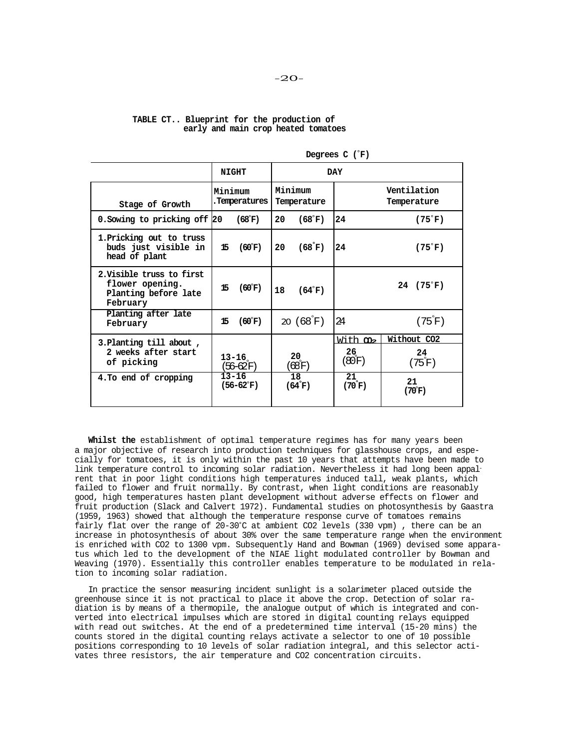**TABLE CT.. Blueprint for the production of early and main crop heated tomatoes**

Degrees C (°F)

| | NIGHT | DAY | | |
|---|---|---|---|---|
| Stage of Growth | Minimum Temperatures | Minimum Temperature | Ventilation Temperature | |
| 0. Sowing to pricking off | 20 (68°F) | 20 (68°F) | 24 (75°F) | |
| 1. Pricking out to truss buds just visible in head of plant | 15 (60°F) | 20 (68°F) | 24 (75°F) | |
| 2. Visible truss to first flower opening. Planting before late February | 15 (60°F) | 18 (64°F) | 24 (75°F) | |
| Planting after late February | 15 (60°F) | 20 (68°F) | 24 (75°F) | |
| | | | With $CO_2$ | Without CO2 |
| 3. Planting till about, 2 weeks after start of picking | 13-16 (56-62°F) | 20 (68°F) | 26 (80°F) | 24 (75°F) |
| 4. To end of cropping | 13-16 (56-62°F) | 18 (64°F) | 21 (70°F) | 21 (70°F) |

**Whilst the** establishment of optimal temperature regimes has for many years been a major objective of research into production techniques for glasshouse crops, and especially for tomatoes, it is only within the past 10 years that attempts have been made to link temperature control to incoming solar radiation. Nevertheless it had long been apparent that in poor light conditions high temperatures induced tall, weak plants, which failed to flower and fruit normally. By contrast, when light conditions are reasonably good, high temperatures hasten plant development without adverse effects on flower and fruit production (Slack and Calvert 1972). Fundamental studies on photosynthesis by Gaastra (1959, 1963) showed that although the temperature response curve of tomatoes remains fairly flat over the range of 20-30°C at ambient CO2 levels (330 vpm) , there can be an increase in photosynthesis of about 30% over the same temperature range when the environment is enriched with CO2 to 1300 vpm. Subsequently Hand and Bowman (1969) devised some apparatus which led to the development of the NIAE light modulated controller by Bowman and Weaving (1970). Essentially this controller enables temperature to be modulated in relation to incoming solar radiation.

In practice the sensor measuring incident sunlight is a solarimeter placed outside the greenhouse since it is not practical to place it above the crop. Detection of solar radiation is by means of a thermopile, the analogue output of which is integrated and converted into electrical impulses which are stored in digital counting relays equipped with read out switches. At the end of a predetermined time interval (15-20 mins) the counts stored in the digital counting relays activate a selector to one of 10 possible positions corresponding to 10 levels of solar radiation integral, and this selector activates three resistors, the air temperature and CO2 concentration circuits.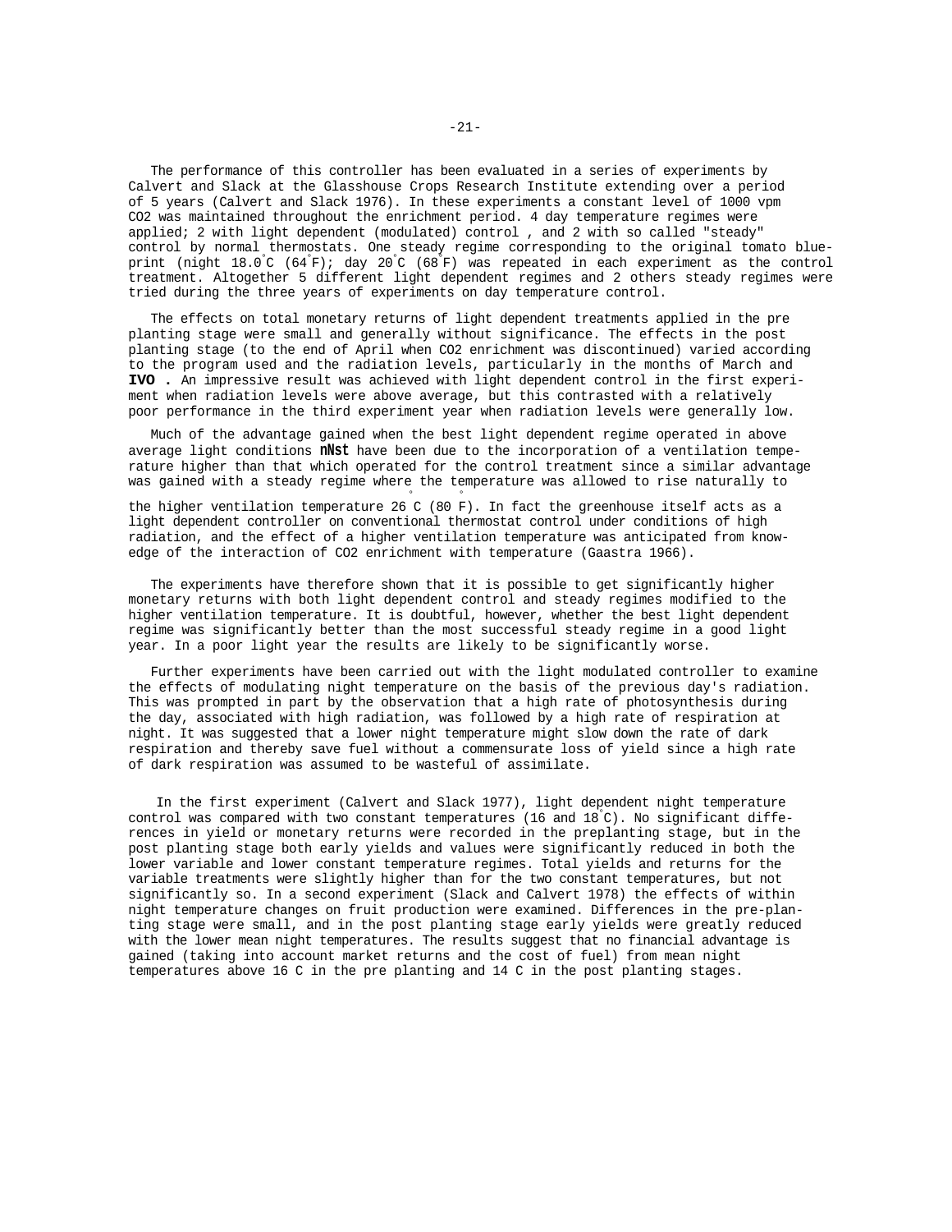The performance of this controller has been evaluated in a series of experiments by Calvert and Slack at the Glasshouse Crops Research Institute extending over a period of 5 years (Calvert and Slack 1976). In these experiments a constant level of 1000 vpm $CO_2$ was maintained throughout the enrichment period. 4 day temperature regimes were applied; 2 with light dependent (modulated) control , and 2 with so called "steady" control by normal thermostats. One steady regime corresponding to the original tomato blueprint (night 18.0°C (64°F); day 20°C (68°F) was repeated in each experiment as the control treatment. Altogether 5 different light dependent regimes and 2 others steady regimes were tried during the three years of experiments on day temperature control.

The effects on total monetary returns of light dependent treatments applied in the pre planting stage were small and generally without significance. The effects in the post planting stage (to the end of April when $CO_2$ enrichment was discontinued) varied according to the program used and the radiation levels, particularly in the months of March and **IVO .** An impressive result was achieved with light dependent control in the first experiment when radiation levels were above average, but this contrasted with a relatively poor performance in the third experiment year when radiation levels were generally low.

Much of the advantage gained when the best light dependent regime operated in above average light conditions **nNst** have been due to the incorporation of a ventilation temperature higher than that which operated for the control treatment since a similar advantage was gained with a steady regime where the temperature was allowed to rise naturally to the higher ventilation temperature 26°C (80°F). In fact the greenhouse itself acts as a light dependent controller on conventional thermostat control under conditions of high radiation, and the effect of a higher ventilation temperature was anticipated from knowedge of the interaction of $CO_2$ enrichment with temperature (Gaastra 1966).

The experiments have therefore shown that it is possible to get significantly higher monetary returns with both light dependent control and steady regimes modified to the higher ventilation temperature. It is doubtful, however, whether the best light dependent regime was significantly better than the most successful steady regime in a good light year. In a poor light year the results are likely to be significantly worse.

Further experiments have been carried out with the light modulated controller to examine the effects of modulating night temperature on the basis of the previous day's radiation. This was prompted in part by the observation that a high rate of photosynthesis during the day, associated with high radiation, was followed by a high rate of respiration at night. It was suggested that a lower night temperature might slow down the rate of dark respiration and thereby save fuel without a commensurate loss of yield since a high rate of dark respiration was assumed to be wasteful of assimilate.

In the first experiment (Calvert and Slack 1977), light dependent night temperature control was compared with two constant temperatures (16 and 18°C). No significant differences in yield or monetary returns were recorded in the preplanting stage, but in the post planting stage both early yields and values were significantly reduced in both the lower variable and lower constant temperature regimes. Total yields and returns for the variable treatments were slightly higher than for the two constant temperatures, but not significantly so. In a second experiment (Slack and Calvert 1978) the effects of within night temperature changes on fruit production were examined. Differences in the pre-planting stage were small, and in the post planting stage early yields were greatly reduced with the lower mean night temperatures. The results suggest that no financial advantage is gained (taking into account market returns and the cost of fuel) from mean night temperatures above 16 C in the pre planting and 14 C in the post planting stages.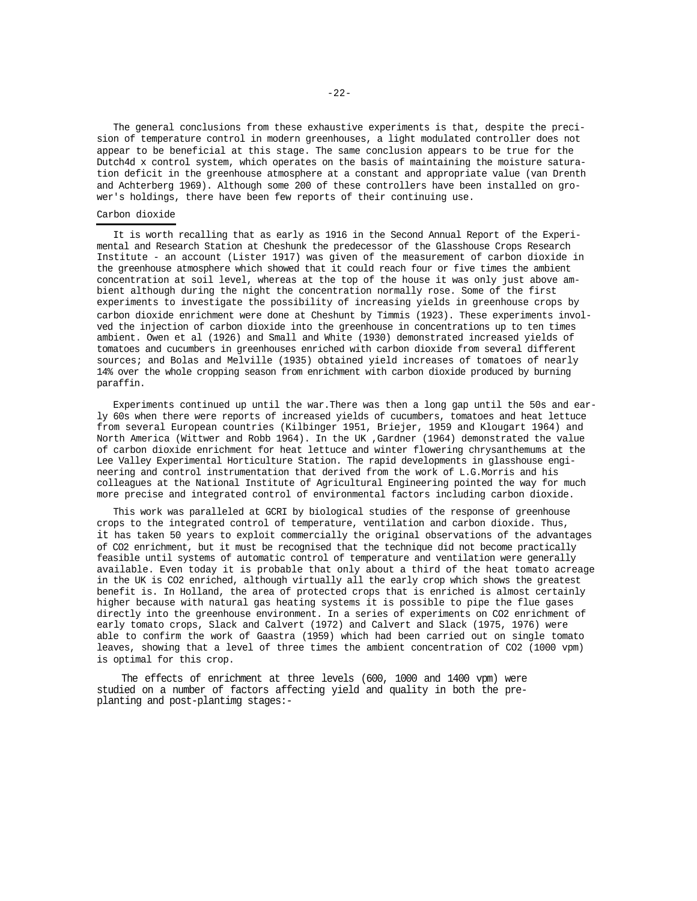The general conclusions from these exhaustive experiments is that, despite the precision of temperature control in modern greenhouses, a light modulated controller does not appear to be beneficial at this stage. The same conclusion appears to be true for the Dutch4d x control system, which operates on the basis of maintaining the moisture saturation deficit in the greenhouse atmosphere at a constant and appropriate value (van Drenth and Achterberg 1969). Although some 200 of these controllers have been installed on grower's holdings, there have been few reports of their continuing use.

## Carbon dioxide

It is worth recalling that as early as 1916 in the Second Annual Report of the Experimental and Research Station at Cheshunk the predecessor of the Glasshouse Crops Research Institute - an account (Lister 1917) was given of the measurement of carbon dioxide in the greenhouse atmosphere which showed that it could reach four or five times the ambient concentration at soil level, whereas at the top of the house it was only just above ambient although during the night the concentration normally rose. Some of the first experiments to investigate the possibility of increasing yields in greenhouse crops by carbon dioxide enrichment were done at Cheshunt by Timmis (1923). These experiments involved the injection of carbon dioxide into the greenhouse in concentrations up to ten times ambient. Owen et al (1926) and Small and White (1930) demonstrated increased yields of tomatoes and cucumbers in greenhouses enriched with carbon dioxide from several different sources; and Bolas and Melville (1935) obtained yield increases of tomatoes of nearly 14% over the whole cropping season from enrichment with carbon dioxide produced by burning paraffin.

Experiments continued up until the war.There was then a long gap until the 50s and early 60s when there were reports of increased yields of cucumbers, tomatoes and heat lettuce from several European countries (Kilbinger 1951, Briejer, 1959 and Klougart 1964) and North America (Wittwer and Robb 1964). In the UK ,Gardner (1964) demonstrated the value of carbon dioxide enrichment for heat lettuce and winter flowering chrysanthemums at the Lee Valley Experimental Horticulture Station. The rapid developments in glasshouse engineering and control instrumentation that derived from the work of L.G.Morris and his colleagues at the National Institute of Agricultural Engineering pointed the way for much more precise and integrated control of environmental factors including carbon dioxide.

This work was paralleled at GCRI by biological studies of the response of greenhouse crops to the integrated control of temperature, ventilation and carbon dioxide. Thus, it has taken 50 years to exploit commercially the original observations of the advantages of $CO_2$ enrichment, but it must be recognised that the technique did not become practically feasible until systems of automatic control of temperature and ventilation were generally available. Even today it is probable that only about a third of the heat tomato acreage in the UK is $CO_2$ enriched, although virtually all the early crop which shows the greatest benefit is. In Holland, the area of protected crops that is enriched is almost certainly higher because with natural gas heating systems it is possible to pipe the flue gases directly into the greenhouse environment. In a series of experiments on $CO_2$ enrichment of early tomato crops, Slack and Calvert (1972) and Calvert and Slack (1975, 1976) were able to confirm the work of Gaastra (1959) which had been carried out on single tomato leaves, showing that a level of three times the ambient concentration of $CO_2$ (1000 vpm) is optimal for this crop.

The effects of enrichment at three levels (600, 1000 and 1400 vpm) were studied on a number of factors affecting yield and quality in both the pre-planting and post-plantimg stages:-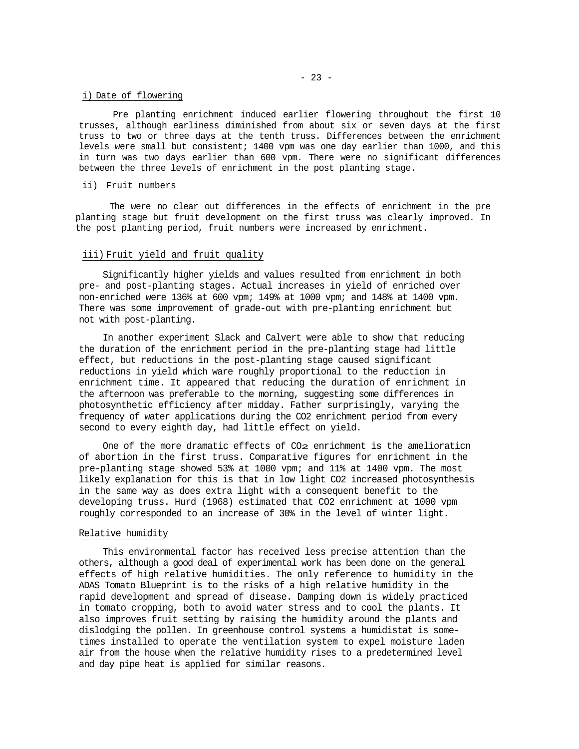### i) Date of flowering

Pre planting enrichment induced earlier flowering throughout the first 10 trusses, although earliness diminished from about six or seven days at the first truss to two or three days at the tenth truss. Differences between the enrichment levels were small but consistent; 1400 vpm was one day earlier than 1000, and this in turn was two days earlier than 600 vpm. There were no significant differences between the three levels of enrichment in the post planting stage.

### ii) Fruit numbers

The were no clear out differences in the effects of enrichment in the pre planting stage but fruit development on the first truss was clearly improved. In the post planting period, fruit numbers were increased by enrichment.

### iii) Fruit yield and fruit quality

Significantly higher yields and values resulted from enrichment in both pre- and post-planting stages. Actual increases in yield of enriched over non-enriched were 136% at 600 vpm; 149% at 1000 vpm; and 148% at 1400 vpm. There was some improvement of grade-out with pre-planting enrichment but not with post-planting.

In another experiment Slack and Calvert were able to show that reducing the duration of the enrichment period in the pre-planting stage had little effect, but reductions in the post-planting stage caused significant reductions in yield which ware roughly proportional to the reduction in enrichment time. It appeared that reducing the duration of enrichment in the afternoon was preferable to the morning, suggesting some differences in photosynthetic efficiency after midday. Father surprisingly, varying the frequency of water applications during the $CO_2$ enrichment period from every second to every eighth day, had little effect on yield.

One of the more dramatic effects of $CO_2$ enrichment is the amelioraticn of abortion in the first truss. Comparative figures for enrichment in the pre-planting stage showed 53% at 1000 vpm; and 11% at 1400 vpm. The most likely explanation for this is that in low light $CO_2$ increased photosynthesis in the same way as does extra light with a consequent benefit to the developing truss. Hurd (1968) estimated that $CO_2$ enrichment at 1000 vpm roughly corresponded to an increase of 30% in the level of winter light.

### Relative humidity

This environmental factor has received less precise attention than the others, although a good deal of experimental work has been done on the general effects of high relative humidities. The only reference to humidity in the ADAS Tomato Blueprint is to the risks of a high relative humidity in the rapid development and spread of disease. Damping down is widely practiced in tomato cropping, both to avoid water stress and to cool the plants. It also improves fruit setting by raising the humidity around the plants and dislodging the pollen. In greenhouse control systems a humidistat is sometimes installed to operate the ventilation system to expel moisture laden air from the house when the relative humidity rises to a predetermined level and day pipe heat is applied for similar reasons.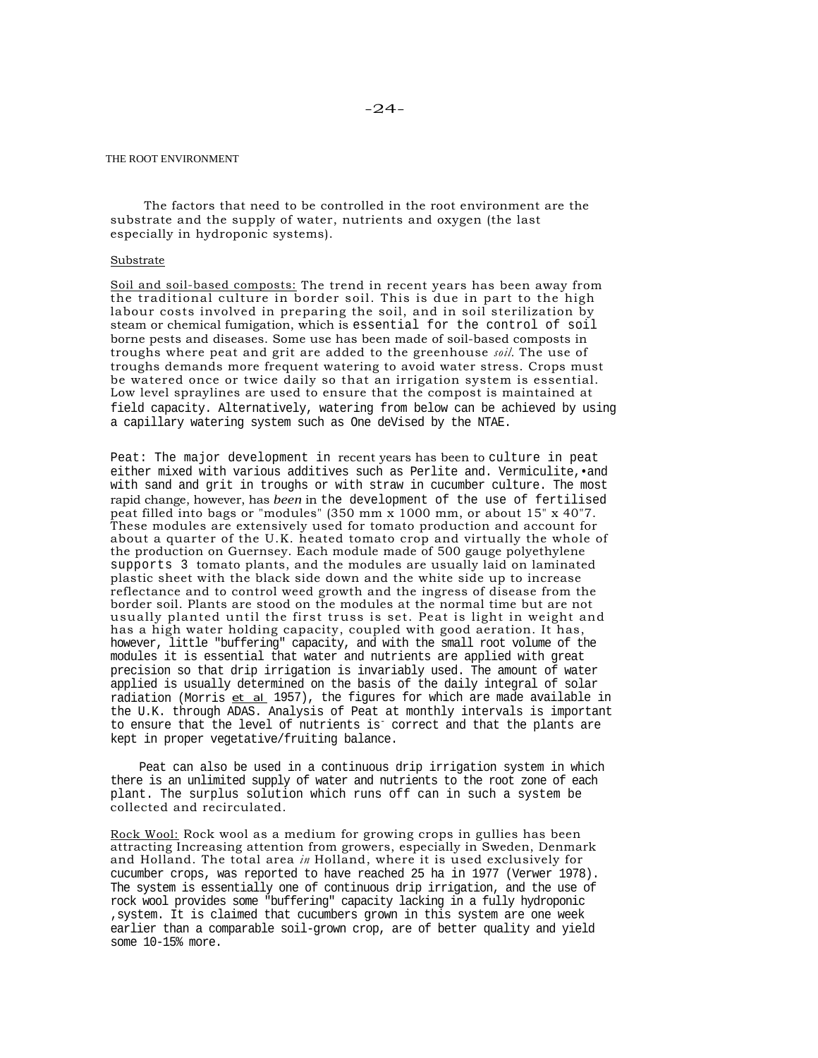THE ROOT ENVIRONMENT

The factors that need to be controlled in the root environment are the substrate and the supply of water, nutrients and oxygen (the last especially in hydroponic systems).

Substrate

Soil and soil-based composts: The trend in recent years has been away from the traditional culture in border soil. This is due in part to the high labour costs involved in preparing the soil, and in soil sterilization by steam or chemical fumigation, which is essential for the control of soil borne pests and diseases. Some use has been made of soil-based composts in troughs where peat and grit are added to the greenhouse *soil*. The use of troughs demands more frequent watering to avoid water stress. Crops must be watered once or twice daily so that an irrigation system is essential. Low level spraylines are used to ensure that the compost is maintained at field capacity. Alternatively, watering from below can be achieved by using a capillary watering system such as One deVised by the NTAE.

Peat: The major development in recent years has been to culture in peat either mixed with various additives such as Perlite and. Vermiculite,•and with sand and grit in troughs or with straw in cucumber culture. The most rapid change, however, has *been* in the development of the use of fertilised peat filled into bags or "modules" (350 mm x 1000 mm, or about 15" x 40"7. These modules are extensively used for tomato production and account for about a quarter of the U.K. heated tomato crop and virtually the whole of the production on Guernsey. Each module made of 500 gauge polyethylene supports 3 tomato plants, and the modules are usually laid on laminated plastic sheet with the black side down and the white side up to increase reflectance and to control weed growth and the ingress of disease from the border soil. Plants are stood on the modules at the normal time but are not usually planted until the first truss is set. Peat is light in weight and has a high water holding capacity, coupled with good aeration. It has, however, little "buffering" capacity, and with the small root volume of the modules it is essential that water and nutrients are applied with great precision so that drip irrigation is invariably used. The amount of water applied is usually determined on the basis of the daily integral of solar radiation (Morris et al 1957), the figures for which are made available in the U.K. through ADAS. Analysis of Peat at monthly intervals is important to ensure that the level of nutrients is correct and that the plants are kept in proper vegetative/fruiting balance.

Peat can also be used in a continuous drip irrigation system in which there is an unlimited supply of water and nutrients to the root zone of each plant. The surplus solution which runs off can in such a system be collected and recirculated.

Rock Wool: Rock wool as a medium for growing crops in gullies has been attracting Increasing attention from growers, especially in Sweden, Denmark and Holland. The total area *in* Holland, where it is used exclusively for cucumber crops, was reported to have reached 25 ha in 1977 (Verwer 1978). The system is essentially one of continuous drip irrigation, and the use of rock wool provides some "buffering" capacity lacking in a fully hydroponic ,system. It is claimed that cucumbers grown in this system are one week earlier than a comparable soil-grown crop, are of better quality and yield some 10-15% more.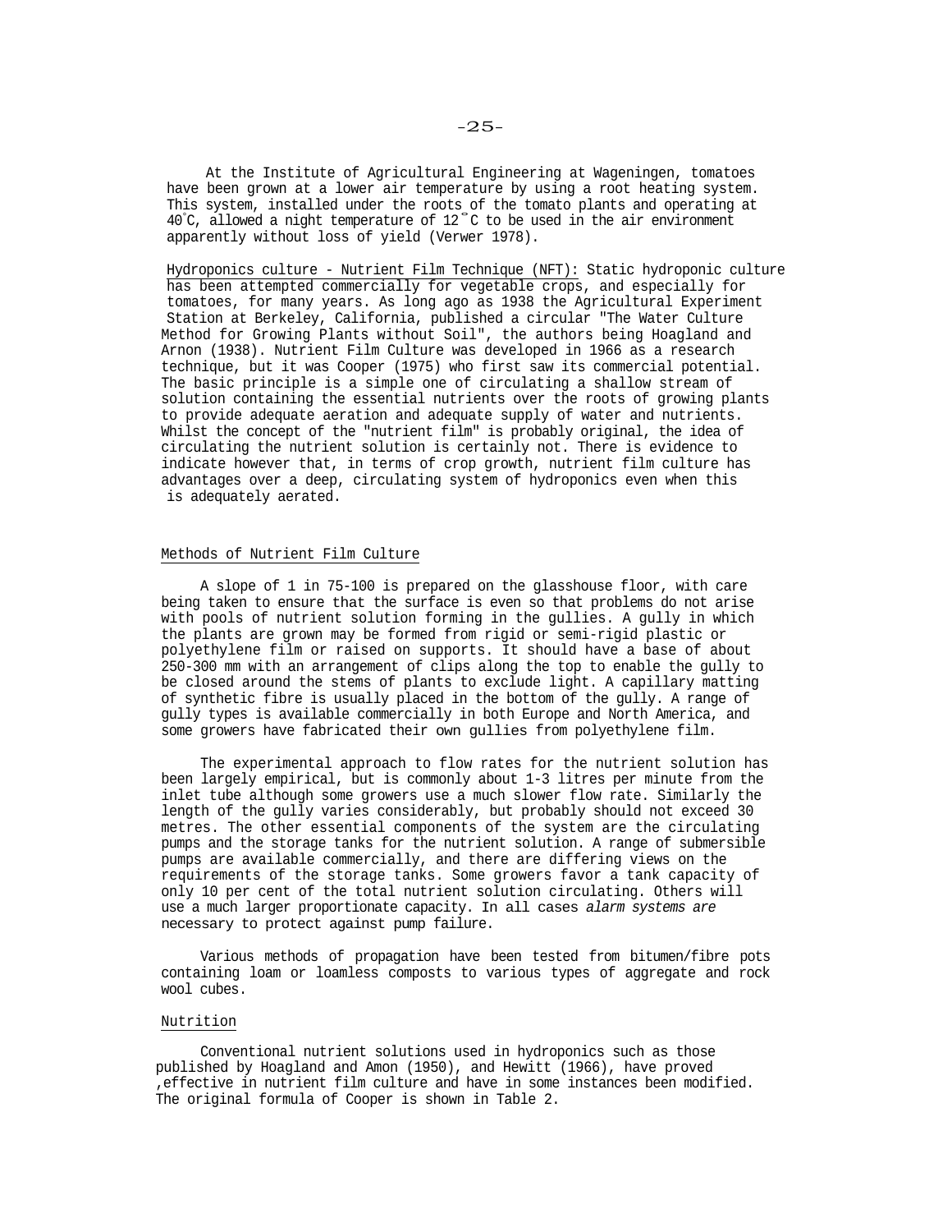At the Institute of Agricultural Engineering at Wageningen, tomatoes have been grown at a lower air temperature by using a root heating system. This system, installed under the roots of the tomato plants and operating at 40°C, allowed a night temperature of 12°C to be used in the air environment apparently without loss of yield (Verwer 1978).

Hydroponics culture - Nutrient Film Technique (NFT): Static hydroponic culture has been attempted commercially for vegetable crops, and especially for tomatoes, for many years. As long ago as 1938 the Agricultural Experiment Station at Berkeley, California, published a circular "The Water Culture Method for Growing Plants without Soil", the authors being Hoagland and Arnon (1938). Nutrient Film Culture was developed in 1966 as a research technique, but it was Cooper (1975) who first saw its commercial potential. The basic principle is a simple one of circulating a shallow stream of solution containing the essential nutrients over the roots of growing plants to provide adequate aeration and adequate supply of water and nutrients. Whilst the concept of the "nutrient film" is probably original, the idea of circulating the nutrient solution is certainly not. There is evidence to indicate however that, in terms of crop growth, nutrient film culture has advantages over a deep, circulating system of hydroponics even when this is adequately aerated.

## Methods of Nutrient Film Culture

A slope of 1 in 75-100 is prepared on the glasshouse floor, with care being taken to ensure that the surface is even so that problems do not arise with pools of nutrient solution forming in the gullies. A gully in which the plants are grown may be formed from rigid or semi-rigid plastic or polyethylene film or raised on supports. It should have a base of about 250-300 mm with an arrangement of clips along the top to enable the gully to be closed around the stems of plants to exclude light. A capillary matting of synthetic fibre is usually placed in the bottom of the gully. A range of gully types is available commercially in both Europe and North America, and some growers have fabricated their own gullies from polyethylene film.

The experimental approach to flow rates for the nutrient solution has been largely empirical, but is commonly about 1-3 litres per minute from the inlet tube although some growers use a much slower flow rate. Similarly the length of the gully varies considerably, but probably should not exceed 30 metres. The other essential components of the system are the circulating pumps and the storage tanks for the nutrient solution. A range of submersible pumps are available commercially, and there are differing views on the requirements of the storage tanks. Some growers favor a tank capacity of only 10 per cent of the total nutrient solution circulating. Others will use a much larger proportionate capacity. In all cases *alarm systems are* necessary to protect against pump failure.

Various methods of propagation have been tested from bitumen/fibre pots containing loam or loamless composts to various types of aggregate and rock wool cubes.

## Nutrition

Conventional nutrient solutions used in hydroponics such as those published by Hoagland and Amon (1950), and Hewitt (1966), have proved ,effective in nutrient film culture and have in some instances been modified. The original formula of Cooper is shown in Table 2.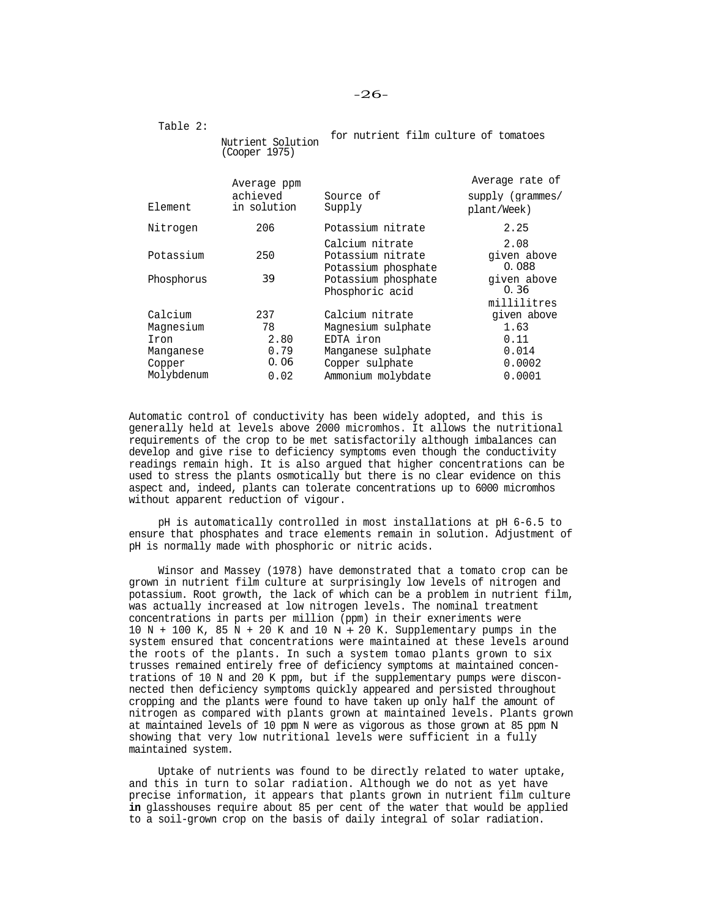Table 2: Nutrient Solution (Cooper 1975) for nutrient film culture of tomatoes

| Element | Average ppm achieved in solution | Source of Supply | Average rate of supply (grammes/ plant/Week) |
|---|---|---|---|
| Nitrogen | 206 | Potassium nitrate | 2.25 |
| | | Calcium nitrate | 2.08 |
| Potassium | 250 | Potassium nitrate | given above |
| | | Potassium phosphate | 0.088 |
| Phosphorus | 39 | Potassium phosphate | given above |
| | | Phosphoric acid | 0.36 millilitres |
| Calcium | 237 | Calcium nitrate | given above |
| Magnesium | 78 | Magnesium sulphate | 1.63 |
| Iron | 2.80 | EDTA iron | 0.11 |
| Manganese | 0.79 | Manganese sulphate | 0.014 |
| Copper | 0.06 | Copper sulphate | 0.0002 |
| Molybdenum | 0.02 | Ammonium molybdate | 0.0001 |

Automatic control of conductivity has been widely adopted, and this is generally held at levels above 2000 micromhos. It allows the nutritional requirements of the crop to be met satisfactorily although imbalances can develop and give rise to deficiency symptoms even though the conductivity readings remain high. It is also argued that higher concentrations can be used to stress the plants osmotically but there is no clear evidence on this aspect and, indeed, plants can tolerate concentrations up to 6000 micromhos without apparent reduction of vigour.

pH is automatically controlled in most installations at pH 6-6.5 to ensure that phosphates and trace elements remain in solution. Adjustment of pH is normally made with phosphoric or nitric acids.

Winsor and Massey (1978) have demonstrated that a tomato crop can be grown in nutrient film culture at surprisingly low levels of nitrogen and potassium. Root growth, the lack of which can be a problem in nutrient film, was actually increased at low nitrogen levels. The nominal treatment concentrations in parts per million (ppm) in their exneriments were 10 N + 100 K, 85 N + 20 K and 10 N + 20 K. Supplementary pumps in the system ensured that concentrations were maintained at these levels around the roots of the plants. In such a system tomao plants grown to six trusses remained entirely free of deficiency symptoms at maintained concentrations of 10 N and 20 K ppm, but if the supplementary pumps were disconnected then deficiency symptoms quickly appeared and persisted throughout cropping and the plants were found to have taken up only half the amount of nitrogen as compared with plants grown at maintained levels. Plants grown at maintained levels of 10 ppm N were as vigorous as those grown at 85 ppm N showing that very low nutritional levels were sufficient in a fully maintained system.

Uptake of nutrients was found to be directly related to water uptake, and this in turn to solar radiation. Although we do not as yet have precise information, it appears that plants grown in nutrient film culture **in** glasshouses require about 85 per cent of the water that would be applied to a soil-grown crop on the basis of daily integral of solar radiation.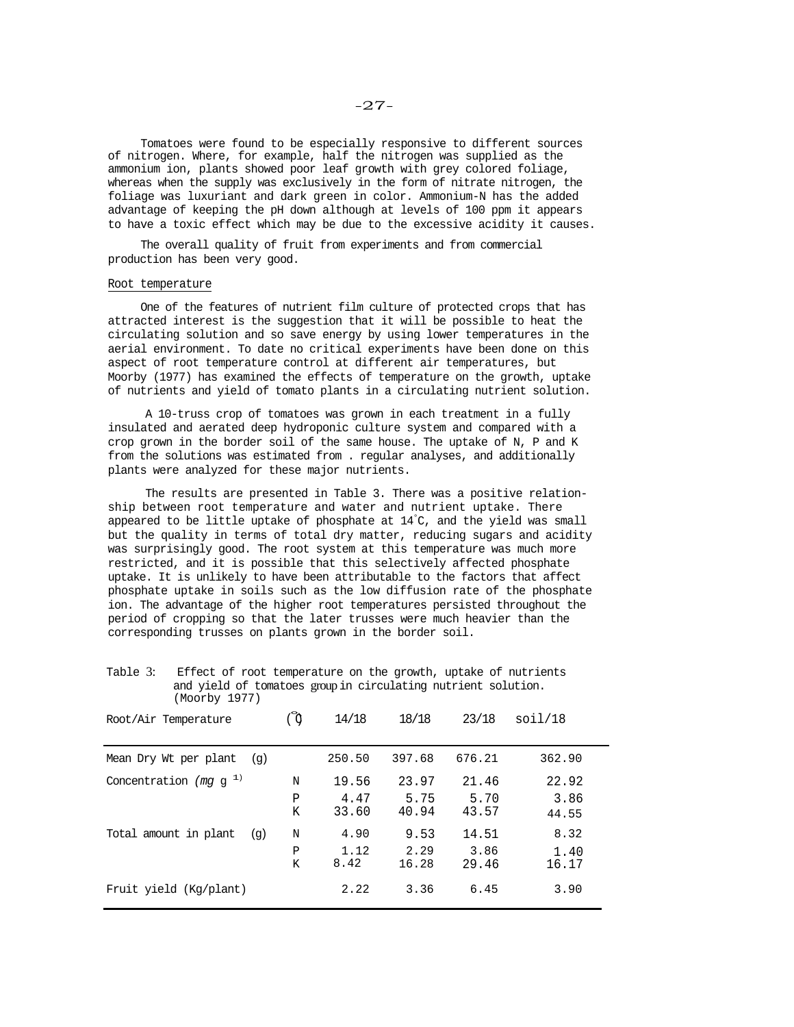Tomatoes were found to be especially responsive to different sources of nitrogen. Where, for example, half the nitrogen was supplied as the ammonium ion, plants showed poor leaf growth with grey colored foliage, whereas when the supply was exclusively in the form of nitrate nitrogen, the foliage was luxuriant and dark green in color. Ammonium-N has the added advantage of keeping the pH down although at levels of 100 ppm it appears to have a toxic effect which may be due to the excessive acidity it causes.

The overall quality of fruit from experiments and from commercial production has been very good.

## Root temperature

One of the features of nutrient film culture of protected crops that has attracted interest is the suggestion that it will be possible to heat the circulating solution and so save energy by using lower temperatures in the aerial environment. To date no critical experiments have been done on this aspect of root temperature control at different air temperatures, but Moorby (1977) has examined the effects of temperature on the growth, uptake of nutrients and yield of tomato plants in a circulating nutrient solution.

A 10-truss crop of tomatoes was grown in each treatment in a fully insulated and aerated deep hydroponic culture system and compared with a crop grown in the border soil of the same house. The uptake of N, P and K from the solutions was estimated from . regular analyses, and additionally plants were analyzed for these major nutrients.

The results are presented in Table 3. There was a positive relationship between root temperature and water and nutrient uptake. There appeared to be little uptake of phosphate at 14°C, and the yield was small but the quality in terms of total dry matter, reducing sugars and acidity was surprisingly good. The root system at this temperature was much more restricted, and it is possible that this selectively affected phosphate uptake. It is unlikely to have been attributable to the factors that affect phosphate uptake in soils such as the low diffusion rate of the phosphate ion. The advantage of the higher root temperatures persisted throughout the period of cropping so that the later trusses were much heavier than the corresponding trusses on plants grown in the border soil.

Table 3: Effect of root temperature on the growth, uptake of nutrients and yield of tomatoes group in circulating nutrient solution. (Moorby 1977)

| Root/Air Temperature | (°C) | 14/18 | 18/18 | 23/18 | soil/18 |
|---|---|---|---|---|---|
| Mean Dry Wt per plant (g) | | 250.50 | 397.68 | 676.21 | 362.90 |
| Concentration ($mg\ g^{-1}$) | N | 19.56 | 23.97 | 21.46 | 22.92 |
| | P | 4.47 | 5.75 | 5.70 | 3.86 |
| | K | 33.60 | 40.94 | 43.57 | 44.55 |
| Total amount in plant (g) | N | 4.90 | 9.53 | 14.51 | 8.32 |
| | P | 1.12 | 2.29 | 3.86 | 1.40 |
| | K | 8.42 | 16.28 | 29.46 | 16.17 |
| Fruit yield (Kg/plant) | | 2.22 | 3.36 | 6.45 | 3.90 |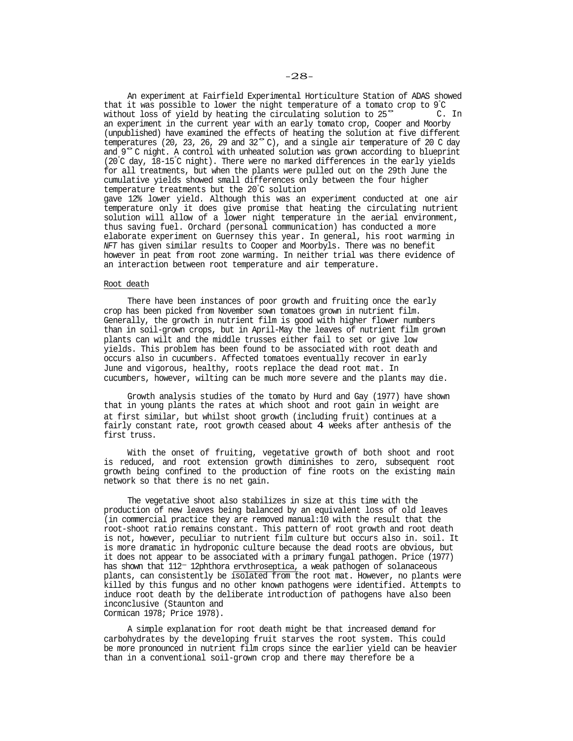An experiment at Fairfield Experimental Horticulture Station of ADAS showed that it was possible to lower the night temperature of a tomato crop to 9°C without loss of yield by heating the circulating solution to 25° C. In an experiment in the current year with an early tomato crop, Cooper and Moorby (unpublished) have examined the effects of heating the solution at five different temperatures (20, 23, 26, 29 and 32° C), and a single air temperature of 20 C day and 9° C night. A control with unheated solution was grown according to blueprint (20°C day, 18-15°C night). There were no marked differences in the early yields for all treatments, but when the plants were pulled out on the 29th June the cumulative yields showed small differences only between the four higher temperature treatments but the 20°C solution gave 12% lower yield. Although this was an experiment conducted at one air temperature only it does give promise that heating the circulating nutrient solution will allow of a lower night temperature in the aerial environment, thus saving fuel. Orchard (personal communication) has conducted a more elaborate experiment on Guernsey this year. In general, his root warming in *NFT* has given similar results to Cooper and Moorbyls. There was no benefit however in peat from root zone warming. In neither trial was there evidence of an interaction between root temperature and air temperature.

Root death

There have been instances of poor growth and fruiting once the early crop has been picked from November sown tomatoes grown in nutrient film. Generally, the growth in nutrient film is good with higher flower numbers than in soil-grown crops, but in April-May the leaves of nutrient film grown plants can wilt and the middle trusses either fail to set or give low yields. This problem has been found to be associated with root death and occurs also in cucumbers. Affected tomatoes eventually recover in early June and vigorous, healthy, roots replace the dead root mat. In cucumbers, however, wilting can be much more severe and the plants may die.

Growth analysis studies of the tomato by Hurd and Gay (1977) have shown that in young plants the rates at which shoot and root gain in weight are at first similar, but whilst shoot growth (including fruit) continues at a fairly constant rate, root growth ceased about 4 weeks after anthesis of the first truss.

With the onset of fruiting, vegetative growth of both shoot and root is reduced, and root extension growth diminishes to zero, subsequent root growth being confined to the production of fine roots on the existing main network so that there is no net gain.

The vegetative shoot also stabilizes in size at this time with the production of new leaves being balanced by an equivalent loss of old leaves (in commercial practice they are removed manual:10 with the result that the root-shoot ratio remains constant. This pattern of root growth and root death is not, however, peculiar to nutrient film culture but occurs also in. soil. It is more dramatic in hydroponic culture because the dead roots are obvious, but it does not appear to be associated with a primary fungal pathogen. Price (1977) has shown that 112- 12phthora ervthroseptica, a weak pathogen of solanaceous plants, can consistently be isolated from the root mat. However, no plants were killed by this fungus and no other known pathogens were identified. Attempts to induce root death by the deliberate introduction of pathogens have also been inconclusive (Staunton and Cormican 1978; Price 1978).

A simple explanation for root death might be that increased demand for carbohydrates by the developing fruit starves the root system. This could be more pronounced in nutrient film crops since the earlier yield can be heavier than in a conventional soil-grown crop and there may therefore be a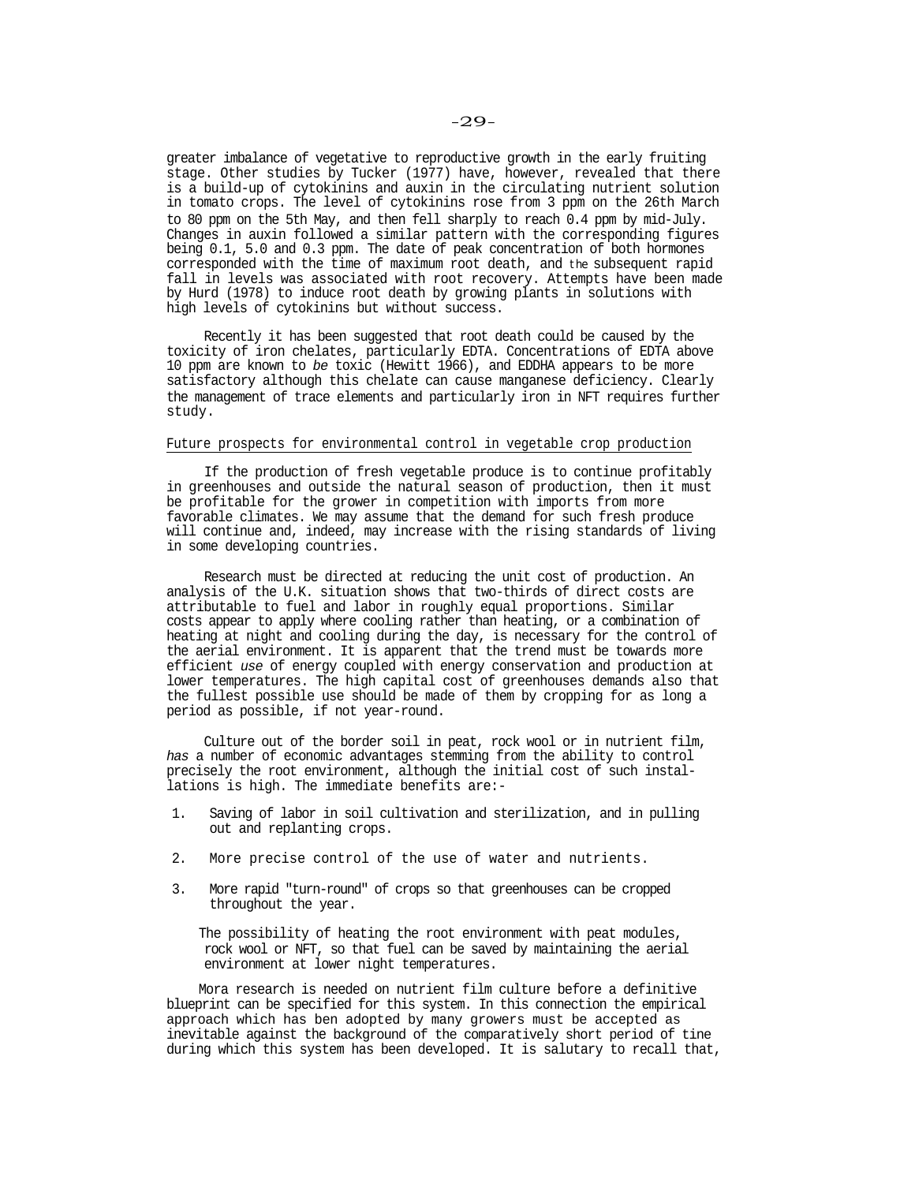greater imbalance of vegetative to reproductive growth in the early fruiting stage. Other studies by Tucker (1977) have, however, revealed that there is a build-up of cytokinins and auxin in the circulating nutrient solution in tomato crops. The level of cytokinins rose from 3 ppm on the 26th March to 80 ppm on the 5th May, and then fell sharply to reach 0.4 ppm by mid-July. Changes in auxin followed a similar pattern with the corresponding figures being 0.1, 5.0 and 0.3 ppm. The date of peak concentration of both hormones corresponded with the time of maximum root death, and the subsequent rapid fall in levels was associated with root recovery. Attempts have been made by Hurd (1978) to induce root death by growing plants in solutions with high levels of cytokinins but without success.

Recently it has been suggested that root death could be caused by the toxicity of iron chelates, particularly EDTA. Concentrations of EDTA above 10 ppm are known to *be* toxic (Hewitt 1966), and EDDHA appears to be more satisfactory although this chelate can cause manganese deficiency. Clearly the management of trace elements and particularly iron in NFT requires further study.

## Future prospects for environmental control in vegetable crop production

If the production of fresh vegetable produce is to continue profitably in greenhouses and outside the natural season of production, then it must be profitable for the grower in competition with imports from more favorable climates. We may assume that the demand for such fresh produce will continue and, indeed, may increase with the rising standards of living in some developing countries.

Research must be directed at reducing the unit cost of production. An analysis of the U.K. situation shows that two-thirds of direct costs are attributable to fuel and labor in roughly equal proportions. Similar costs appear to apply where cooling rather than heating, or a combination of heating at night and cooling during the day, is necessary for the control of the aerial environment. It is apparent that the trend must be towards more efficient *use* of energy coupled with energy conservation and production at lower temperatures. The high capital cost of greenhouses demands also that the fullest possible use should be made of them by cropping for as long a period as possible, if not year-round.

Culture out of the border soil in peat, rock wool or in nutrient film, *has* a number of economic advantages stemming from the ability to control precisely the root environment, although the initial cost of such installations is high. The immediate benefits are:-

1. Saving of labor in soil cultivation and sterilization, and in pulling out and replanting crops.
2. More precise control of the use of water and nutrients.
3. More rapid "turn-round" of crops so that greenhouses can be cropped throughout the year.

The possibility of heating the root environment with peat modules, rock wool or NFT, so that fuel can be saved by maintaining the aerial environment at lower night temperatures.

Mora research is needed on nutrient film culture before a definitive blueprint can be specified for this system. In this connection the empirical approach which has been adopted by many growers must be accepted as inevitable against the background of the comparatively short period of tine during which this system has been developed. It is salutary to recall that,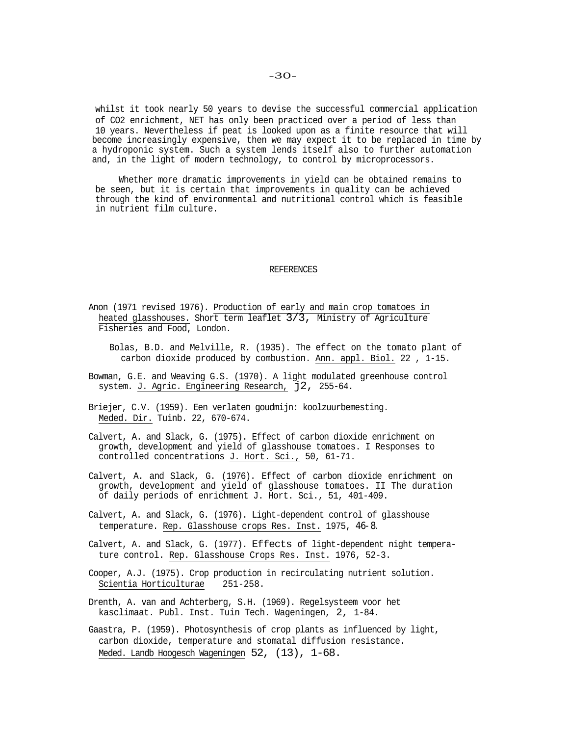whilst it took nearly 50 years to devise the successful commercial application of $CO_2$ enrichment, NET has only been practiced over a period of less than 10 years. Nevertheless if peat is looked upon as a finite resource that will become increasingly expensive, then we may expect it to be replaced in time by a hydroponic system. Such a system lends itself also to further automation and, in the light of modern technology, to control by microprocessors.

Whether more dramatic improvements in yield can be obtained remains to be seen, but it is certain that improvements in quality can be achieved through the kind of environmental and nutritional control which is feasible in nutrient film culture.

## REFERENCES

Anon (1971 revised 1976). Production of early and main crop tomatoes in heated glasshouses. Short term leaflet 3/3, Ministry of Agriculture Fisheries and Food, London.

Bolas, B.D. and Melville, R. (1935). The effect on the tomato plant of carbon dioxide produced by combustion. Ann. appl. Biol. 22 , 1-15.

Bowman, G.E. and Weaving G.S. (1970). A light modulated greenhouse control system. J. Agric. Engineering Research, j2, 255-64.

Briejer, C.V. (1959). Een verlaten goudmijn: koolzuurbemesting. Meded. Dir. Tuinb. 22, 670-674.

Calvert, A. and Slack, G. (1975). Effect of carbon dioxide enrichment on growth, development and yield of glasshouse tomatoes. I Responses to controlled concentrations J. Hort. Sci., 50, 61-71.

Calvert, A. and Slack, G. (1976). Effect of carbon dioxide enrichment on growth, development and yield of glasshouse tomatoes. II The duration of daily periods of enrichment J. Hort. Sci., 51, 401-409.

Calvert, A. and Slack, G. (1976). Light-dependent control of glasshouse temperature. Rep. Glasshouse crops Res. Inst. 1975, 46-8.

Calvert, A. and Slack, G. (1977). Effects of light-dependent night temperature control. Rep. Glasshouse Crops Res. Inst. 1976, 52-3.

Cooper, A.J. (1975). Crop production in recirculating nutrient solution. Scientia Horticulturae 251-258.

Drenth, A. van and Achterberg, S.H. (1969). Regelsysteem voor het kasclimaat. Publ. Inst. Tuin Tech. Wageningen, 2, 1-84.

Gaastra, P. (1959). Photosynthesis of crop plants as influenced by light, carbon dioxide, temperature and stomatal diffusion resistance. Meded. Landb Hoogesch Wageningen 52, (13), 1-68.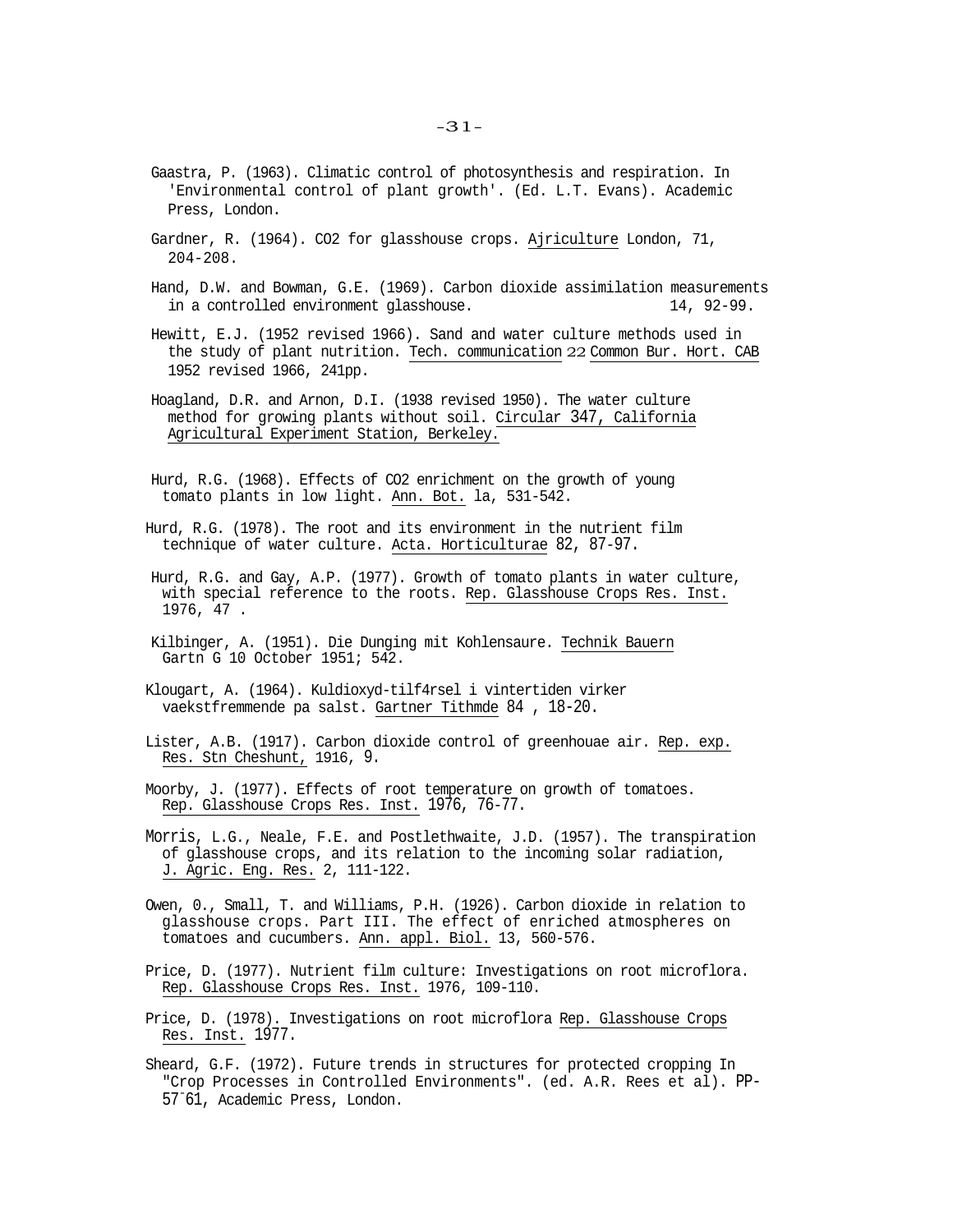Gaastra, P. (1963). Climatic control of photosynthesis and respiration. In 'Environmental control of plant growth'. (Ed. L.T. Evans). Academic Press, London.

Gardner, R. (1964). CO2 for glasshouse crops. Ajriculture London, 71, 204-208.

Hand, D.W. and Bowman, G.E. (1969). Carbon dioxide assimilation measurements in a controlled environment glasshouse. 14, 92-99.

Hewitt, E.J. (1952 revised 1966). Sand and water culture methods used in the study of plant nutrition. Tech. communication 22 Common Bur. Hort. CAB 1952 revised 1966, 241pp.

Hoagland, D.R. and Arnon, D.I. (1938 revised 1950). The water culture method for growing plants without soil. Circular 347, California Agricultural Experiment Station, Berkeley.

Hurd, R.G. (1968). Effects of CO2 enrichment on the growth of young tomato plants in low light. Ann. Bot. la, 531-542.

Hurd, R.G. (1978). The root and its environment in the nutrient film technique of water culture. Acta. Horticulturae 82, 87-97.

Hurd, R.G. and Gay, A.P. (1977). Growth of tomato plants in water culture, with special reference to the roots. Rep. Glasshouse Crops Res. Inst. 1976, 47 .

Kilbinger, A. (1951). Die Dunging mit Kohlensaure. Technik Bauern Gartn G 10 October 1951; 542.

Klougart, A. (1964). Kuldioxyd-tilf4rsel i vintertiden virker vaekstfremmende pa salst. Gartner Tithmde 84 , 18-20.

Lister, A.B. (1917). Carbon dioxide control of greenhouae air. Rep. exp. Res. Stn Cheshunt, 1916, 9.

Moorby, J. (1977). Effects of root temperature on growth of tomatoes. Rep. Glasshouse Crops Res. Inst. 1976, 76-77.

Morris, L.G., Neale, F.E. and Postlethwaite, J.D. (1957). The transpiration of glasshouse crops, and its relation to the incoming solar radiation, J. Agric. Eng. Res. 2, 111-122.

Owen, 0., Small, T. and Williams, P.H. (1926). Carbon dioxide in relation to glasshouse crops. Part III. The effect of enriched atmospheres on tomatoes and cucumbers. Ann. appl. Biol. 13, 560-576.

Price, D. (1977). Nutrient film culture: Investigations on root microflora. Rep. Glasshouse Crops Res. Inst. 1976, 109-110.

Price, D. (1978). Investigations on root microflora Rep. Glasshouse Crops Res. Inst. 1977.

Sheard, G.F. (1972). Future trends in structures for protected cropping In "Crop Processes in Controlled Environments". (ed. A.R. Rees et al). PP-57-61, Academic Press, London.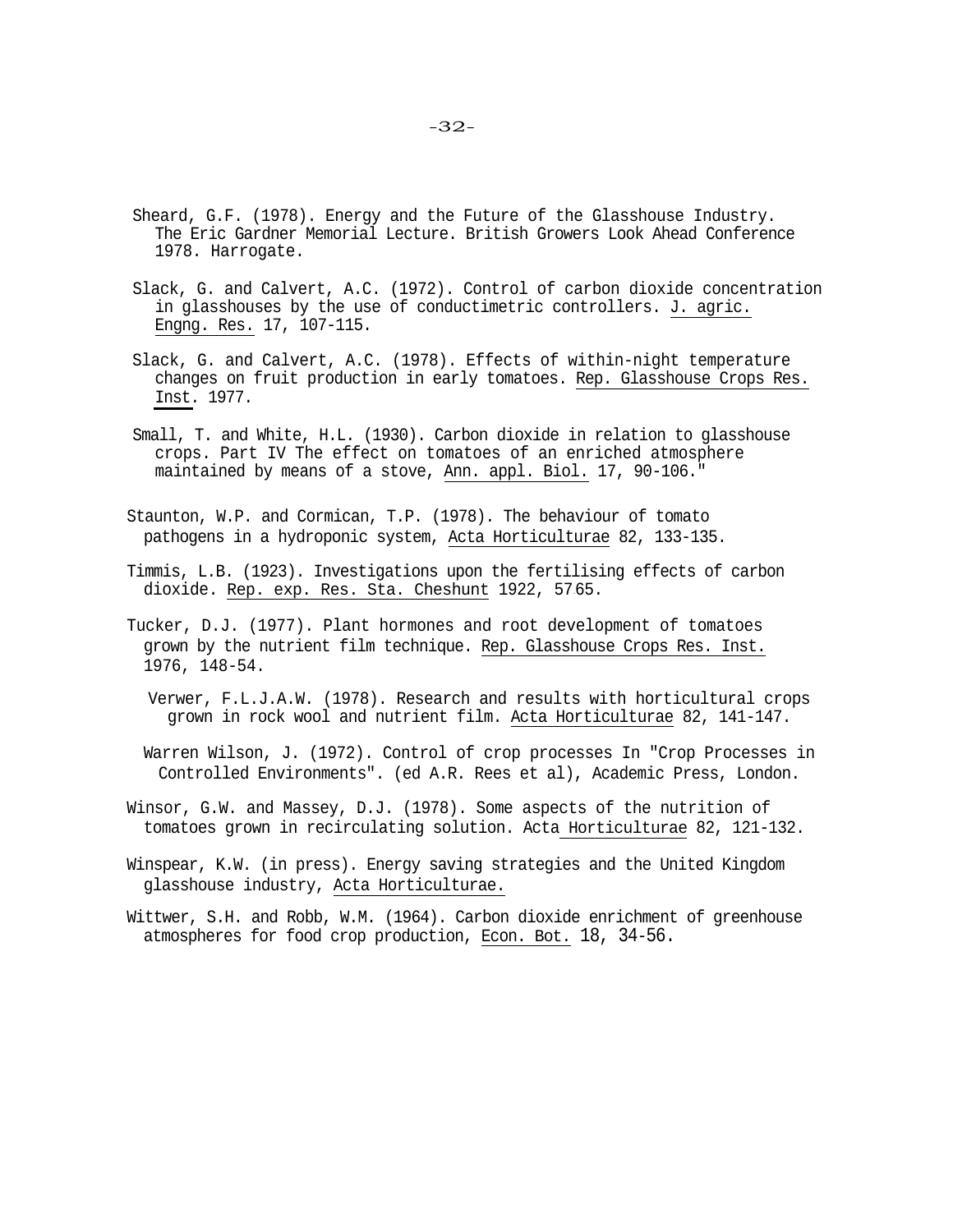Sheard, G.F. (1978). Energy and the Future of the Glasshouse Industry. The Eric Gardner Memorial Lecture. British Growers Look Ahead Conference 1978. Harrogate.

Slack, G. and Calvert, A.C. (1972). Control of carbon dioxide concentration in glasshouses by the use of conductimetric controllers. J. agric. Engng. Res. 17, 107-115.

Slack, G. and Calvert, A.C. (1978). Effects of within-night temperature changes on fruit production in early tomatoes. Rep. Glasshouse Crops Res. Inst. 1977.

Small, T. and White, H.L. (1930). Carbon dioxide in relation to glasshouse crops. Part IV The effect on tomatoes of an enriched atmosphere maintained by means of a stove, Ann. appl. Biol. 17, 90-106."

Staunton, W.P. and Cormican, T.P. (1978). The behaviour of tomato pathogens in a hydroponic system, Acta Horticulturae 82, 133-135.

Timmis, L.B. (1923). Investigations upon the fertilising effects of carbon dioxide. Rep. exp. Res. Sta. Cheshunt 1922, 57 65.

Tucker, D.J. (1977). Plant hormones and root development of tomatoes grown by the nutrient film technique. Rep. Glasshouse Crops Res. Inst. 1976, 148-54.

Verwer, F.L.J.A.W. (1978). Research and results with horticultural crops grown in rock wool and nutrient film. Acta Horticulturae 82, 141-147.

Warren Wilson, J. (1972). Control of crop processes In "Crop Processes in Controlled Environments". (ed A.R. Rees et al), Academic Press, London.

Winsor, G.W. and Massey, D.J. (1978). Some aspects of the nutrition of tomatoes grown in recirculating solution. Acta Horticulturae 82, 121-132.

Winspear, K.W. (in press). Energy saving strategies and the United Kingdom glasshouse industry, Acta Horticulturae.

Wittwer, S.H. and Robb, W.M. (1964). Carbon dioxide enrichment of greenhouse atmospheres for food crop production, Econ. Bot. 18, 34-56.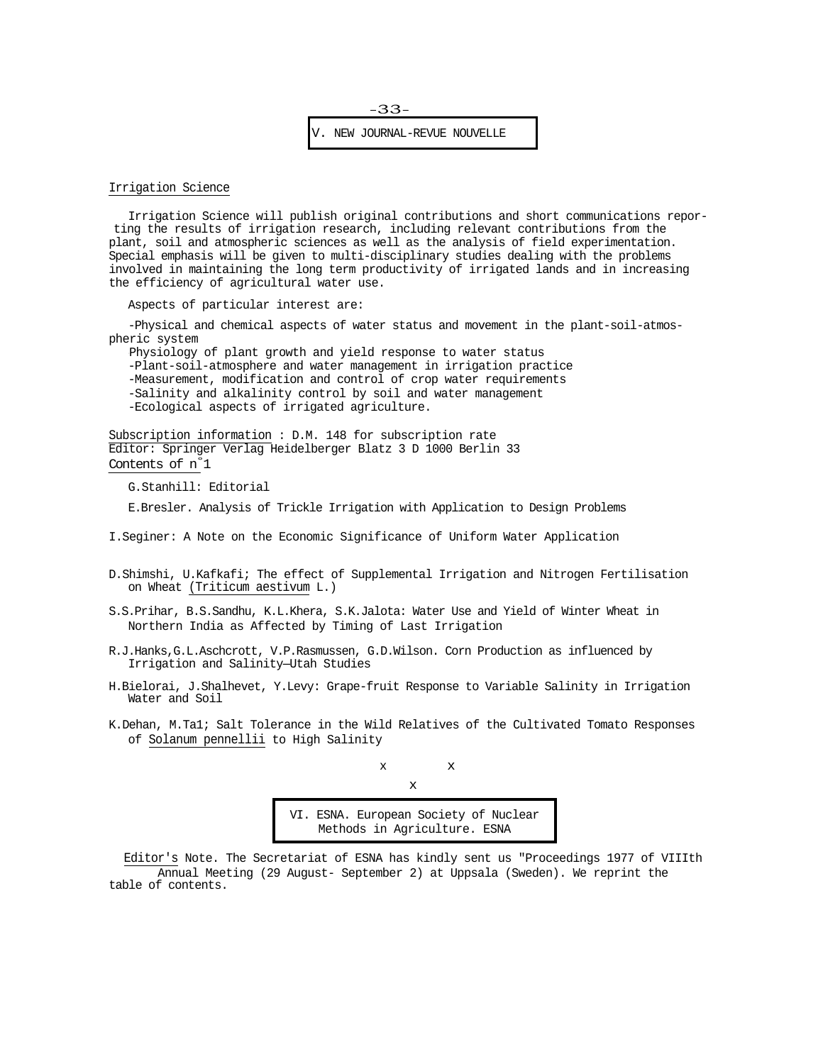## V. NEW JOURNAL-REVUE NOUVELLE

### Irrigation Science

Irrigation Science will publish original contributions and short communications reporting the results of irrigation research, including relevant contributions from the plant, soil and atmospheric sciences as well as the analysis of field experimentation. Special emphasis will be given to multi-disciplinary studies dealing with the problems involved in maintaining the long term productivity of irrigated lands and in increasing the efficiency of agricultural water use.

Aspects of particular interest are:

- Physical and chemical aspects of water status and movement in the plant-soil-atmospheric system
- Physiology of plant growth and yield response to water status
- Plant-soil-atmosphere and water management in irrigation practice
- Measurement, modification and control of crop water requirements
- Salinity and alkalinity control by soil and water management
- Ecological aspects of irrigated agriculture.

Subscription information : D.M. 148 for subscription rate
Editor: Springer Verlag Heidelberger Blatz 3 D 1000 Berlin 33
Contents of n°1

G.Stanhill: Editorial

E.Bresler. Analysis of Trickle Irrigation with Application to Design Problems

I.Seginer: A Note on the Economic Significance of Uniform Water Application

D.Shimshi, U.Kafkafi; The effect of Supplemental Irrigation and Nitrogen Fertilisation on Wheat (*Triticum aestivum* L.)

S.S.Prihar, B.S.Sandhu, K.L.Khera, S.K.Jalota: Water Use and Yield of Winter Wheat in Northern India as Affected by Timing of Last Irrigation

R.J.Hanks,G.L.Aschcrott, V.P.Rasmussen, G.D.Wilson. Corn Production as influenced by Irrigation and Salinity—Utah Studies

H.Bielorai, J.Shalhevet, Y.Levy: Grape-fruit Response to Variable Salinity in Irrigation Water and Soil

K.Dehan, M.Ta1; Salt Tolerance in the Wild Relatives of the Cultivated Tomato Responses of *Solanum pennellii* to High Salinity

x x
x

## VI. ESNA. European Society of Nuclear Methods in Agriculture. ESNA

Editor's Note. The Secretariat of ESNA has kindly sent us "Proceedings 1977 of VIIIth Annual Meeting (29 August- September 2) at Uppsala (Sweden). We reprint the table of contents.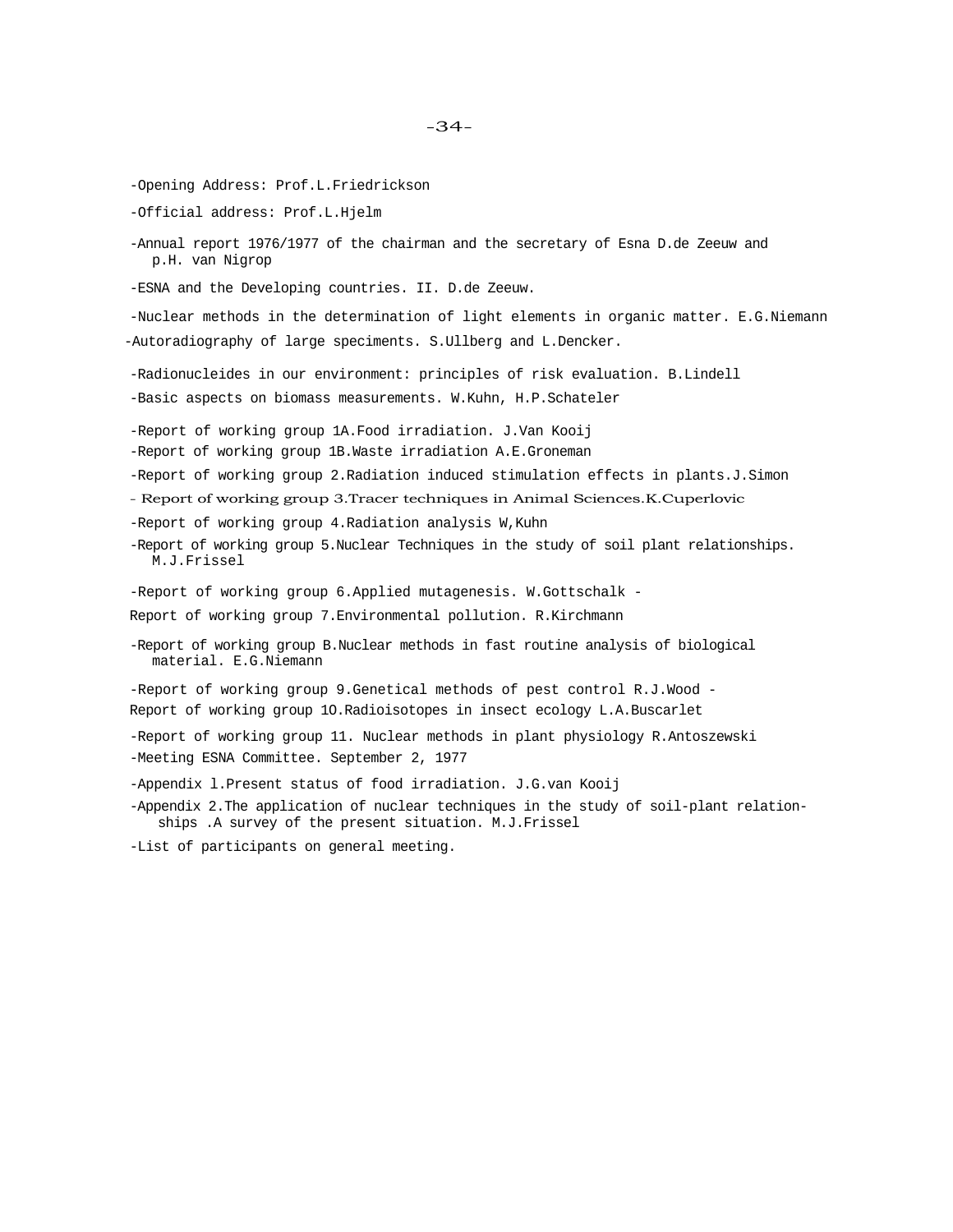-Opening Address: Prof.L.Friedrickson

-Official address: Prof.L.Hjelm

-Annual report 1976/1977 of the chairman and the secretary of Esna D.de Zeeuw and p.H. van Nigrop

-ESNA and the Developing countries. II. D.de Zeeuw.

-Nuclear methods in the determination of light elements in organic matter. E.G.Niemann

-Autoradiography of large speciments. S.Ullberg and L.Dencker.

-Radionucleides in our environment: principles of risk evaluation. B.Lindell

-Basic aspects on biomass measurements. W.Kuhn, H.P.Schateler

-Report of working group 1A.Food irradiation. J.Van Kooij

-Report of working group 1B.Waste irradiation A.E.Groneman

-Report of working group 2.Radiation induced stimulation effects in plants.J.Simon

- Report of working group 3.Tracer techniques in Animal Sciences.K.Cuperlovic

-Report of working group 4.Radiation analysis W,Kuhn

-Report of working group 5.Nuclear Techniques in the study of soil plant relationships. M.J.Frissel

-Report of working group 6.Applied mutagenesis. W.Gottschalk -

Report of working group 7.Environmental pollution. R.Kirchmann

-Report of working group B.Nuclear methods in fast routine analysis of biological material. E.G.Niemann

-Report of working group 9.Genetical methods of pest control R.J.Wood -

Report of working group 1O.Radioisotopes in insect ecology L.A.Buscarlet

-Report of working group 11. Nuclear methods in plant physiology R.Antoszewski

-Meeting ESNA Committee. September 2, 1977

-Appendix l.Present status of food irradiation. J.G.van Kooij

-Appendix 2.The application of nuclear techniques in the study of soil-plant relationships .A survey of the present situation. M.J.Frissel

-List of participants on general meeting.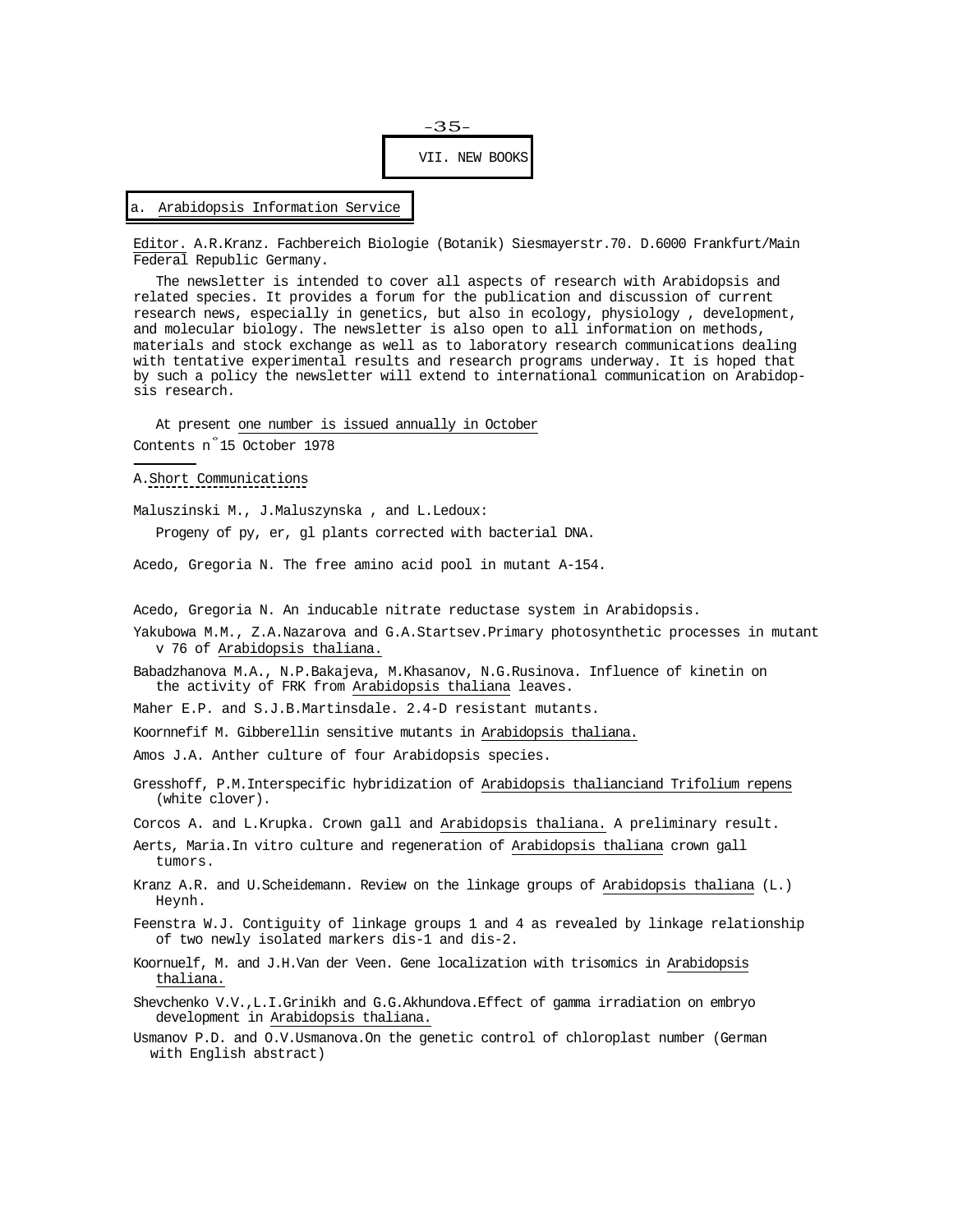# VII. NEW BOOKS

## a. Arabidopsis Information Service

Editor. A.R.Kranz. Fachbereich Biologie (Botanik) Siesmayerstr.70. D.6000 Frankfurt/Main Federal Republic Germany.

The newsletter is intended to cover all aspects of research with Arabidopsis and related species. It provides a forum for the publication and discussion of current research news, especially in genetics, but also in ecology, physiology , development, and molecular biology. The newsletter is also open to all information on methods, materials and stock exchange as well as to laboratory research communications dealing with tentative experimental results and research programs underway. It is hoped that by such a policy the newsletter will extend to international communication on Arabidopsis research.

At present one number is issued annually in October

Contents n°15 October 1978

A. Short Communications

Maluszinski M., J.Maluszynska , and L.Ledoux:
Progeny of py, er, gl plants corrected with bacterial DNA.

Acedo, Gregoria N. The free amino acid pool in mutant A-154.

Acedo, Gregoria N. An inducable nitrate reductase system in Arabidopsis.

Yakubowa M.M., Z.A.Nazarova and G.A.Startsev.Primary photosynthetic processes in mutant v 76 of *Arabidopsis thaliana.*

Babadzhanova M.A., N.P.Bakajeva, M.Khasanov, N.G.Rusinova. Influence of kinetin on the activity of FRK from *Arabidopsis thaliana* leaves.

Maher E.P. and S.J.B.Martinsdale. 2.4-D resistant mutants.

Koornnefif M. Gibberellin sensitive mutants in *Arabidopsis thaliana.*

Amos J.A. Anther culture of four Arabidopsis species.

Gresshoff, P.M.Interspecific hybridization of *Arabidopsis thalianciand Trifolium repens* (white clover).

Corcos A. and L.Krupka. Crown gall and *Arabidopsis thaliana.* A preliminary result.

Aerts, Maria.In vitro culture and regeneration of *Arabidopsis thaliana* crown gall tumors.

Kranz A.R. and U.Scheidemann. Review on the linkage groups of *Arabidopsis thaliana* (L.) Heynh.

Feenstra W.J. Contiguity of linkage groups 1 and 4 as revealed by linkage relationship of two newly isolated markers dis-1 and dis-2.

Koornuelf, M. and J.H.Van der Veen. Gene localization with trisomics in *Arabidopsis thaliana.*

Shevchenko V.V.,L.I.Grinikh and G.G.Akhundova.Effect of gamma irradiation on embryo development in *Arabidopsis thaliana.*

Usmanov P.D. and O.V.Usmanova.On the genetic control of chloroplast number (German with English abstract)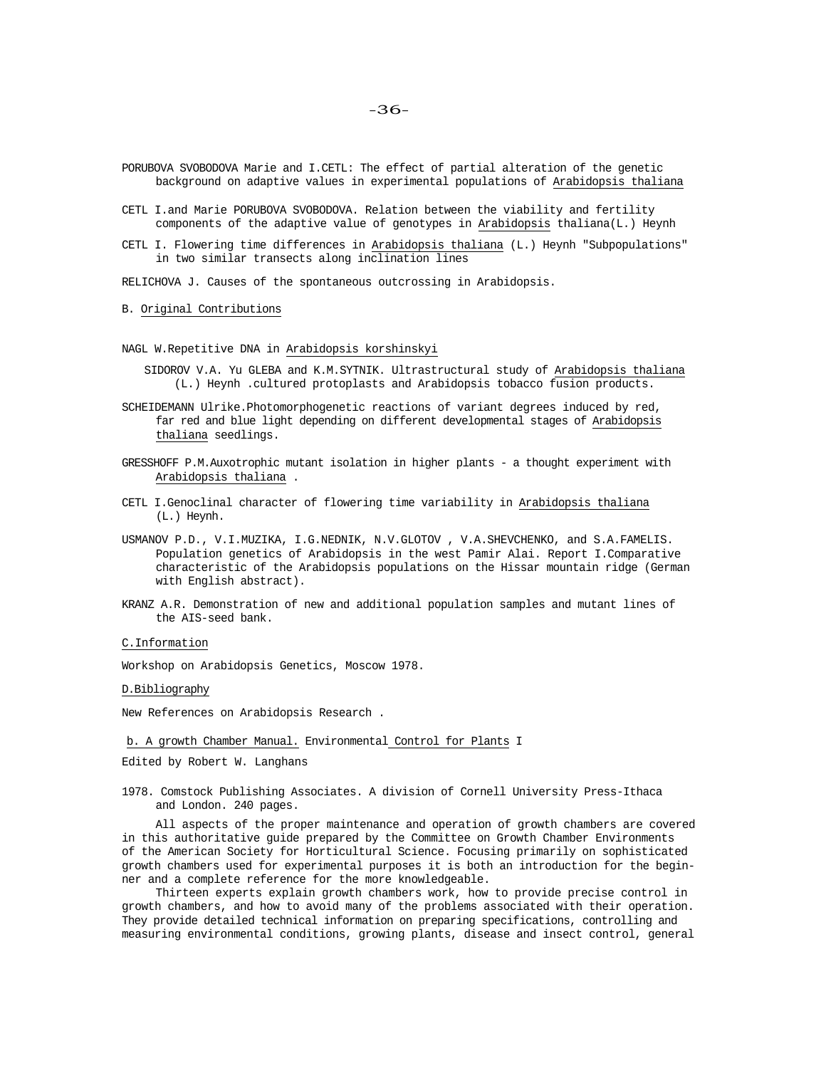PORUBOVA SVOBODOVA Marie and I.CETL: The effect of partial alteration of the genetic background on adaptive values in experimental populations of Arabidopsis thaliana

CETL I.and Marie PORUBOVA SVOBODOVA. Relation between the viability and fertility components of the adaptive value of genotypes in Arabidopsis thaliana(L.) Heynh

CETL I. Flowering time differences in Arabidopsis thaliana (L.) Heynh "Subpopulations" in two similar transects along inclination lines

RELICHOVA J. Causes of the spontaneous outcrossing in Arabidopsis.

B. Original Contributions

NAGL W.Repetitive DNA in Arabidopsis korshinskyi

SIDOROV V.A. Yu GLEBA and K.M.SYTNIK. Ultrastructural study of Arabidopsis thaliana (L.) Heynh .cultured protoplasts and Arabidopsis tobacco fusion products.

SCHEIDEMANN Ulrike.Photomorphogenetic reactions of variant degrees induced by red, far red and blue light depending on different developmental stages of Arabidopsis thaliana seedlings.

GRESSHOFF P.M.Auxotrophic mutant isolation in higher plants - a thought experiment with Arabidopsis thaliana .

CETL I.Genoclinal character of flowering time variability in Arabidopsis thaliana (L.) Heynh.

USMANOV P.D., V.I.MUZIKA, I.G.NEDNIK, N.V.GLOTOV , V.A.SHEVCHENKO, and S.A.FAMELIS. Population genetics of Arabidopsis in the west Pamir Alai. Report I.Comparative characteristic of the Arabidopsis populations on the Hissar mountain ridge (German with English abstract).

KRANZ A.R. Demonstration of new and additional population samples and mutant lines of the AIS-seed bank.

C.Information

Workshop on Arabidopsis Genetics, Moscow 1978.

D.Bibliography

New References on Arabidopsis Research .

b. A growth Chamber Manual. Environmental Control for Plants I

Edited by Robert W. Langhans

1978. Comstock Publishing Associates. A division of Cornell University Press-Ithaca and London. 240 pages.

All aspects of the proper maintenance and operation of growth chambers are covered in this authoritative guide prepared by the Committee on Growth Chamber Environments of the American Society for Horticultural Science. Focusing primarily on sophisticated growth chambers used for experimental purposes it is both an introduction for the beginner and a complete reference for the more knowledgeable.

Thirteen experts explain growth chambers work, how to provide precise control in growth chambers, and how to avoid many of the problems associated with their operation. They provide detailed technical information on preparing specifications, controlling and measuring environmental conditions, growing plants, disease and insect control, general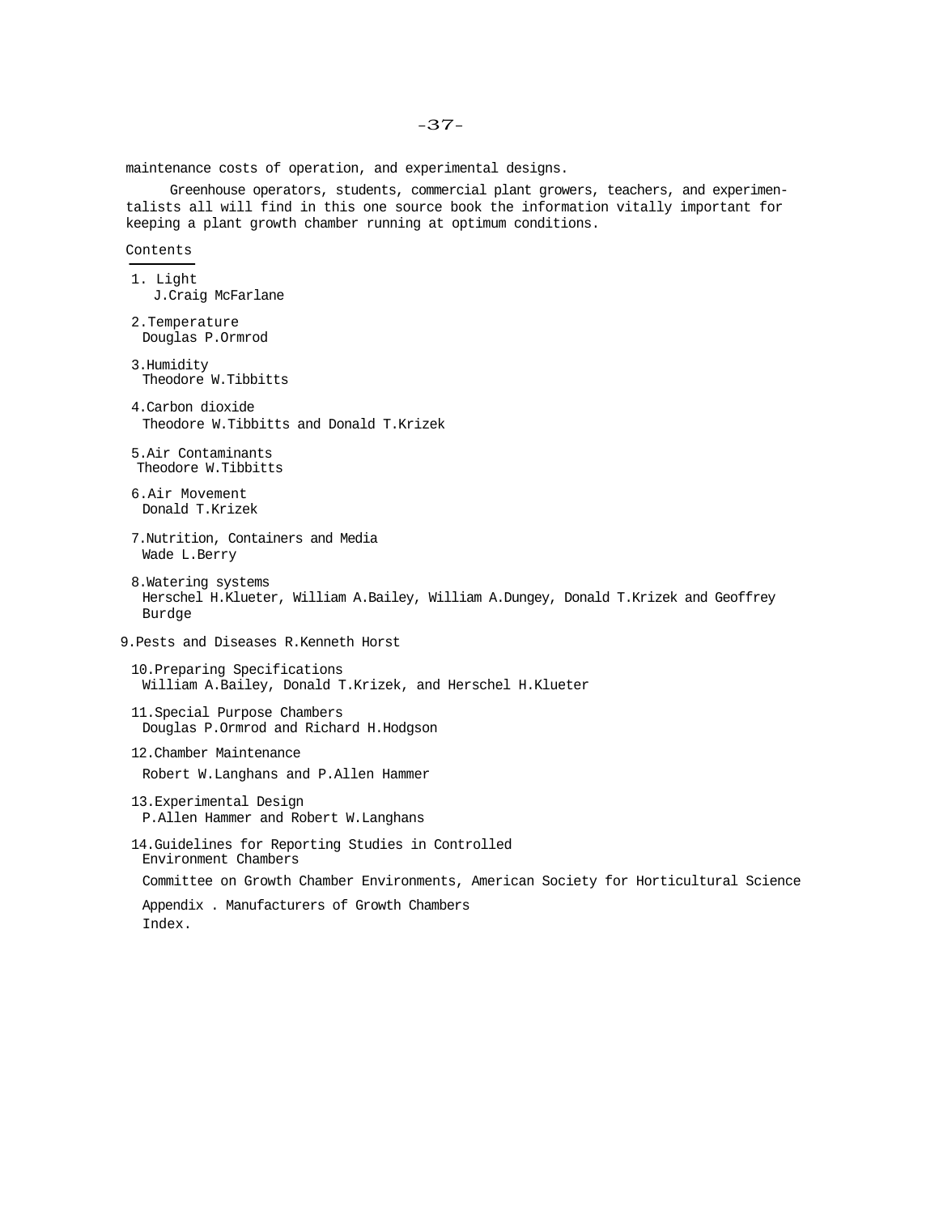maintenance costs of operation, and experimental designs.

Greenhouse operators, students, commercial plant growers, teachers, and experimentalists all will find in this one source book the information vitally important for keeping a plant growth chamber running at optimum conditions.

Contents

1. Light
   J.Craig McFarlane

2. Temperature
   Douglas P.Ormrod

3. Humidity
   Theodore W.Tibbitts

4. Carbon dioxide
   Theodore W.Tibbitts and Donald T.Krizek

5. Air Contaminants
   Theodore W.Tibbitts

6. Air Movement
   Donald T.Krizek

7. Nutrition, Containers and Media
   Wade L.Berry

8. Watering systems
   Herschel H.Klueter, William A.Bailey, William A.Dungey, Donald T.Krizek and Geoffrey Burdge

9. Pests and Diseases R.Kenneth Horst

10. Preparing Specifications
    William A.Bailey, Donald T.Krizek, and Herschel H.Klueter

11. Special Purpose Chambers
    Douglas P.Ormrod and Richard H.Hodgson

12. Chamber Maintenance
    Robert W.Langhans and P.Allen Hammer

13. Experimental Design
    P.Allen Hammer and Robert W.Langhans

14. Guidelines for Reporting Studies in Controlled Environment Chambers
    Committee on Growth Chamber Environments, American Society for Horticultural Science

Appendix . Manufacturers of Growth Chambers

Index.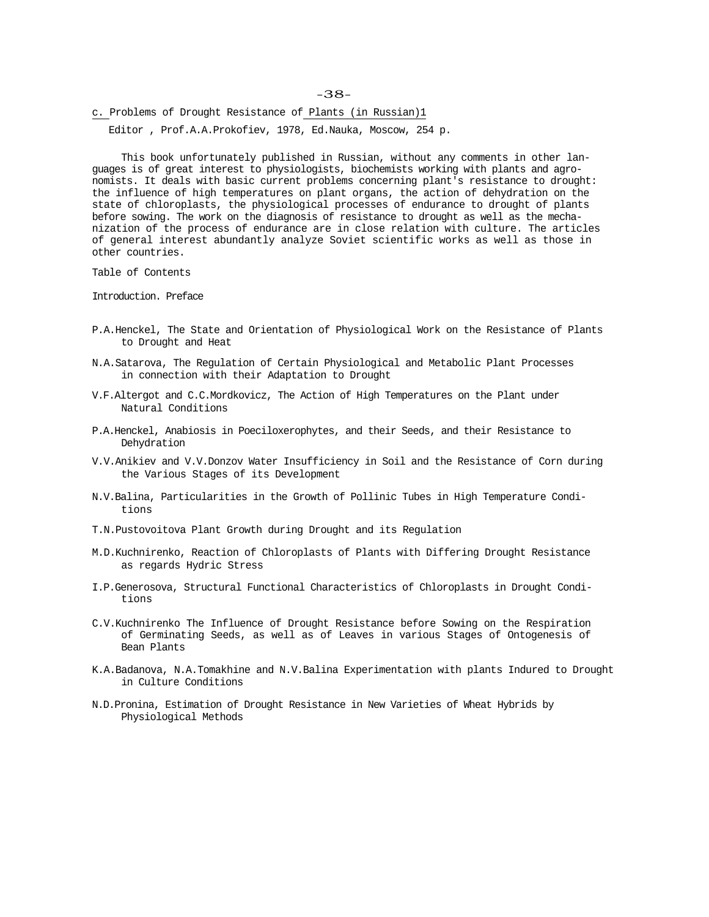c. Problems of Drought Resistance of Plants (in Russian)1

Editor , Prof.A.A.Prokofiev, 1978, Ed.Nauka, Moscow, 254 p.

This book unfortunately published in Russian, without any comments in other languages is of great interest to physiologists, biochemists working with plants and agronomists. It deals with basic current problems concerning plant's resistance to drought: the influence of high temperatures on plant organs, the action of dehydration on the state of chloroplasts, the physiological processes of endurance to drought of plants before sowing. The work on the diagnosis of resistance to drought as well as the mechanization of the process of endurance are in close relation with culture. The articles of general interest abundantly analyze Soviet scientific works as well as those in other countries.

Table of Contents

Introduction. Preface

P.A.Henckel, The State and Orientation of Physiological Work on the Resistance of Plants to Drought and Heat

N.A.Satarova, The Regulation of Certain Physiological and Metabolic Plant Processes in connection with their Adaptation to Drought

V.F.Altergot and C.C.Mordkovicz, The Action of High Temperatures on the Plant under Natural Conditions

P.A.Henckel, Anabiosis in Poeciloxerophytes, and their Seeds, and their Resistance to Dehydration

V.V.Anikiev and V.V.Donzov Water Insufficiency in Soil and the Resistance of Corn during the Various Stages of its Development

N.V.Balina, Particularities in the Growth of Pollinic Tubes in High Temperature Conditions

T.N.Pustovoitova Plant Growth during Drought and its Regulation

M.D.Kuchnirenko, Reaction of Chloroplasts of Plants with Differing Drought Resistance as regards Hydric Stress

I.P.Generosova, Structural Functional Characteristics of Chloroplasts in Drought Conditions

C.V.Kuchnirenko The Influence of Drought Resistance before Sowing on the Respiration of Germinating Seeds, as well as of Leaves in various Stages of Ontogenesis of Bean Plants

K.A.Badanova, N.A.Tomakhine and N.V.Balina Experimentation with plants Indured to Drought in Culture Conditions

N.D.Pronina, Estimation of Drought Resistance in New Varieties of Wheat Hybrids by Physiological Methods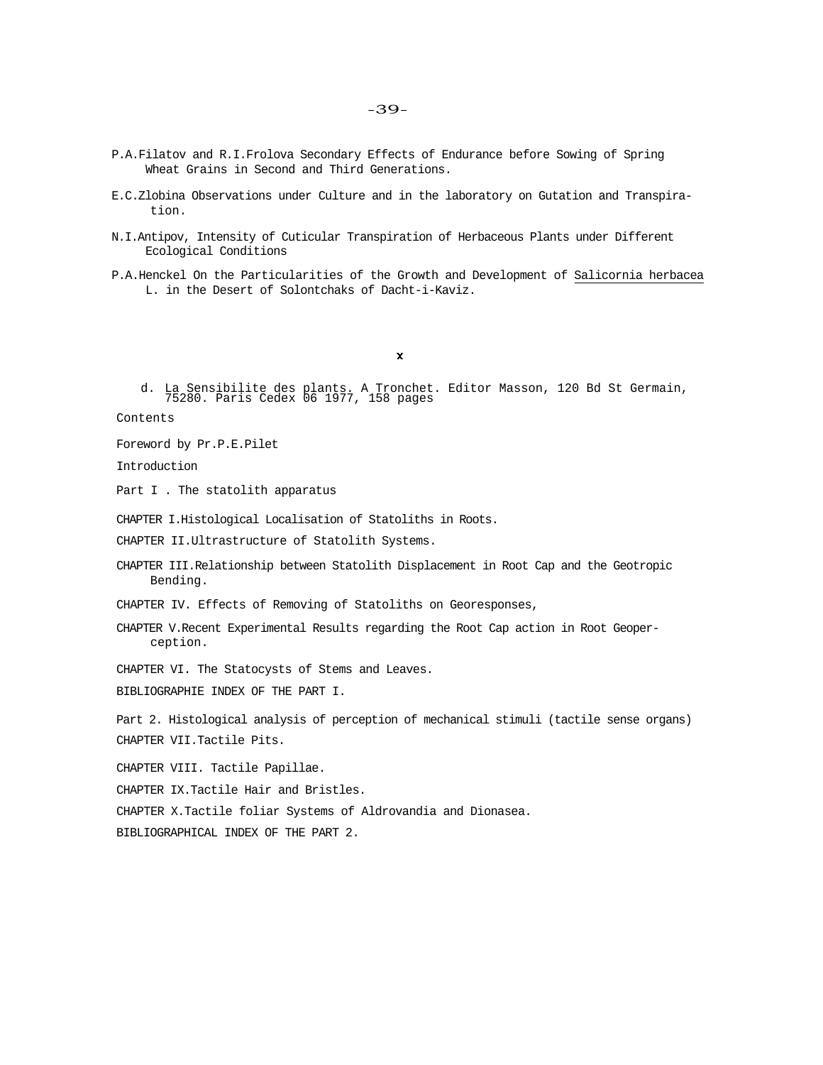P.A.Filatov and R.I.Frolova Secondary Effects of Endurance before Sowing of Spring Wheat Grains in Second and Third Generations.

E.C.Zlobina Observations under Culture and in the laboratory on Gutation and Transpiration.

N.I.Antipov, Intensity of Cuticular Transpiration of Herbaceous Plants under Different Ecological Conditions

P.A.Henckel On the Particularities of the Growth and Development of Salicornia herbacea L. in the Desert of Solontchaks of Dacht-i-Kaviz.

x

d. La Sensibilite des plants. A Tronchet. Editor Masson, 120 Bd St Germain, 75280. Paris Cedex 06 1977, 158 pages

Contents

Foreword by Pr.P.E.Pilet

Introduction

Part I . The statolith apparatus

CHAPTER I.Histological Localisation of Statoliths in Roots.

CHAPTER II.Ultrastructure of Statolith Systems.

CHAPTER III.Relationship between Statolith Displacement in Root Cap and the Geotropic Bending.

CHAPTER IV. Effects of Removing of Statoliths on Georesponses,

CHAPTER V.Recent Experimental Results regarding the Root Cap action in Root Geoperception.

CHAPTER VI. The Statocysts of Stems and Leaves.

BIBLIOGRAPHIE INDEX OF THE PART I.

Part 2. Histological analysis of perception of mechanical stimuli (tactile sense organs)

CHAPTER VII.Tactile Pits.

CHAPTER VIII. Tactile Papillae.

CHAPTER IX.Tactile Hair and Bristles.

CHAPTER X.Tactile foliar Systems of Aldrovandia and Dionasea.

BIBLIOGRAPHICAL INDEX OF THE PART 2.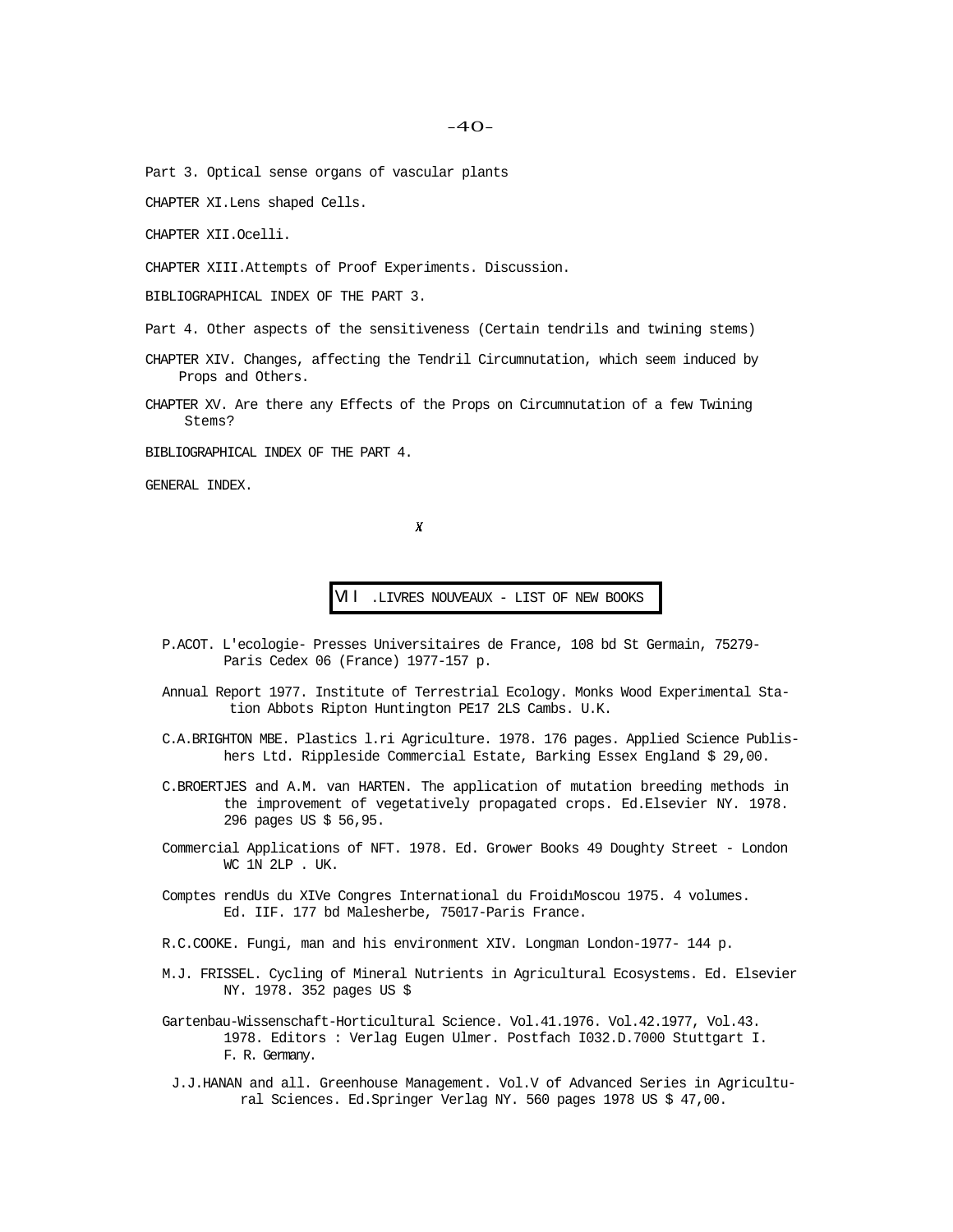Part 3. Optical sense organs of vascular plants

CHAPTER XI.Lens shaped Cells.

CHAPTER XII.Ocelli.

CHAPTER XIII.Attempts of Proof Experiments. Discussion.

BIBLIOGRAPHICAL INDEX OF THE PART 3.

Part 4. Other aspects of the sensitiveness (Certain tendrils and twining stems)

CHAPTER XIV. Changes, affecting the Tendril Circumnutation, which seem induced by Props and Others.

CHAPTER XV. Are there any Effects of the Props on Circumnutation of a few Twining Stems?

BIBLIOGRAPHICAL INDEX OF THE PART 4.

GENERAL INDEX.

x

## VII .LIVRES NOUVEAUX - LIST OF NEW BOOKS

P.ACOT. L'ecologie- Presses Universitaires de France, 108 bd St Germain, 75279-Paris Cedex 06 (France) 1977-157 p.

Annual Report 1977. Institute of Terrestrial Ecology. Monks Wood Experimental Station Abbots Ripton Huntington PE17 2LS Cambs. U.K.

C.A.BRIGHTON MBE. Plastics l.ri Agriculture. 1978. 176 pages. Applied Science Publishers Ltd. Rippleside Commercial Estate, Barking Essex England $ 29,00.

C.BROERTJES and A.M. van HARTEN. The application of mutation breeding methods in the improvement of vegetatively propagated crops. Ed.Elsevier NY. 1978. 296 pages US $ 56,95.

Commercial Applications of NFT. 1978. Ed. Grower Books 49 Doughty Street - London WC 1N 2LP . UK.

Comptes rendUs du XIVe Congres International du Froid Moscou 1975. 4 volumes. Ed. IIF. 177 bd Malesherbe, 75017-Paris France.

R.C.COOKE. Fungi, man and his environment XIV. Longman London-1977- 144 p.

M.J. FRISSEL. Cycling of Mineral Nutrients in Agricultural Ecosystems. Ed. Elsevier NY. 1978. 352 pages US $

Gartenbau-Wissenschaft-Horticultural Science. Vol.41.1976. Vol.42.1977, Vol.43. 1978. Editors : Verlag Eugen Ulmer. Postfach I032.D.7000 Stuttgart I. F. R. Germany.

J.J.HANAN and all. Greenhouse Management. Vol.V of Advanced Series in Agricultural Sciences. Ed.Springer Verlag NY. 560 pages 1978 US $ 47,00.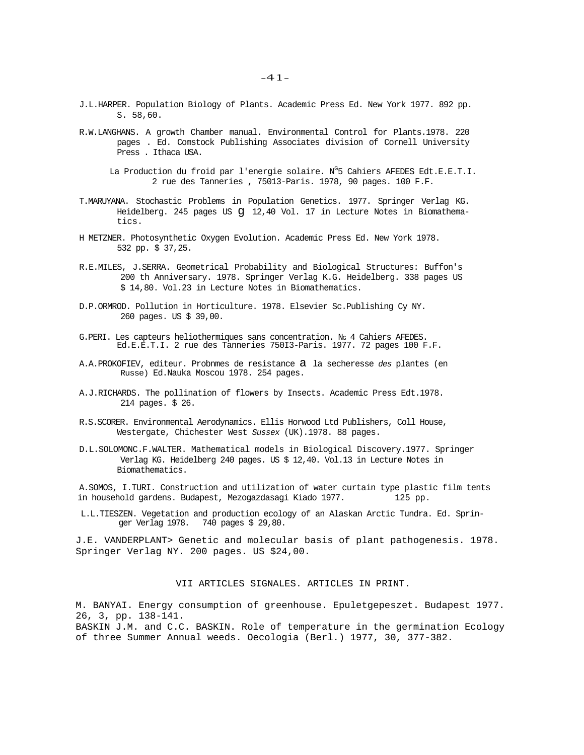J.L.HARPER. Population Biology of Plants. Academic Press Ed. New York 1977. 892 pp. S. 58,60.

R.W.LANGHANS. A growth Chamber manual. Environmental Control for Plants.1978. 220 pages . Ed. Comstock Publishing Associates division of Cornell University Press . Ithaca USA.

La Production du froid par l'energie solaire. N°5 Cahiers AFEDES Edt.E.E.T.I. 2 rue des Tanneries , 75013-Paris. 1978, 90 pages. 100 F.F.

T.MARUYANA. Stochastic Problems in Population Genetics. 1977. Springer Verlag KG. Heidelberg. 245 pages US g 12,40 Vol. 17 in Lecture Notes in Biomathematics.

H METZNER. Photosynthetic Oxygen Evolution. Academic Press Ed. New York 1978. 532 pp. $ 37,25.

R.E.MILES, J.SERRA. Geometrical Probability and Biological Structures: Buffon's 200 th Anniversary. 1978. Springer Verlag K.G. Heidelberg. 338 pages US $ 14,80. Vol.23 in Lecture Notes in Biomathematics.

D.P.ORMROD. Pollution in Horticulture. 1978. Elsevier Sc.Publishing Cy NY. 260 pages. US $ 39,00.

G.PERI. Les capteurs heliothermiques sans concentration. N° 4 Cahiers AFEDES. Ed.E.E.T.I. 2 rue des Tanneries 750I3-Paris. 1977. 72 pages 100 F.F.

A.A.PROKOFIEV, editeur. Probnmes de resistance a la secheresse *des* plantes (en Russe) Ed.Nauka Moscou 1978. 254 pages.

A.J.RICHARDS. The pollination of flowers by Insects. Academic Press Edt.1978. 214 pages. $ 26.

R.S.SCORER. Environmental Aerodynamics. Ellis Horwood Ltd Publishers, Coll House, Westergate, Chichester West *Sussex* (UK).1978. 88 pages.

D.L.SOLOMONC.F.WALTER. Mathematical models in Biological Discovery.1977. Springer Verlag KG. Heidelberg 240 pages. US $ 12,40. Vol.13 in Lecture Notes in Biomathematics.

A.SOMOS, I.TURI. Construction and utilization of water curtain type plastic film tents in household gardens. Budapest, Mezogazdasagi Kiado 1977. 125 pp.

L.L.TIESZEN. Vegetation and production ecology of an Alaskan Arctic Tundra. Ed. Springer Verlag 1978. 740 pages $ 29,80.

J.E. VANDERPLANT> Genetic and molecular basis of plant pathogenesis. 1978. Springer Verlag NY. 200 pages. US $24,00.

## VII ARTICLES SIGNALES. ARTICLES IN PRINT.

M. BANYAI. Energy consumption of greenhouse. Epuletgepeszet. Budapest 1977. 26, 3, pp. 138-141.

BASKIN J.M. and C.C. BASKIN. Role of temperature in the germination Ecology of three Summer Annual weeds. Oecologia (Berl.) 1977, 30, 377-382.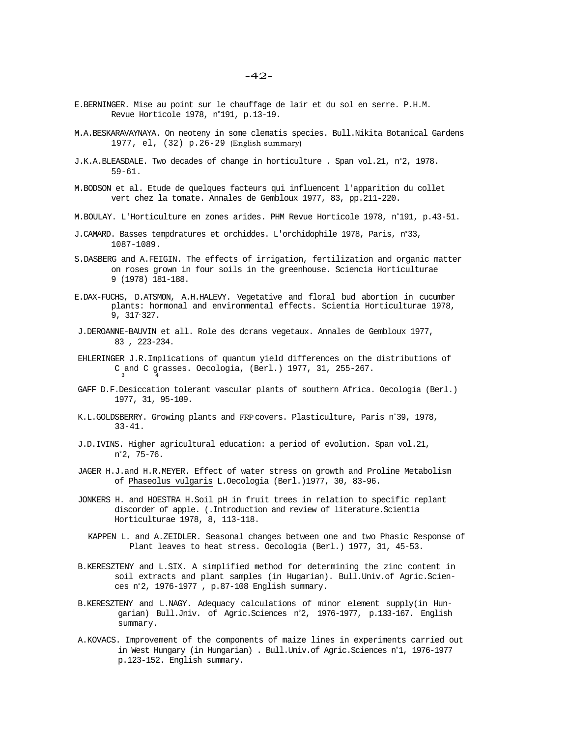E.BERNINGER. Mise au point sur le chauffage de lair et du sol en serre. P.H.M. Revue Horticole 1978, n°191, p.13-19.

M.A.BESKARAVAYNAYA. On neoteny in some clematis species. Bull.Nikita Botanical Gardens 1977, el, (32) p.26-29 (English summary)

J.K.A.BLEASDALE. Two decades of change in horticulture . Span vol.21, n°2, 1978. 59-61.

M.BODSON et al. Etude de quelques facteurs qui influencent l'apparition du collet vert chez la tomate. Annales de Gembloux 1977, 83, pp.211-220.

M.BOULAY. L'Horticulture en zones arides. PHM Revue Horticole 1978, n°191, p.43-51.

J.CAMARD. Basses tempdratures et orchiddes. L'orchidophile 1978, Paris, n°33, 1087-1089.

S.DASBERG and A.FEIGIN. The effects of irrigation, fertilization and organic matter on roses grown in four soils in the greenhouse. Sciencia Horticulturae 9 (1978) 181-188.

E.DAX-FUCHS, D.ATSMON, A.H.HALEVY. Vegetative and floral bud abortion in cucumber plants: hormonal and environmental effects. Scientia Horticulturae 1978, 9, 317-327.

J.DEROANNE-BAUVIN et all. Role des dcrans vegetaux. Annales de Gembloux 1977, 83 , 223-234.

EHLERINGER J.R.Implications of quantum yield differences on the distributions of $C_3$ and $C_4$ grasses. Oecologia, (Berl.) 1977, 31, 255-267.

GAFF D.F.Desiccation tolerant vascular plants of southern Africa. Oecologia (Berl.) 1977, 31, 95-109.

K.L.GOLDSBERRY. Growing plants and FRP covers. Plasticulture, Paris n°39, 1978, 33-41.

J.D.IVINS. Higher agricultural education: a period of evolution. Span vol.21, n°2, 75-76.

JAGER H.J.and H.R.MEYER. Effect of water stress on growth and Proline Metabolism of Phaseolus vulgaris L.Oecologia (Berl.)1977, 30, 83-96.

JONKERS H. and HOESTRA H.Soil pH in fruit trees in relation to specific replant discorder of apple. (.Introduction and review of literature.Scientia Horticulturae 1978, 8, 113-118.

KAPPEN L. and A.ZEIDLER. Seasonal changes between one and two Phasic Response of Plant leaves to heat stress. Oecologia (Berl.) 1977, 31, 45-53.

B.KERESZTENY and L.SIX. A simplified method for determining the zinc content in soil extracts and plant samples (in Hugarian). Bull.Univ.of Agric.Sciences n°2, 1976-1977 , p.87-108 English summary.

B.KERESZTENY and L.NAGY. Adequacy calculations of minor element supply(in Hungarian) Bull.Jniv. of Agric.Sciences n°2, 1976-1977, p.133-167. English summary.

A.KOVACS. Improvement of the components of maize lines in experiments carried out in West Hungary (in Hungarian) . Bull.Univ.of Agric.Sciences n°1, 1976-1977 p.123-152. English summary.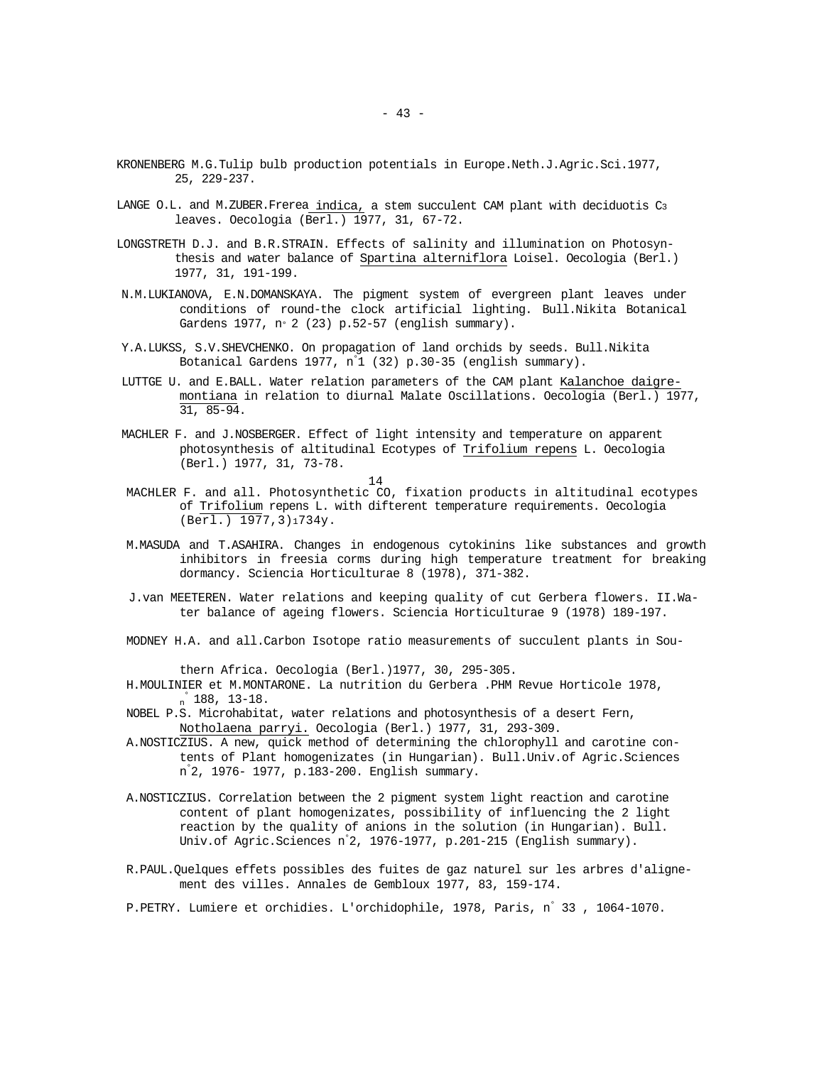KRONENBERG M.G. Tulip bulb production potentials in Europe. Neth.J.Agric.Sci. 1977, 25, 229-237.

LANGE O.L. and M.ZUBER. Frerea indica, a stem succulent CAM plant with deciduotis $C_3$ leaves. Oecologia (Berl.) 1977, 31, 67-72.

LONGSTRETH D.J. and B.R.STRAIN. Effects of salinity and illumination on Photosynthesis and water balance of Spartina alterniflora Loisel. Oecologia (Berl.) 1977, 31, 191-199.

N.M.LUKIANOVA, E.N.DOMANSKAYA. The pigment system of evergreen plant leaves under conditions of round-the clock artificial lighting. Bull.Nikita Botanical Gardens 1977, n° 2 (23) p.52-57 (english summary).

Y.A.LUKSS, S.V.SHEVCHENKO. On propagation of land orchids by seeds. Bull.Nikita Botanical Gardens 1977, n°1 (32) p.30-35 (english summary).

LUTTGE U. and E.BALL. Water relation parameters of the CAM plant Kalanchoe daigremontiana in relation to diurnal Malate Oscillations. Oecologia (Berl.) 1977, 31, 85-94.

MACHLER F. and J.NOSBERGER. Effect of light intensity and temperature on apparent photosynthesis of altitudinal Ecotypes of Trifolium repens L. Oecologia (Berl.) 1977, 31, 73-78.

MACHLER F. and all. Photosynthetic $^{14}CO_2$ fixation products in altitudinal ecotypes of Trifolium repens L. with different temperature requirements. Oecologia (Berl.) 1977,3)1734y.

M.MASUDA and T.ASAHIRA. Changes in endogenous cytokinins like substances and growth inhibitors in freesia corms during high temperature treatment for breaking dormancy. Sciencia Horticulturae 8 (1978), 371-382.

J.van MEETEREN. Water relations and keeping quality of cut Gerbera flowers. II.Water balance of ageing flowers. Sciencia Horticulturae 9 (1978) 189-197.

MODNEY H.A. and all. Carbon Isotope ratio measurements of succulent plants in Southern Africa. Oecologia (Berl.)1977, 30, 295-305.

H.MOULINIER et M.MONTARONE. La nutrition du Gerbera .PHM Revue Horticole 1978, n° 188, 13-18.

NOBEL P.S. Microhabitat, water relations and photosynthesis of a desert Fern, Notholaena parryi. Oecologia (Berl.) 1977, 31, 293-309.

A.NOSTICZIUS. A new, quick method of determining the chlorophyll and carotine contents of Plant homogenizates (in Hungarian). Bull.Univ.of Agric.Sciences n°2, 1976- 1977, p.183-200. English summary.

A.NOSTICZIUS. Correlation between the 2 pigment system light reaction and carotine content of plant homogenizates, possibility of influencing the 2 light reaction by the quality of anions in the solution (in Hungarian). Bull. Univ.of Agric.Sciences n°2, 1976-1977, p.201-215 (English summary).

R.PAUL. Quelques effets possibles des fuites de gaz naturel sur les arbres d'alignement des villes. Annales de Gembloux 1977, 83, 159-174.

P.PETRY. Lumiere et orchidies. L'orchidophile, 1978, Paris, n° 33 , 1064-1070.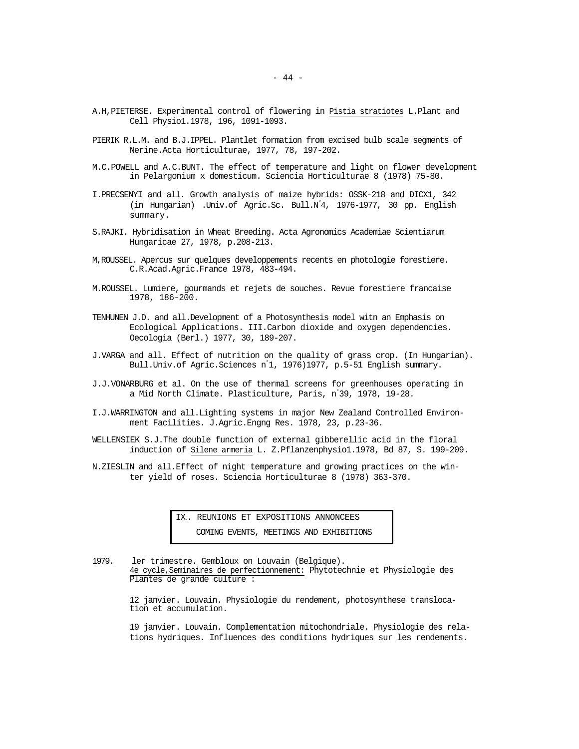A.H,PIETERSE. Experimental control of flowering in _Pistia stratiotes_ L.Plant and Cell Physio1.1978, 196, 1091-1093.

PIERIK R.L.M. and B.J.IPPEL. Plantlet formation from excised bulb scale segments of Nerine.Acta Horticulturae, 1977, 78, 197-202.

M.C.POWELL and A.C.BUNT. The effect of temperature and light on flower development in Pelargonium x domesticum. Sciencia Horticulturae 8 (1978) 75-80.

I.PRECSENYI and all. Growth analysis of maize hybrids: OSSK-218 and DICX1, 342 (in Hungarian) .Univ.of Agric.Sc. Bull.N°4, 1976-1977, 30 pp. English summary.

S.RAJKI. Hybridisation in Wheat Breeding. Acta Agronomics Academiae Scientiarum Hungaricae 27, 1978, p.208-213.

M,ROUSSEL. Apercus sur quelques developpements recents en photologie forestiere. C.R.Acad.Agric.France 1978, 483-494.

M.ROUSSEL. Lumiere, gourmands et rejets de souches. Revue forestiere francaise 1978, 186-200.

TENHUNEN J.D. and all.Development of a Photosynthesis model witn an Emphasis on Ecological Applications. III.Carbon dioxide and oxygen dependencies. Oecologia (Berl.) 1977, 30, 189-207.

J.VARGA and all. Effect of nutrition on the quality of grass crop. (In Hungarian). Bull.Univ.of Agric.Sciences n°1, 1976)1977, p.5-51 English summary.

J.J.VONARBURG et al. On the use of thermal screens for greenhouses operating in a Mid North Climate. Plasticulture, Paris, n°39, 1978, 19-28.

I.J.WARRINGTON and all.Lighting systems in major New Zealand Controlled Environment Facilities. J.Agric.Engng Res. 1978, 23, p.23-36.

WELLENSIEK S.J.The double function of external gibberellic acid in the floral induction of _Silene armeria_ L. Z.Pflanzenphysio1.1978, Bd 87, S. 199-209.

N.ZIESLIN and all.Effect of night temperature and growing practices on the winter yield of roses. Sciencia Horticulturae 8 (1978) 363-370.

## IX. REUNIONS ET EXPOSITIONS ANNONCEES
## COMING EVENTS, MEETINGS AND EXHIBITIONS

1979. ler trimestre. Gembloux on Louvain (Belgique).
4e cycle,Seminaires de perfectionnement: Phytotechnie et Physiologie des Plantes de grande culture :

12 janvier. Louvain. Physiologie du rendement, photosynthese translocation et accumulation.

19 janvier. Louvain. Complementation mitochondriale. Physiologie des relations hydriques. Influences des conditions hydriques sur les rendements.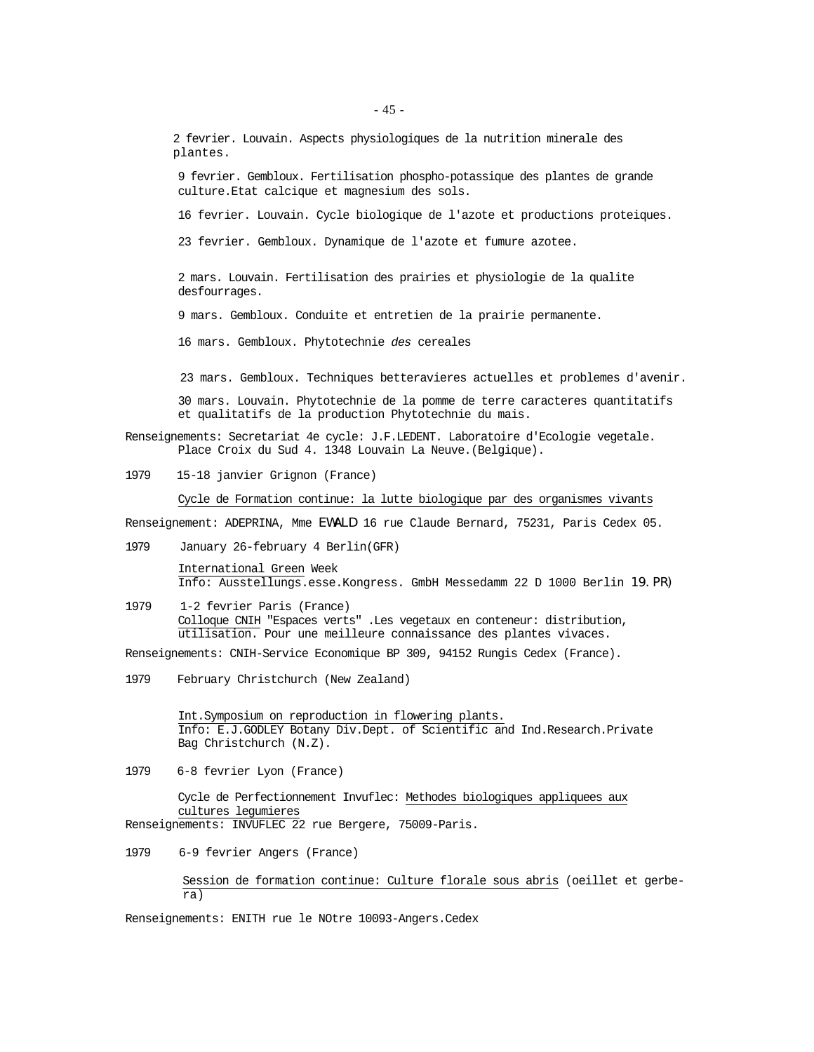2 fevrier. Louvain. Aspects physiologiques de la nutrition minerale des plantes.

9 fevrier. Gembloux. Fertilisation phospho-potassique des plantes de grande culture.Etat calcique et magnesium des sols.

16 fevrier. Louvain. Cycle biologique de l'azote et productions proteiques.

23 fevrier. Gembloux. Dynamique de l'azote et fumure azotee.

2 mars. Louvain. Fertilisation des prairies et physiologie de la qualite desfourrages.

9 mars. Gembloux. Conduite et entretien de la prairie permanente.

16 mars. Gembloux. Phytotechnie *des* cereales

23 mars. Gembloux. Techniques betteravieres actuelles et problemes d'avenir.

30 mars. Louvain. Phytotechnie de la pomme de terre caracteres quantitatifs et qualitatifs de la production Phytotechnie du mais.

Renseignements: Secretariat 4e cycle: J.F.LEDENT. Laboratoire d'Ecologie vegetale. Place Croix du Sud 4. 1348 Louvain La Neuve.(Belgique).

1979 15-18 janvier Grignon (France)

Cycle de Formation continue: la lutte biologique par des organismes vivants

Renseignement: ADEPRINA, Mme EWALD 16 rue Claude Bernard, 75231, Paris Cedex 05.

1979 January 26-february 4 Berlin(GFR)

International Green Week
Info: Ausstellungs.esse.Kongress. GmbH Messedamm 22 D 1000 Berlin 19.PR)

1979 1-2 fevrier Paris (France)
Colloque CNIH "Espaces verts" .Les vegetaux en conteneur: distribution, utilisation. Pour une meilleure connaissance des plantes vivaces.

Renseignements: CNIH-Service Economique BP 309, 94152 Rungis Cedex (France).

1979 February Christchurch (New Zealand)

Int.Symposium on reproduction in flowering plants.
Info: E.J.GODLEY Botany Div.Dept. of Scientific and Ind.Research.Private Bag Christchurch (N.Z).

1979 6-8 fevrier Lyon (France)

Cycle de Perfectionnement Invuflec: Methodes biologiques appliquees aux cultures legumieres

Renseignements: INVUFLEC 22 rue Bergere, 75009-Paris.

1979 6-9 fevrier Angers (France)

Session de formation continue: Culture florale sous abris (oeillet et gerbera)

Renseignements: ENITH rue le NOtre 10093-Angers.Cedex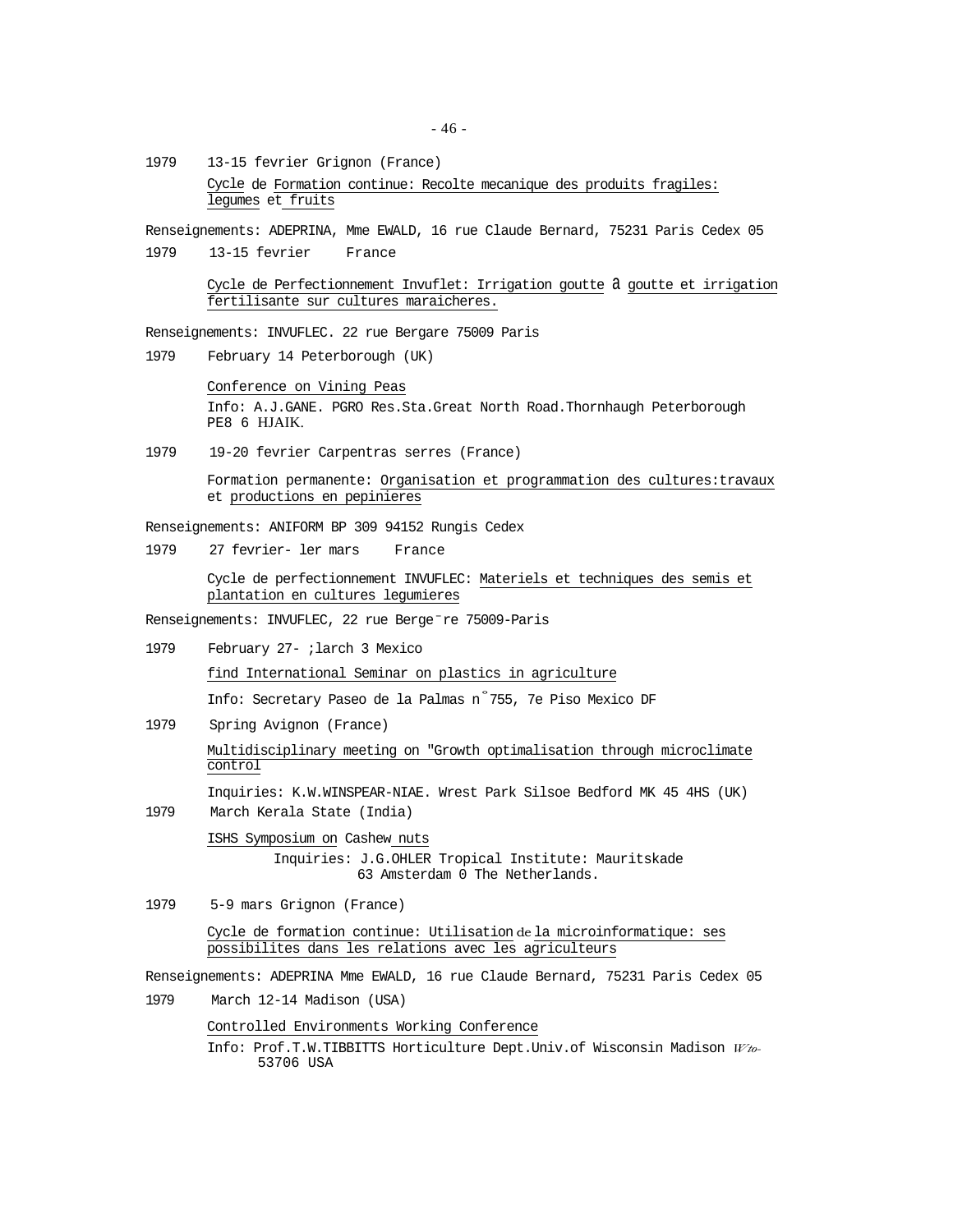1979 13-15 fevrier Grignon (France)

Cycle de Formation continue: Recolte mecanique des produits fragiles: legumes et fruits

Renseignements: ADEPRINA, Mme EWALD, 16 rue Claude Bernard, 75231 Paris Cedex 05

1979 13-15 fevrier France

Cycle de Perfectionnement Invuflet: Irrigation goutte à goutte et irrigation fertilisante sur cultures maraicheres.

Renseignements: INVUFLEC. 22 rue Bergare 75009 Paris

1979 February 14 Peterborough (UK)

Conference on Vining Peas

Info: A.J.GANE. PGRO Res.Sta.Great North Road.Thornhaugh Peterborough PE8 6 HJAIK.

1979 19-20 fevrier Carpentras serres (France)

Formation permanente: Organisation et programmation des cultures:travaux et productions en pepinieres

Renseignements: ANIFORM BP 309 94152 Rungis Cedex

1979 27 fevrier- ler mars France

Cycle de perfectionnement INVUFLEC: Materiels et techniques des semis et plantation en cultures legumieres

Renseignements: INVUFLEC, 22 rue Berge¯re 75009-Paris

1979 February 27- ;larch 3 Mexico

find International Seminar on plastics in agriculture

Info: Secretary Paseo de la Palmas n°755, 7e Piso Mexico DF

1979 Spring Avignon (France)

Multidisciplinary meeting on "Growth optimalisation through microclimate control

Inquiries: K.W.WINSPEAR-NIAE. Wrest Park Silsoe Bedford MK 45 4HS (UK)

1979 March Kerala State (India)

ISHS Symposium on Cashew nuts

Inquiries: J.G.OHLER Tropical Institute: Mauritskade 63 Amsterdam 0 The Netherlands.

1979 5-9 mars Grignon (France)

Cycle de formation continue: Utilisation de la microinformatique: ses possibilites dans les relations avec les agriculteurs

Renseignements: ADEPRINA Mme EWALD, 16 rue Claude Bernard, 75231 Paris Cedex 05

1979 March 12-14 Madison (USA)

Controlled Environments Working Conference

Info: Prof.T.W.TIBBITTS Horticulture Dept.Univ.of Wisconsin Madison Wto- 53706 USA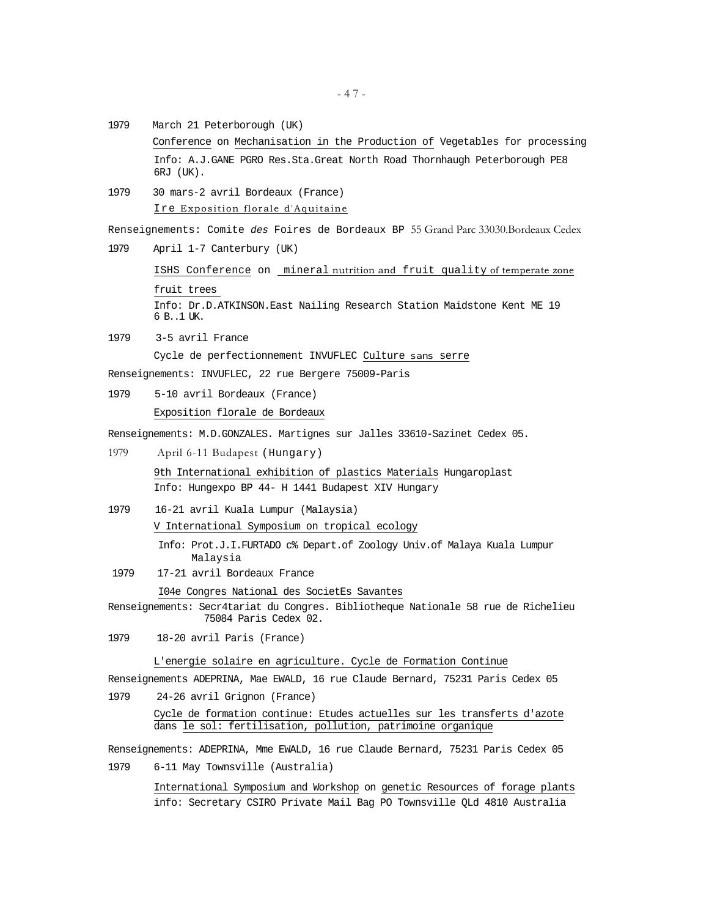1979 March 21 Peterborough (UK)

Conference on Mechanisation in the Production of Vegetables for processing

Info: A.J.GANE PGRO Res.Sta.Great North Road Thornhaugh Peterborough PE8 6RJ (UK).

1979 30 mars-2 avril Bordeaux (France)

Ire Exposition florale d'Aquitaine

Renseignements: Comite *des* Foires de Bordeaux BP 55 Grand Parc 33030.Bordeaux Cedex

1979 April 1-7 Canterbury (UK)

ISHS Conference on mineral nutrition and fruit quality of temperate zone fruit trees

Info: Dr.D.ATKINSON.East Nailing Research Station Maidstone Kent ME 19 6 B..1 UK.

1979 3-5 avril France

Cycle de perfectionnement INVUFLEC Culture sans serre

Renseignements: INVUFLEC, 22 rue Bergere 75009-Paris

1979 5-10 avril Bordeaux (France)

Exposition florale de Bordeaux

Renseignements: M.D.GONZALES. Martignes sur Jalles 33610-Sazinet Cedex 05.

1979 April 6-11 Budapest (Hungary)

9th International exhibition of plastics Materials Hungaroplast

Info: Hungexpo BP 44- H 1441 Budapest XIV Hungary

1979 16-21 avril Kuala Lumpur (Malaysia)

V International Symposium on tropical ecology

Info: Prot.J.I.FURTADO c% Depart.of Zoology Univ.of Malaya Kuala Lumpur Malaysia

1979 17-21 avril Bordeaux France

I04e Congres National des SocietEs Savantes

Renseignements: Secr4tariat du Congres. Bibliotheque Nationale 58 rue de Richelieu 75084 Paris Cedex 02.

1979 18-20 avril Paris (France)

L'energie solaire en agriculture. Cycle de Formation Continue

Renseignements ADEPRINA, Mae EWALD, 16 rue Claude Bernard, 75231 Paris Cedex 05

1979 24-26 avril Grignon (France)

Cycle de formation continue: Etudes actuelles sur les transferts d'azote dans le sol: fertilisation, pollution, patrimoine organique

Renseignements: ADEPRINA, Mme EWALD, 16 rue Claude Bernard, 75231 Paris Cedex 05

1979 6-11 May Townsville (Australia)

International Symposium and Workshop on genetic Resources of forage plants

info: Secretary CSIRO Private Mail Bag PO Townsville QLd 4810 Australia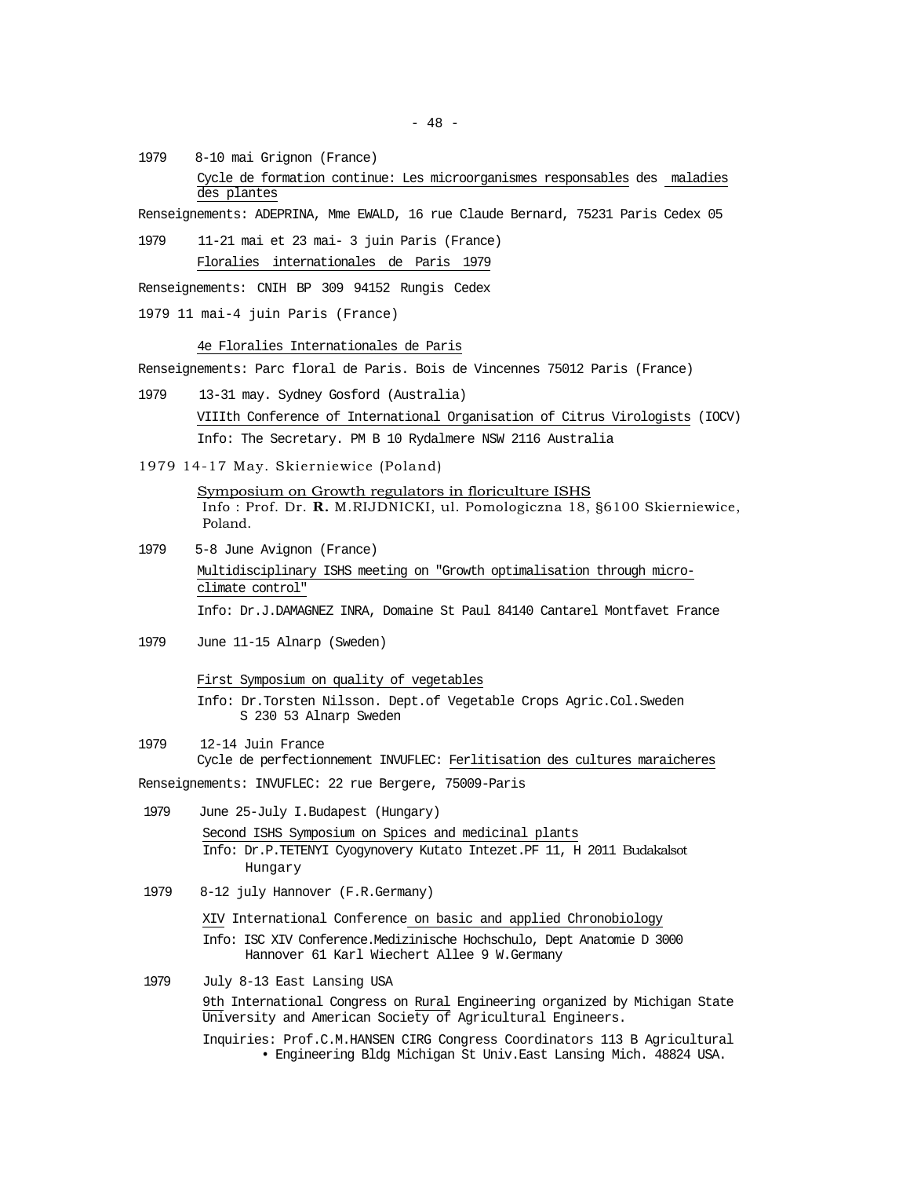1979 8-10 mai Grignon (France)

Cycle de formation continue: Les microorganismes responsables des maladies des plantes

Renseignements: ADEPRINA, Mme EWALD, 16 rue Claude Bernard, 75231 Paris Cedex 05

1979 11-21 mai et 23 mai- 3 juin Paris (France)

Floralies internationales de Paris 1979

Renseignements: CNIH BP 309 94152 Rungis Cedex

1979 11 mai-4 juin Paris (France)

4e Floralies Internationales de Paris

Renseignements: Parc floral de Paris. Bois de Vincennes 75012 Paris (France)

1979 13-31 may. Sydney Gosford (Australia)

VIIIth Conference of International Organisation of Citrus Virologists (IOCV)

Info: The Secretary. PM B 10 Rydalmere NSW 2116 Australia

1979 14-17 May. Skierniewice (Poland)

Symposium on Growth regulators in floriculture ISHS

Info : Prof. Dr. **R.** M.RIJDNICKI, ul. Pomologiczna 18, §6100 Skierniewice, Poland.

1979 5-8 June Avignon (France)

Multidisciplinary ISHS meeting on "Growth optimalisation through micro-climate control"

Info: Dr.J.DAMAGNEZ INRA, Domaine St Paul 84140 Cantarel Montfavet France

1979 June 11-15 Alnarp (Sweden)

First Symposium on quality of vegetables

Info: Dr.Torsten Nilsson. Dept.of Vegetable Crops Agric.Col.Sweden S 230 53 Alnarp Sweden

1979 12-14 Juin France

Cycle de perfectionnement INVUFLEC: Ferlitisation des cultures maraicheres

Renseignements: INVUFLEC: 22 rue Bergere, 75009-Paris

1979 June 25-July I.Budapest (Hungary)

Second ISHS Symposium on Spices and medicinal plants

Info: Dr.P.TETENYI Cyogynovery Kutato Intezet.PF 11, H 2011 Budakalsot Hungary

1979 8-12 july Hannover (F.R.Germany)

XIV International Conference on basic and applied Chronobiology

Info: ISC XIV Conference.Medizinische Hochschulo, Dept Anatomie D 3000 Hannover 61 Karl Wiechert Allee 9 W.Germany

1979 July 8-13 East Lansing USA

9th International Congress on Rural Engineering organized by Michigan State University and American Society of Agricultural Engineers.

Inquiries: Prof.C.M.HANSEN CIRG Congress Coordinators 113 B Agricultural • Engineering Bldg Michigan St Univ.East Lansing Mich. 48824 USA.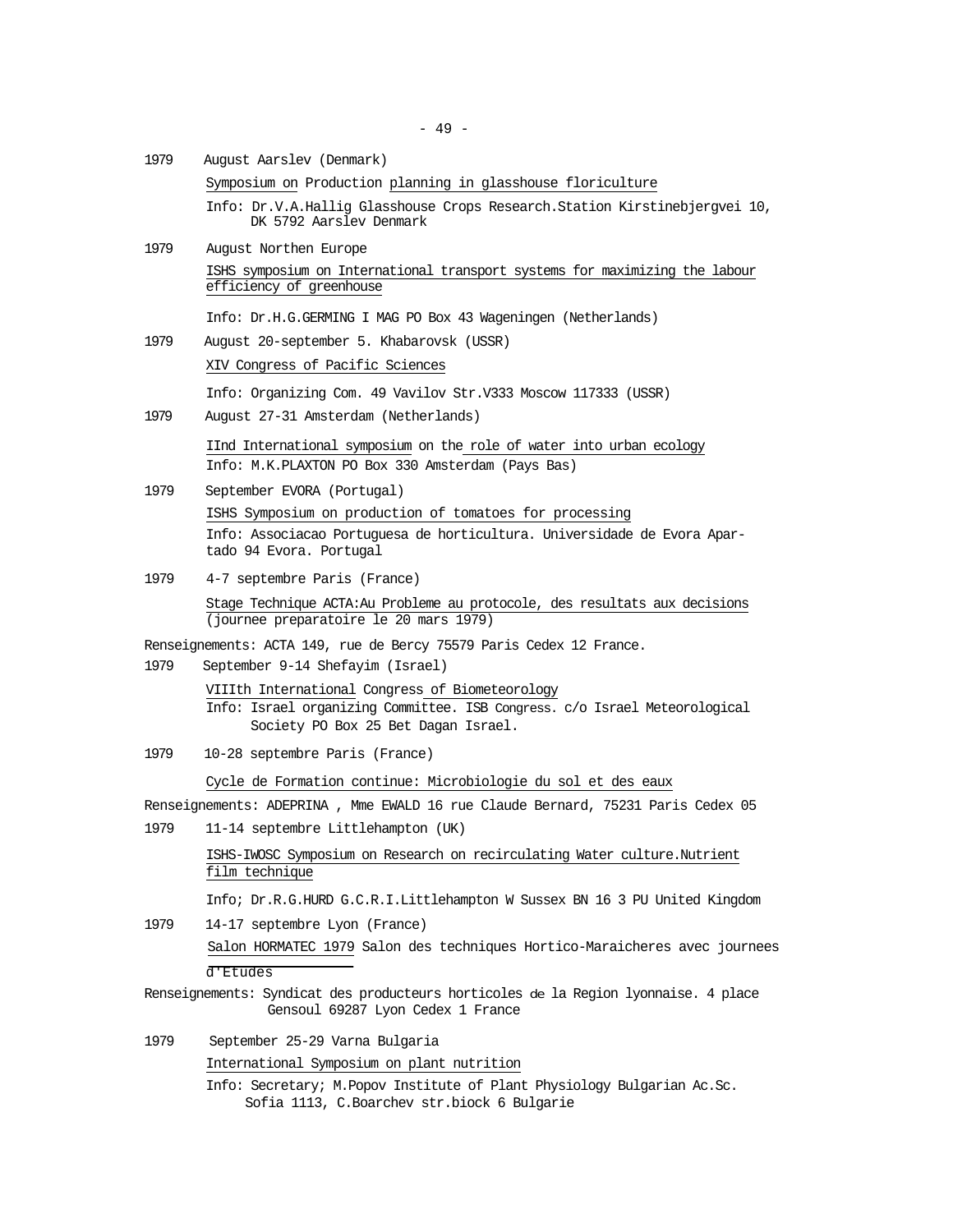1979 August Aarslev (Denmark)

Symposium on Production planning in glasshouse floriculture

Info: Dr.V.A.Hallig Glasshouse Crops Research.Station Kirstinebjergvei 10, DK 5792 Aarslev Denmark

1979 August Northen Europe

ISHS symposium on International transport systems for maximizing the labour efficiency of greenhouse

Info: Dr.H.G.GERMING I MAG PO Box 43 Wageningen (Netherlands)

1979 August 20-september 5. Khabarovsk (USSR)

XIV Congress of Pacific Sciences

Info: Organizing Com. 49 Vavilov Str.V333 Moscow 117333 (USSR)

1979 August 27-31 Amsterdam (Netherlands)

IInd International symposium on the role of water into urban ecology

Info: M.K.PLAXTON PO Box 330 Amsterdam (Pays Bas)

1979 September EVORA (Portugal)

ISHS Symposium on production of tomatoes for processing

Info: Associacao Portuguesa de horticultura. Universidade de Evora Apartado 94 Evora. Portugal

1979 4-7 septembre Paris (France)

Stage Technique ACTA:Au Probleme au protocole, des resultats aux decisions (journee preparatoire le 20 mars 1979)

Renseignements: ACTA 149, rue de Bercy 75579 Paris Cedex 12 France.

1979 September 9-14 Shefayim (Israel)

VIIIth International Congress of Biometeorology

Info: Israel organizing Committee. ISB Congress. c/o Israel Meteorological Society PO Box 25 Bet Dagan Israel.

1979 10-28 septembre Paris (France)

Cycle de Formation continue: Microbiologie du sol et des eaux

Renseignements: ADEPRINA , Mme EWALD 16 rue Claude Bernard, 75231 Paris Cedex 05

1979 11-14 septembre Littlehampton (UK)

ISHS-IWOSC Symposium on Research on recirculating Water culture.Nutrient film technique

Info; Dr.R.G.HURD G.C.R.I.Littlehampton W Sussex BN 16 3 PU United Kingdom

1979 14-17 septembre Lyon (France)

Salon HORMATEC 1979 Salon des techniques Hortico-Maraicheres avec journees d'Etudes

Renseignements: Syndicat des producteurs horticoles de la Region lyonnaise. 4 place Gensoul 69287 Lyon Cedex 1 France

1979 September 25-29 Varna Bulgaria

International Symposium on plant nutrition

Info: Secretary; M.Popov Institute of Plant Physiology Bulgarian Ac.Sc. Sofia 1113, C.Boarchev str.biock 6 Bulgarie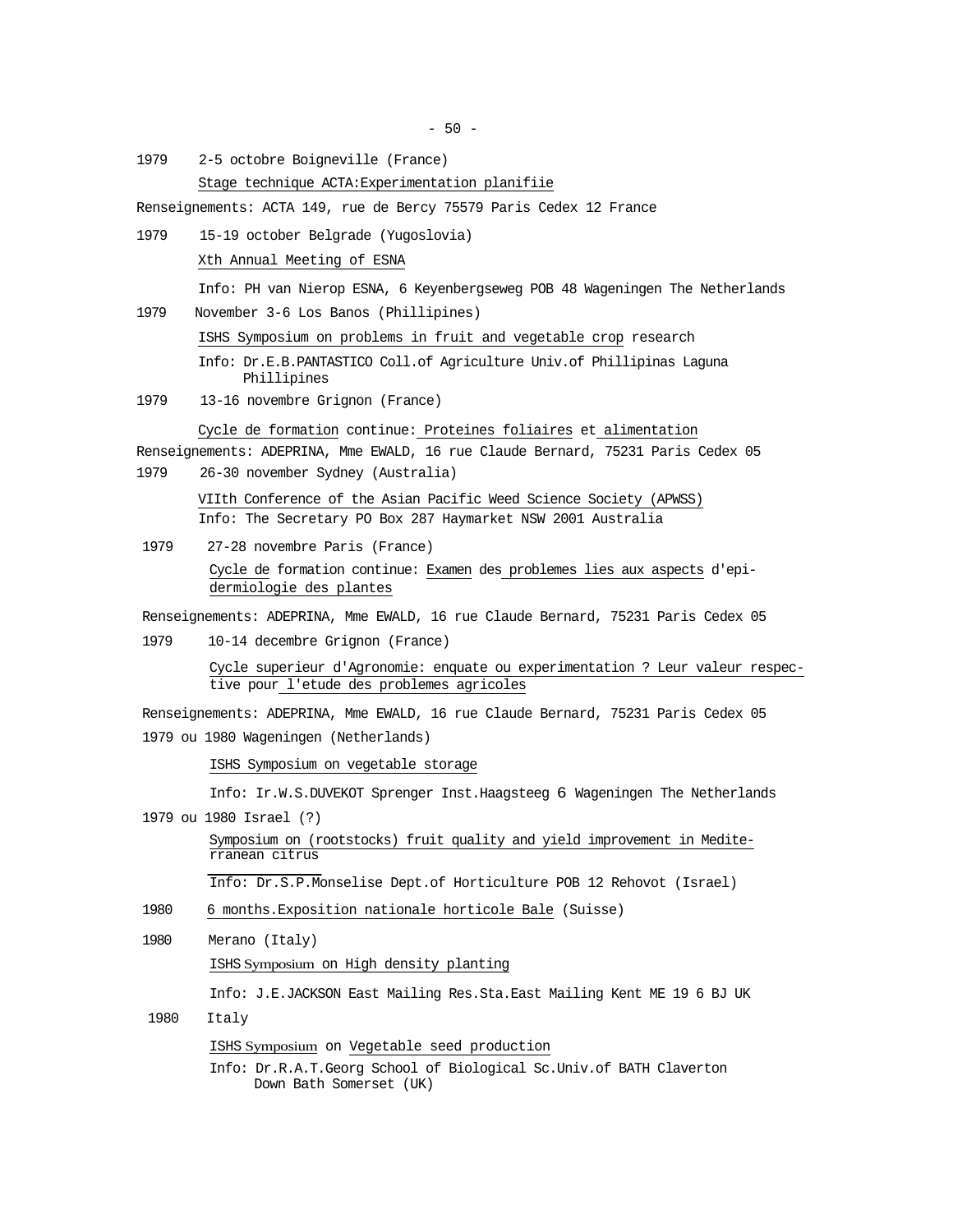1979    2-5 octobre Boigneville (France)

Stage technique ACTA:Experimentation planifiie

Renseignements: ACTA 149, rue de Bercy 75579 Paris Cedex 12 France

1979    15-19 october Belgrade (Yugoslovia)

Xth Annual Meeting of ESNA

Info: PH van Nierop ESNA, 6 Keyenbergseweg POB 48 Wageningen The Netherlands

1979    November 3-6 Los Banos (Phillipines)

ISHS Symposium on problems in fruit and vegetable crop research

Info: Dr.E.B.PANTASTICO Coll.of Agriculture Univ.of Phillipinas Laguna Phillipines

1979    13-16 novembre Grignon (France)

Cycle de formation continue: Proteines foliaires et alimentation

Renseignements: ADEPRINA, Mme EWALD, 16 rue Claude Bernard, 75231 Paris Cedex 05

1979    26-30 november Sydney (Australia)

VIIth Conference of the Asian Pacific Weed Science Society (APWSS)

Info: The Secretary PO Box 287 Haymarket NSW 2001 Australia

1979    27-28 novembre Paris (France)

Cycle de formation continue: Examen des problemes lies aux aspects d'epidermiologie des plantes

Renseignements: ADEPRINA, Mme EWALD, 16 rue Claude Bernard, 75231 Paris Cedex 05

1979    10-14 decembre Grignon (France)

Cycle superieur d'Agronomie: enquate ou experimentation ? Leur valeur respective pour l'etude des problemes agricoles

Renseignements: ADEPRINA, Mme EWALD, 16 rue Claude Bernard, 75231 Paris Cedex 05

1979 ou 1980 Wageningen (Netherlands)

ISHS Symposium on vegetable storage

Info: Ir.W.S.DUVEKOT Sprenger Inst.Haagsteeg 6 Wageningen The Netherlands

1979 ou 1980 Israel (?)

Symposium on (rootstocks) fruit quality and yield improvement in Mediterranean citrus

Info: Dr.S.P.Monselise Dept.of Horticulture POB 12 Rehovot (Israel)

1980    6 months.Exposition nationale horticole Bale (Suisse)

1980    Merano (Italy)

ISHS Symposium on High density planting

Info: J.E.JACKSON East Mailing Res.Sta.East Mailing Kent ME 19 6 BJ UK

1980    Italy

ISHS Symposium on Vegetable seed production

Info: Dr.R.A.T.Georg School of Biological Sc.Univ.of BATH Claverton Down Bath Somerset (UK)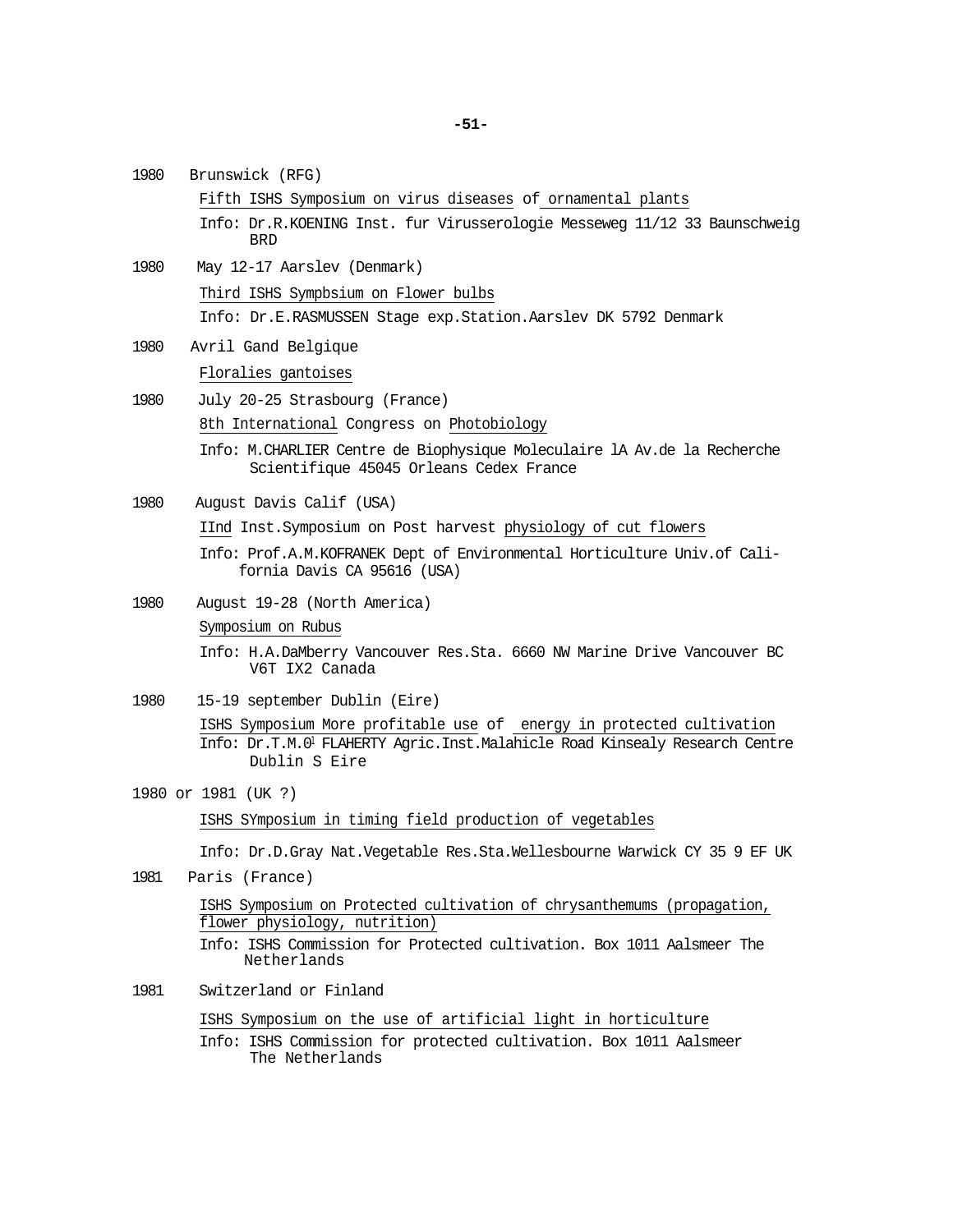1980 Brunswick (RFG)

Fifth ISHS Symposium on virus diseases of ornamental plants

Info: Dr.R.KOENING Inst. fur Virusserologie Messeweg 11/12 33 Baunschweig BRD

1980 May 12-17 Aarslev (Denmark)

Third ISHS Sympbsium on Flower bulbs

Info: Dr.E.RASMUSSEN Stage exp.Station.Aarslev DK 5792 Denmark

1980 Avril Gand Belgique

Floralies gantoises

1980 July 20-25 Strasbourg (France)

8th International Congress on Photobiology

Info: M.CHARLIER Centre de Biophysique Moleculaire lA Av.de la Recherche Scientifique 45045 Orleans Cedex France

1980 August Davis Calif (USA)

IInd Inst.Symposium on Post harvest physiology of cut flowers

Info: Prof.A.M.KOFRANEK Dept of Environmental Horticulture Univ.of California Davis CA 95616 (USA)

1980 August 19-28 (North America)

Symposium on Rubus

Info: H.A.DaMberry Vancouver Res.Sta. 6660 NW Marine Drive Vancouver BC V6T IX2 Canada

1980 15-19 september Dublin (Eire)

ISHS Symposium More profitable use of energy in protected cultivation

Info: Dr.T.M.0' FLAHERTY Agric.Inst.Malahicle Road Kinsealy Research Centre Dublin S Eire

1980 or 1981 (UK ?)

ISHS SYmposium in timing field production of vegetables

Info: Dr.D.Gray Nat.Vegetable Res.Sta.Wellesbourne Warwick CY 35 9 EF UK

1981 Paris (France)

ISHS Symposium on Protected cultivation of chrysanthemums (propagation, flower physiology, nutrition)

Info: ISHS Commission for Protected cultivation. Box 1011 Aalsmeer The Netherlands

1981 Switzerland or Finland

ISHS Symposium on the use of artificial light in horticulture

Info: ISHS Commission for protected cultivation. Box 1011 Aalsmeer The Netherlands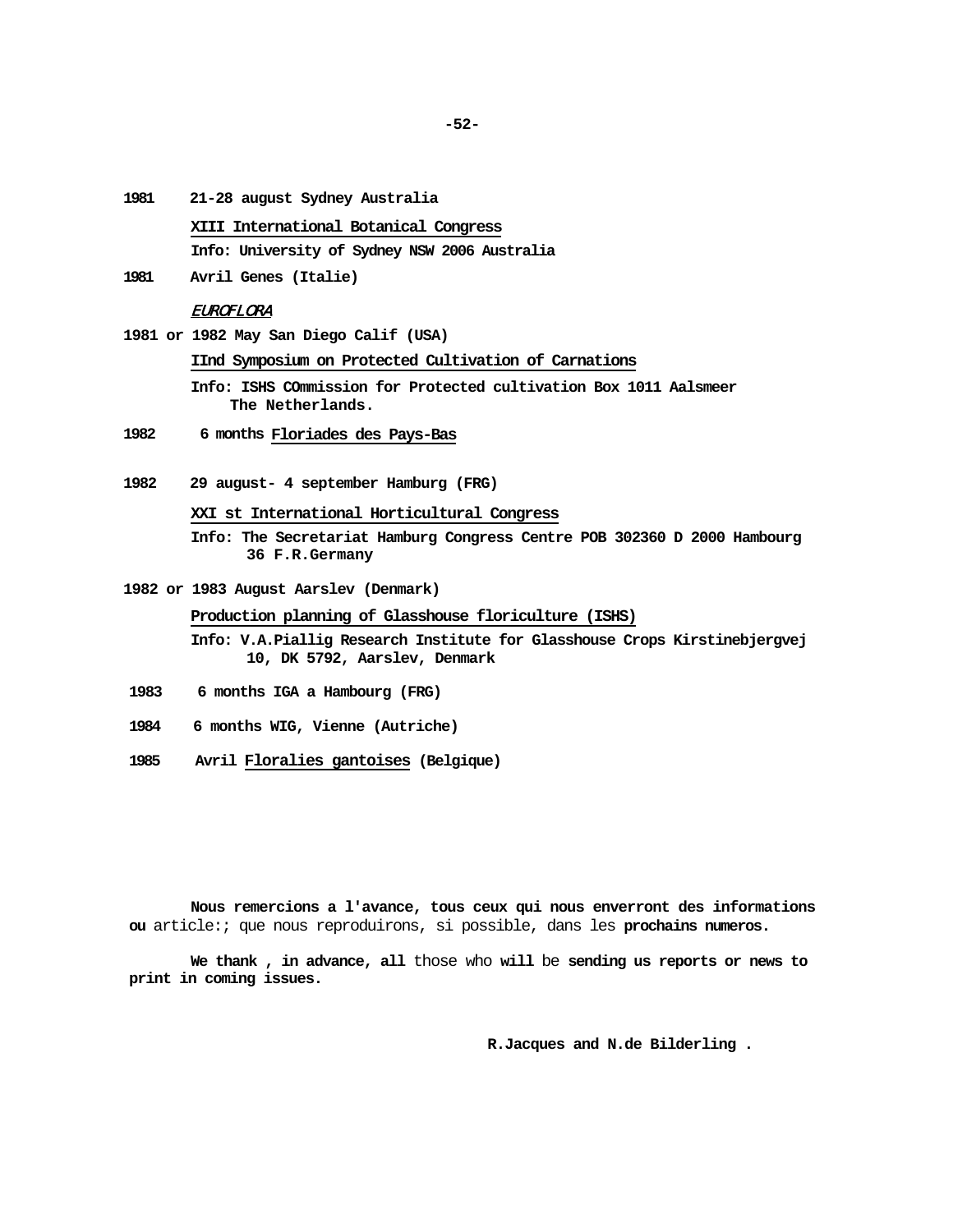**1981** **21-28 august Sydney Australia**

**XIII International Botanical Congress**

**Info: University of Sydney NSW 2006 Australia**

**1981** **Avril Genes (Italie)**

*EUROFLORA*

**1981 or 1982 May San Diego Calif (USA)**

**IInd Symposium on Protected Cultivation of Carnations**

**Info: ISHS COmmission for Protected cultivation Box 1011 Aalsmeer The Netherlands.**

**1982** **6 months Floriades des Pays-Bas**

**1982** **29 august- 4 september Hamburg (FRG)**

**XXI st International Horticultural Congress**

**Info: The Secretariat Hamburg Congress Centre POB 302360 D 2000 Hambourg 36 F.R.Germany**

**1982 or 1983 August Aarslev (Denmark)**

**Production planning of Glasshouse floriculture (ISHS)**

**Info: V.A.Piallig Research Institute for Glasshouse Crops Kirstinebjergvej 10, DK 5792, Aarslev, Denmark**

**1983** **6 months IGA a Hambourg (FRG)**

**1984** **6 months WIG, Vienne (Autriche)**

**1985** **Avril Floralies gantoises (Belgique)**

**Nous remercions a l'avance, tous ceux qui nous enverront des informations ou** article:; que nous reproduirons, si possible, dans les **prochains numeros.**

**We thank , in advance, all** those who **will** be **sending us reports or news to print in coming issues.**

**R.Jacques and N.de Bilderling .**